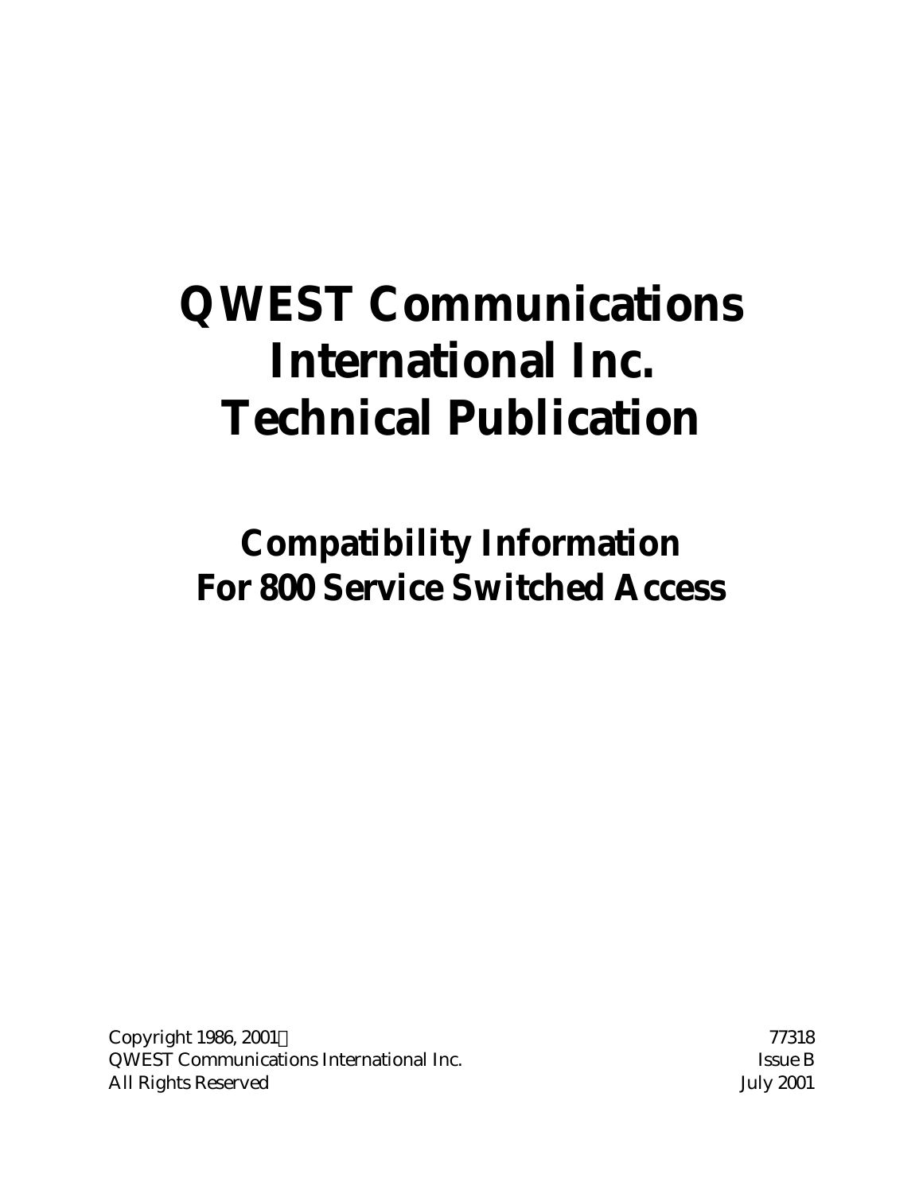# QWEST Communications International Inc. Technical Publication

## Compatibility Information For 800 Service Switched Access

Copyright 1986, 2001©
QWEST Communications International Inc.
All Rights Reserved

77318
Issue B
July 2001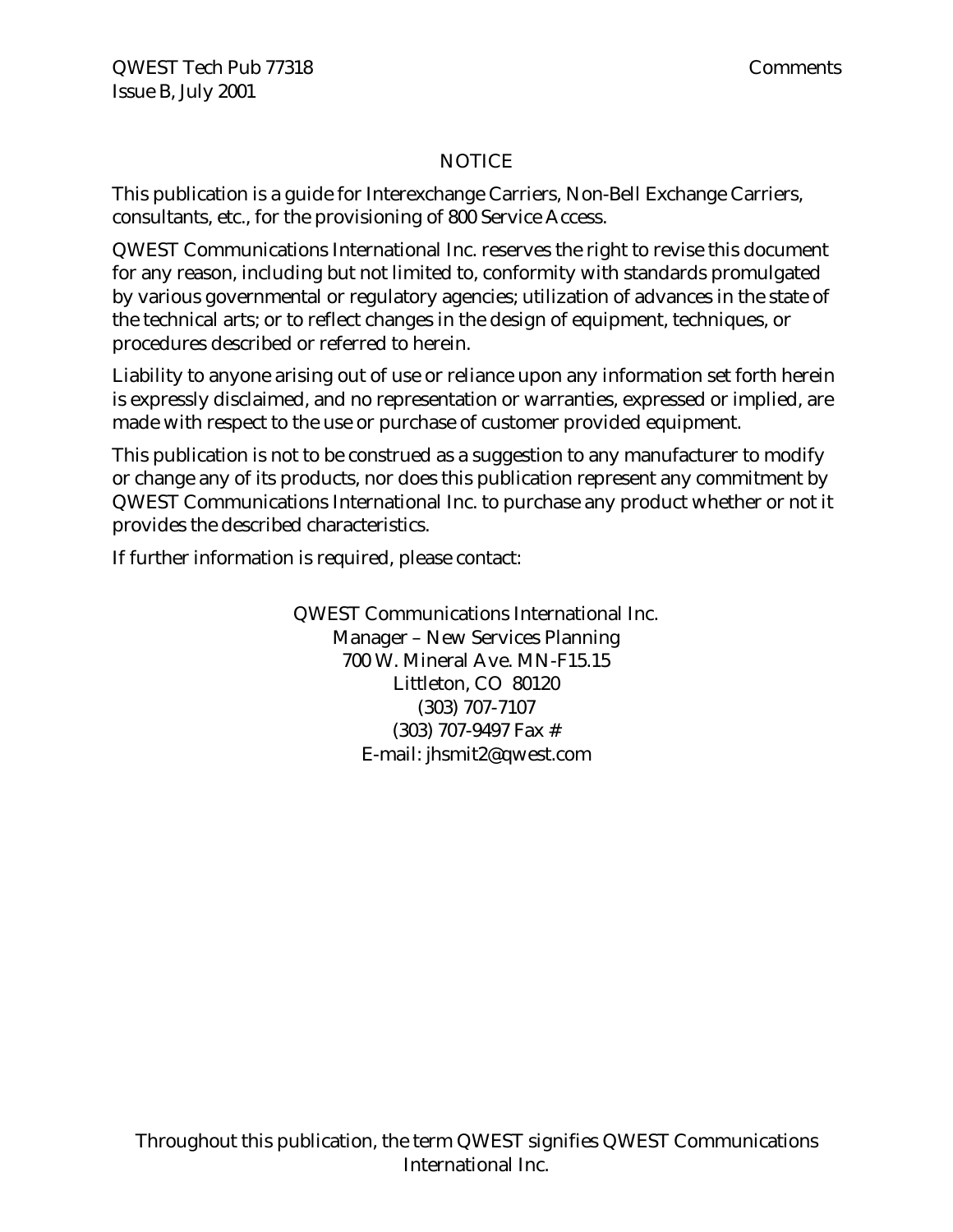# NOTICE

This publication is a guide for Interexchange Carriers, Non-Bell Exchange Carriers, consultants, etc., for the provisioning of 800 Service Access.

QWEST Communications International Inc. reserves the right to revise this document for any reason, including but not limited to, conformity with standards promulgated by various governmental or regulatory agencies; utilization of advances in the state of the technical arts; or to reflect changes in the design of equipment, techniques, or procedures described or referred to herein.

Liability to anyone arising out of use or reliance upon any information set forth herein is expressly disclaimed, and no representation or warranties, expressed or implied, are made with respect to the use or purchase of customer provided equipment.

This publication is not to be construed as a suggestion to any manufacturer to modify or change any of its products, nor does this publication represent any commitment by QWEST Communications International Inc. to purchase any product whether or not it provides the described characteristics.

If further information is required, please contact:

QWEST Communications International Inc.
Manager – New Services Planning
700 W. Mineral Ave. MN-F15.15
Littleton, CO 80120
(303) 707-7107
(303) 707-9497 Fax #
E-mail: jhsmit2@qwest.com

Throughout this publication, the term QWEST signifies QWEST Communications International Inc.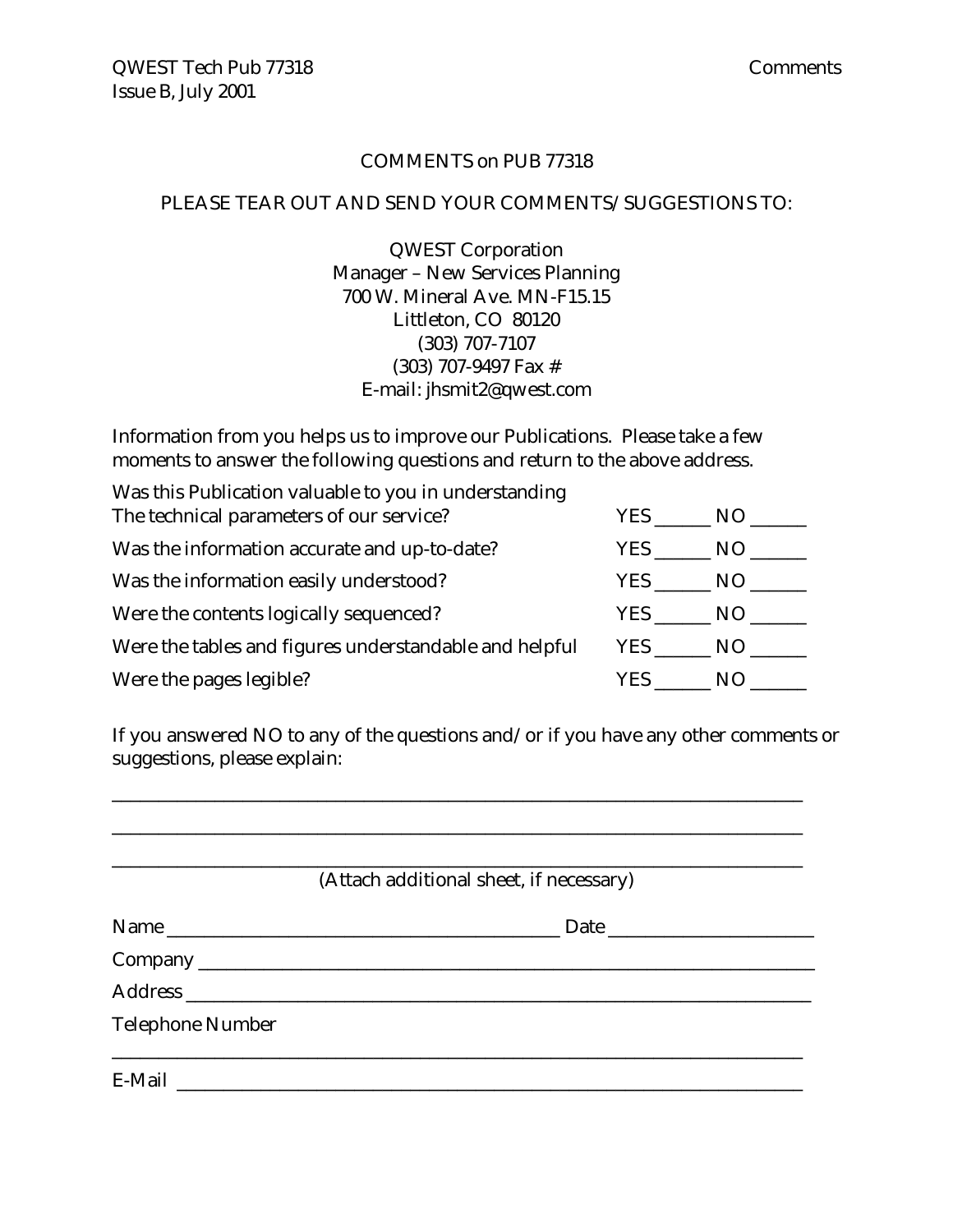## COMMENTS on PUB 77318

PLEASE TEAR OUT AND SEND YOUR COMMENTS/SUGGESTIONS TO:

QWEST Corporation
Manager – New Services Planning
700 W. Mineral Ave. MN-F15.15
Littleton, CO 80120
(303) 707-7107
(303) 707-9497 Fax #
E-mail: jhsmit2@qwest.com

Information from you helps us to improve our Publications. Please take a few moments to answer the following questions and return to the above address.

| | |
|---|---|
| Was this Publication valuable to you in understanding The technical parameters of our service? | YES ______ NO ______ |
| Was the information accurate and up-to-date? | YES ______ NO ______ |
| Was the information easily understood? | YES ______ NO ______ |
| Were the contents logically sequenced? | YES ______ NO ______ |
| Were the tables and figures understandable and helpful | YES ______ NO ______ |
| Were the pages legible? | YES ______ NO ______ |

If you answered NO to any of the questions and/or if you have any other comments or suggestions, please explain:

____________________________________________________________________________

____________________________________________________________________________

____________________________________________________________________________

(Attach additional sheet, if necessary)

Name ____________________________________________ Date ______________________

Company ____________________________________________________________________

Address _____________________________________________________________________

Telephone Number

____________________________________________________________________________

E-Mail _____________________________________________________________________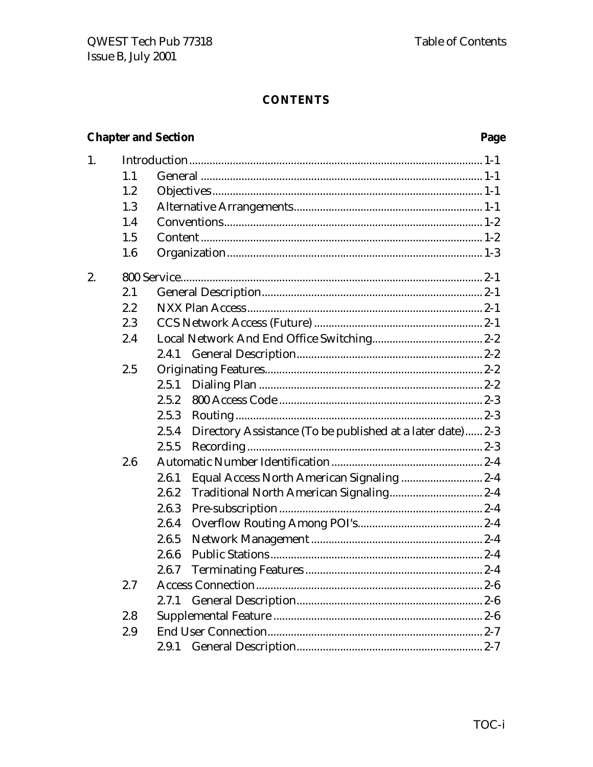# CONTENTS

| Chapter and Section | | | Page |
|---|---|---|---|
| 1. | Introduction | | 1-1 |
| | 1.1 | General | 1-1 |
| | 1.2 | Objectives | 1-1 |
| | 1.3 | Alternative Arrangements | 1-1 |
| | 1.4 | Conventions | 1-2 |
| | 1.5 | Content | 1-2 |
| | 1.6 | Organization | 1-3 |
| 2. | 800 Service | | 2-1 |
| | 2.1 | General Description | 2-1 |
| | 2.2 | NXX Plan Access | 2-1 |
| | 2.3 | CCS Network Access (Future) | 2-1 |
| | 2.4 | Local Network And End Office Switching | 2-2 |
| | | 2.4.1 General Description | 2-2 |
| | 2.5 | Originating Features | 2-2 |
| | | 2.5.1 Dialing Plan | 2-2 |
| | | 2.5.2 800 Access Code | 2-3 |
| | | 2.5.3 Routing | 2-3 |
| | | 2.5.4 Directory Assistance (To be published at a later date) | 2-3 |
| | | 2.5.5 Recording | 2-3 |
| | 2.6 | Automatic Number Identification | 2-4 |
| | | 2.6.1 Equal Access North American Signaling | 2-4 |
| | | 2.6.2 Traditional North American Signaling | 2-4 |
| | | 2.6.3 Pre-subscription | 2-4 |
| | | 2.6.4 Overflow Routing Among POI's | 2-4 |
| | | 2.6.5 Network Management | 2-4 |
| | | 2.6.6 Public Stations | 2-4 |
| | | 2.6.7 Terminating Features | 2-4 |
| | 2.7 | Access Connection | 2-6 |
| | | 2.7.1 General Description | 2-6 |
| | 2.8 | Supplemental Feature | 2-6 |
| | 2.9 | End User Connection | 2-7 |
| | | 2.9.1 General Description | 2-7 |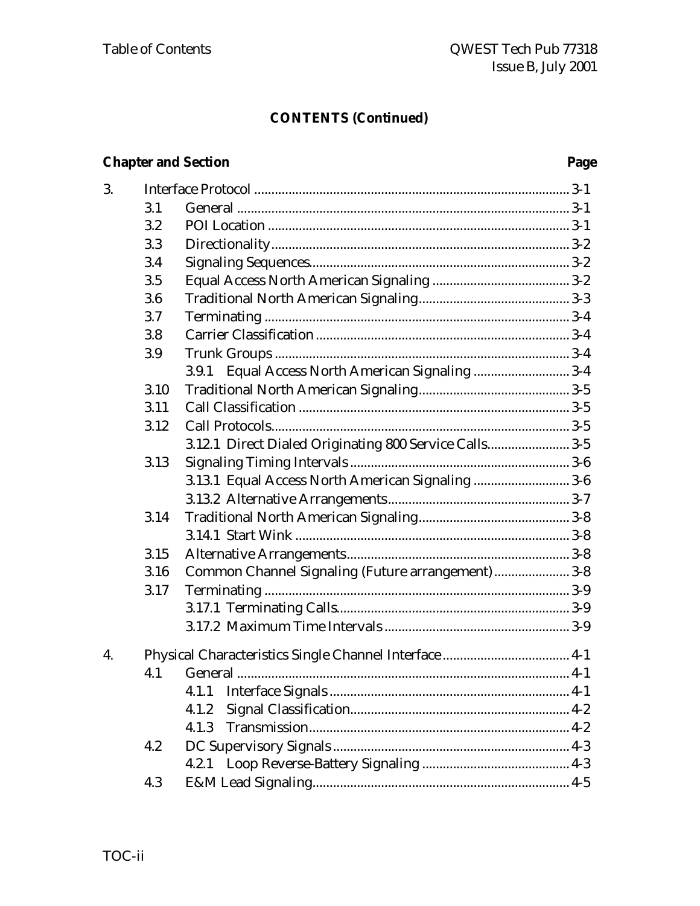## CONTENTS (Continued)

| Chapter and Section | | | Page |
|---|---|---|---|
| 3. | Interface Protocol | | 3-1 |
| | 3.1 | General | 3-1 |
| | 3.2 | POI Location | 3-1 |
| | 3.3 | Directionality | 3-2 |
| | 3.4 | Signaling Sequences | 3-2 |
| | 3.5 | Equal Access North American Signaling | 3-2 |
| | 3.6 | Traditional North American Signaling | 3-3 |
| | 3.7 | Terminating | 3-4 |
| | 3.8 | Carrier Classification | 3-4 |
| | 3.9 | Trunk Groups | 3-4 |
| | | 3.9.1 Equal Access North American Signaling | 3-4 |
| | 3.10 | Traditional North American Signaling | 3-5 |
| | 3.11 | Call Classification | 3-5 |
| | 3.12 | Call Protocols | 3-5 |
| | | 3.12.1 Direct Dialed Originating 800 Service Calls | 3-5 |
| | 3.13 | Signaling Timing Intervals | 3-6 |
| | | 3.13.1 Equal Access North American Signaling | 3-6 |
| | | 3.13.2 Alternative Arrangements | 3-7 |
| | 3.14 | Traditional North American Signaling | 3-8 |
| | | 3.14.1 Start Wink | 3-8 |
| | 3.15 | Alternative Arrangements | 3-8 |
| | 3.16 | Common Channel Signaling (Future arrangement) | 3-8 |
| | 3.17 | Terminating | 3-9 |
| | | 3.17.1 Terminating Calls | 3-9 |
| | | 3.17.2 Maximum Time Intervals | 3-9 |
| 4. | Physical Characteristics Single Channel Interface | | 4-1 |
| | 4.1 | General | 4-1 |
| | | 4.1.1 Interface Signals | 4-1 |
| | | 4.1.2 Signal Classification | 4-2 |
| | | 4.1.3 Transmission | 4-2 |
| | 4.2 | DC Supervisory Signals | 4-3 |
| | | 4.2.1 Loop Reverse-Battery Signaling | 4-3 |
| | 4.3 | E&M Lead Signaling | 4-5 |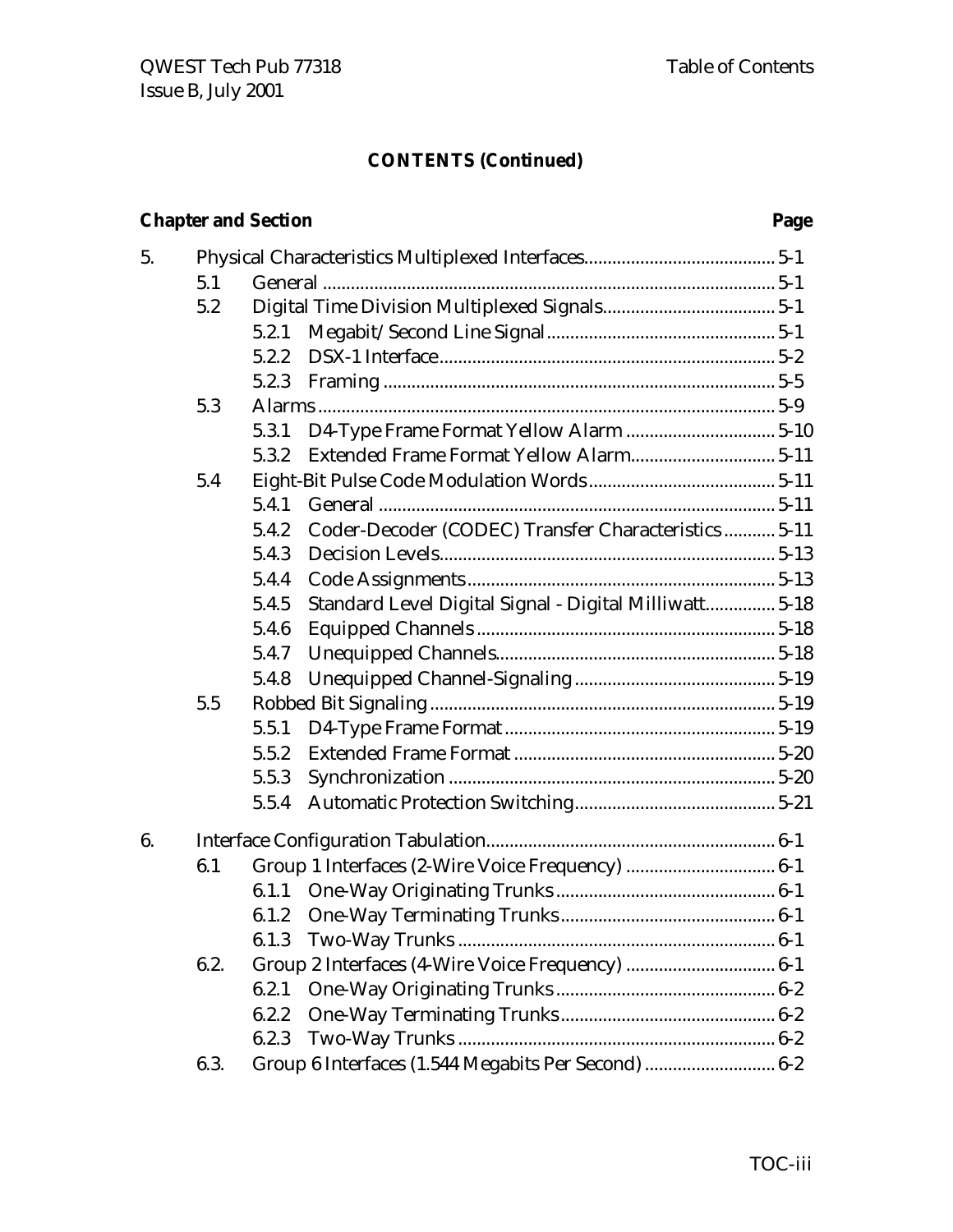**CONTENTS (Continued)**

| Chapter and Section | | | | Page |
|---|---|---|---|---|
| 5. | Physical Characteristics Multiplexed Interfaces | | | 5-1 |
| | 5.1 | General | | 5-1 |
| | 5.2 | Digital Time Division Multiplexed Signals | | 5-1 |
| | | 5.2.1 | Megabit/Second Line Signal | 5-1 |
| | | 5.2.2 | DSX-1 Interface | 5-2 |
| | | 5.2.3 | Framing | 5-5 |
| | 5.3 | Alarms | | 5-9 |
| | | 5.3.1 | D4-Type Frame Format Yellow Alarm | 5-10 |
| | | 5.3.2 | Extended Frame Format Yellow Alarm | 5-11 |
| | 5.4 | Eight-Bit Pulse Code Modulation Words | | 5-11 |
| | | 5.4.1 | General | 5-11 |
| | | 5.4.2 | Coder-Decoder (CODEC) Transfer Characteristics | 5-11 |
| | | 5.4.3 | Decision Levels | 5-13 |
| | | 5.4.4 | Code Assignments | 5-13 |
| | | 5.4.5 | Standard Level Digital Signal - Digital Milliwatt | 5-18 |
| | | 5.4.6 | Equipped Channels | 5-18 |
| | | 5.4.7 | Unequipped Channels | 5-18 |
| | | 5.4.8 | Unequipped Channel-Signaling | 5-19 |
| | 5.5 | Robbed Bit Signaling | | 5-19 |
| | | 5.5.1 | D4-Type Frame Format | 5-19 |
| | | 5.5.2 | Extended Frame Format | 5-20 |
| | | 5.5.3 | Synchronization | 5-20 |
| | | 5.5.4 | Automatic Protection Switching | 5-21 |
| 6. | Interface Configuration Tabulation | | | 6-1 |
| | 6.1 | Group 1 Interfaces (2-Wire Voice Frequency) | | 6-1 |
| | | 6.1.1 | One-Way Originating Trunks | 6-1 |
| | | 6.1.2 | One-Way Terminating Trunks | 6-1 |
| | | 6.1.3 | Two-Way Trunks | 6-1 |
| | 6.2. | Group 2 Interfaces (4-Wire Voice Frequency) | | 6-1 |
| | | 6.2.1 | One-Way Originating Trunks | 6-2 |
| | | 6.2.2 | One-Way Terminating Trunks | 6-2 |
| | | 6.2.3 | Two-Way Trunks | 6-2 |
| | 6.3. | Group 6 Interfaces (1.544 Megabits Per Second) | | 6-2 |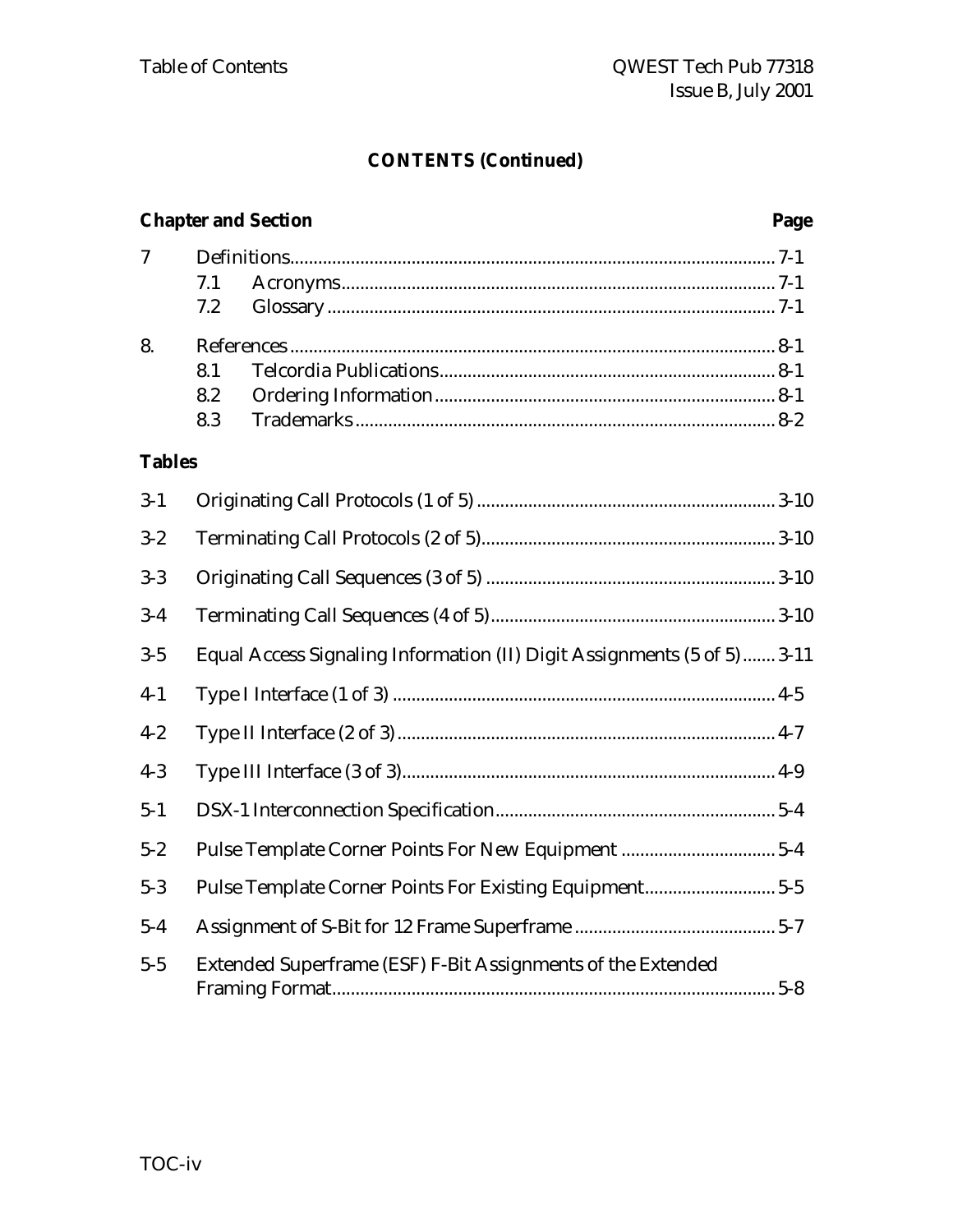**CONTENTS (Continued)**

| Chapter and Section | | | Page |
|---|---|---|---|
| 7 | | Definitions | 7-1 |
| | 7.1 | Acronyms | 7-1 |
| | 7.2 | Glossary | 7-1 |
| 8. | | References | 8-1 |
| | 8.1 | Telcordia Publications | 8-1 |
| | 8.2 | Ordering Information | 8-1 |
| | 8.3 | Trademarks | 8-2 |

**Tables**

| | | |
|---|---|---|
| 3-1 | Originating Call Protocols (1 of 5) | 3-10 |
| 3-2 | Terminating Call Protocols (2 of 5) | 3-10 |
| 3-3 | Originating Call Sequences (3 of 5) | 3-10 |
| 3-4 | Terminating Call Sequences (4 of 5) | 3-10 |
| 3-5 | Equal Access Signaling Information (II) Digit Assignments (5 of 5) | 3-11 |
| 4-1 | Type I Interface (1 of 3) | 4-5 |
| 4-2 | Type II Interface (2 of 3) | 4-7 |
| 4-3 | Type III Interface (3 of 3) | 4-9 |
| 5-1 | DSX-1 Interconnection Specification | 5-4 |
| 5-2 | Pulse Template Corner Points For New Equipment | 5-4 |
| 5-3 | Pulse Template Corner Points For Existing Equipment | 5-5 |
| 5-4 | Assignment of S-Bit for 12 Frame Superframe | 5-7 |
| 5-5 | Extended Superframe (ESF) F-Bit Assignments of the Extended Framing Format | 5-8 |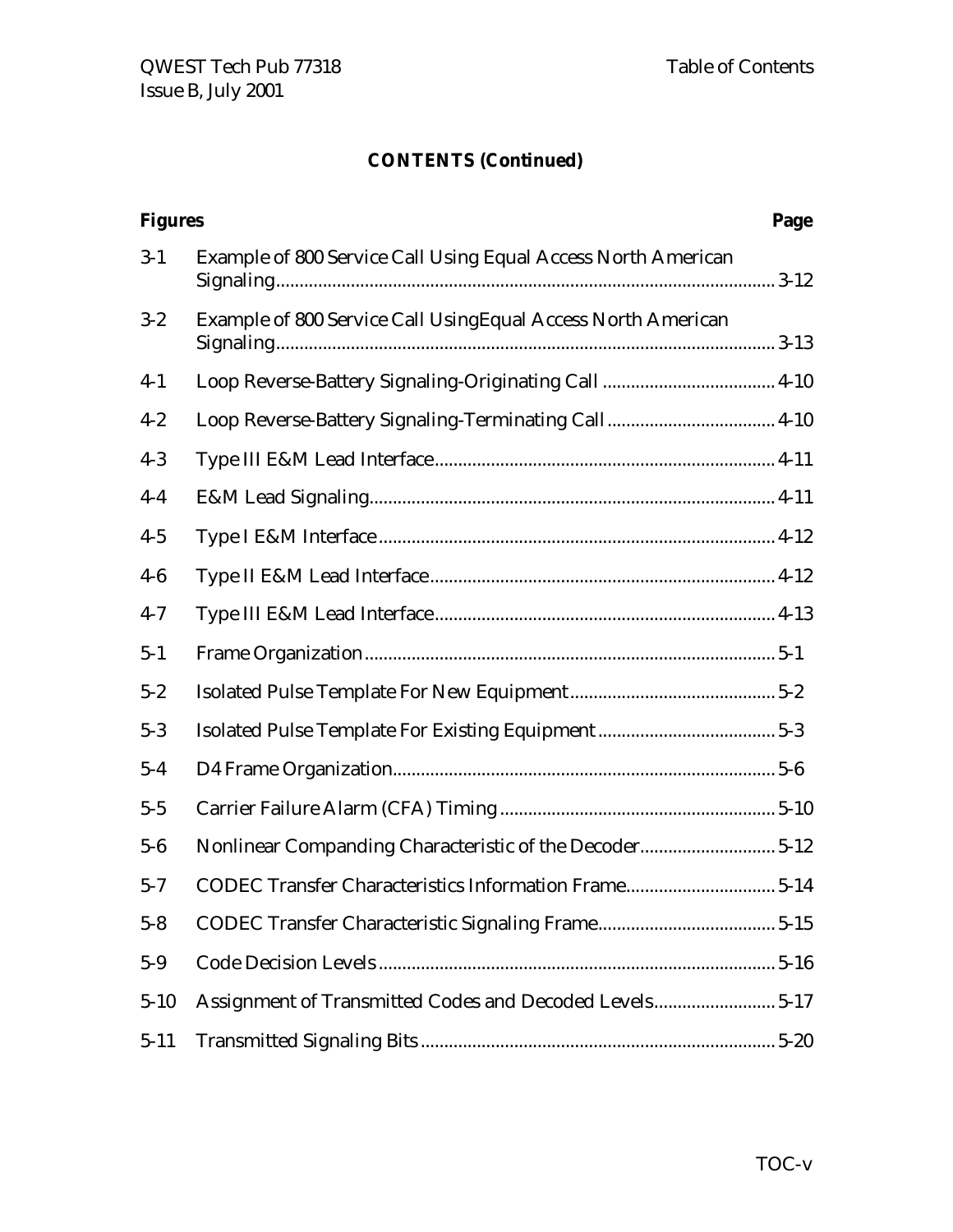**CONTENTS (Continued)**

| Figures | | Page |
|---|---|---|
| 3-1 | Example of 800 Service Call Using Equal Access North American Signaling | 3-12 |
| 3-2 | Example of 800 Service Call UsingEqual Access North American Signaling | 3-13 |
| 4-1 | Loop Reverse-Battery Signaling-Originating Call | 4-10 |
| 4-2 | Loop Reverse-Battery Signaling-Terminating Call | 4-10 |
| 4-3 | Type III E&M Lead Interface | 4-11 |
| 4-4 | E&M Lead Signaling | 4-11 |
| 4-5 | Type I E&M Interface | 4-12 |
| 4-6 | Type II E&M Lead Interface | 4-12 |
| 4-7 | Type III E&M Lead Interface | 4-13 |
| 5-1 | Frame Organization | 5-1 |
| 5-2 | Isolated Pulse Template For New Equipment | 5-2 |
| 5-3 | Isolated Pulse Template For Existing Equipment | 5-3 |
| 5-4 | D4 Frame Organization | 5-6 |
| 5-5 | Carrier Failure Alarm (CFA) Timing | 5-10 |
| 5-6 | Nonlinear Companding Characteristic of the Decoder | 5-12 |
| 5-7 | CODEC Transfer Characteristics Information Frame | 5-14 |
| 5-8 | CODEC Transfer Characteristic Signaling Frame | 5-15 |
| 5-9 | Code Decision Levels | 5-16 |
| 5-10 | Assignment of Transmitted Codes and Decoded Levels | 5-17 |
| 5-11 | Transmitted Signaling Bits | 5-20 |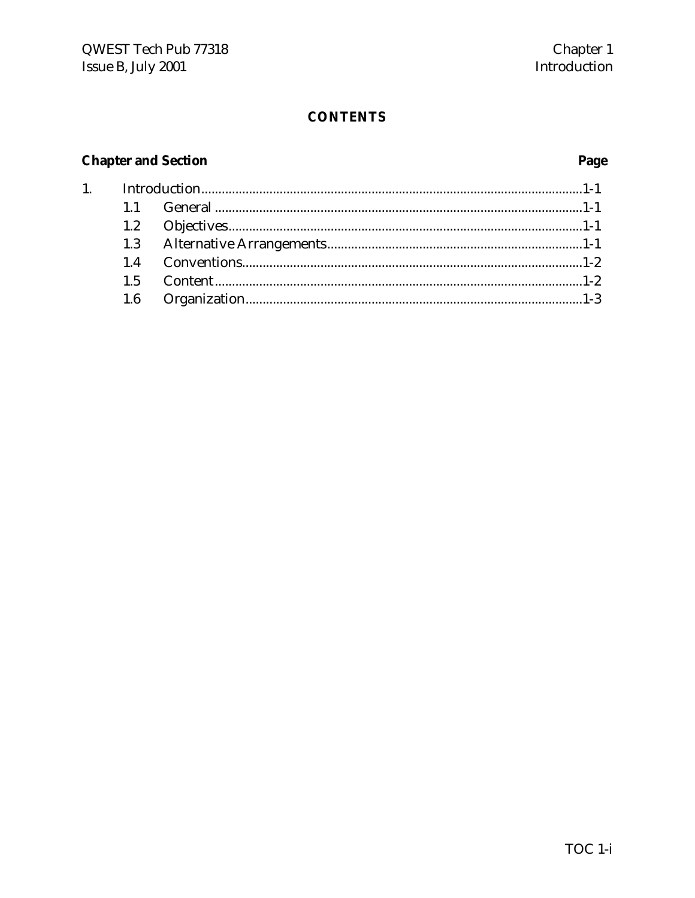## CONTENTS

| Chapter and Section | | Page |
|---|---|---|
| 1. | Introduction | 1-1 |
| 1.1 | General | 1-1 |
| 1.2 | Objectives | 1-1 |
| 1.3 | Alternative Arrangements | 1-1 |
| 1.4 | Conventions | 1-2 |
| 1.5 | Content | 1-2 |
| 1.6 | Organization | 1-3 |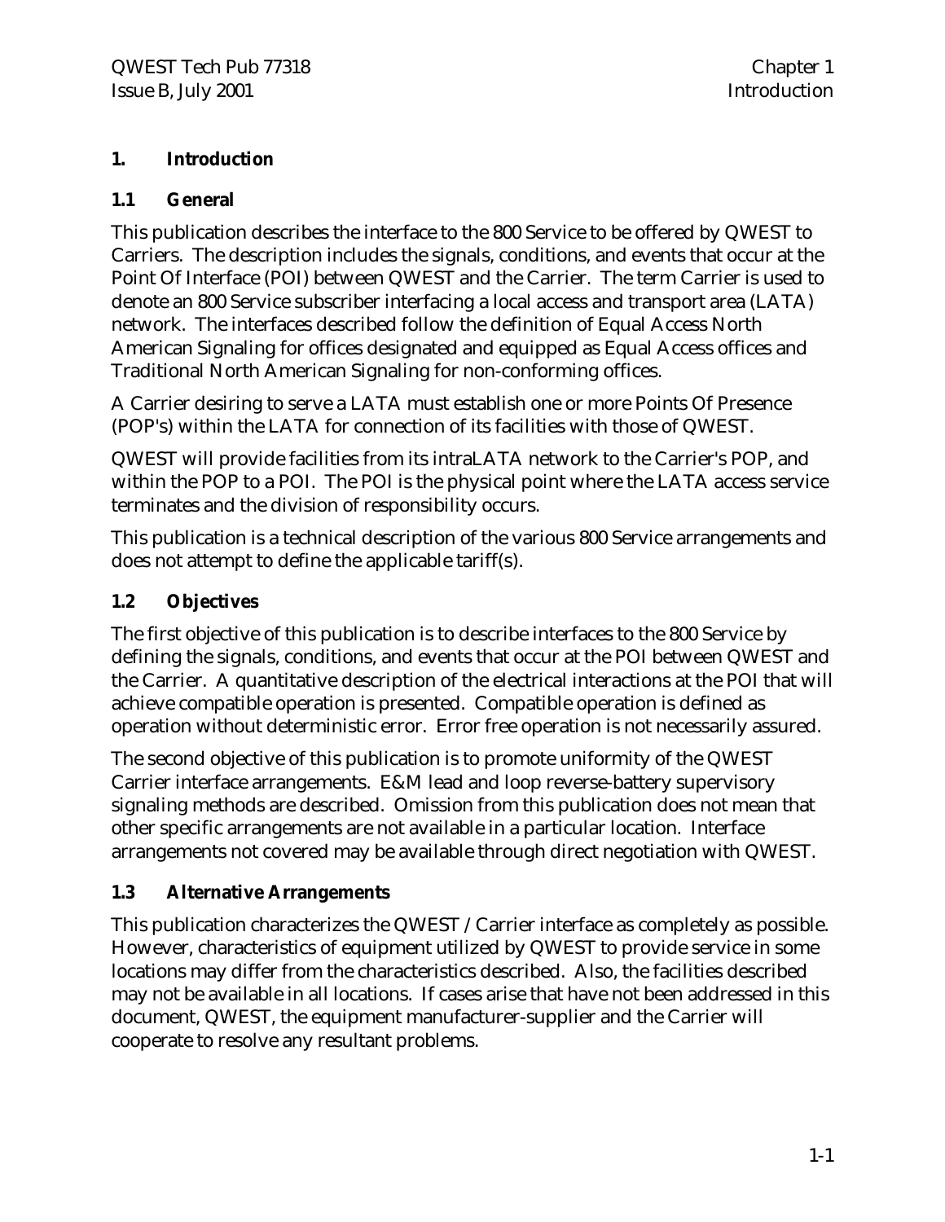# 1. Introduction

## 1.1 General

This publication describes the interface to the 800 Service to be offered by QWEST to Carriers. The description includes the signals, conditions, and events that occur at the Point Of Interface (POI) between QWEST and the Carrier. The term Carrier is used to denote an 800 Service subscriber interfacing a local access and transport area (LATA) network. The interfaces described follow the definition of Equal Access North American Signaling for offices designated and equipped as Equal Access offices and Traditional North American Signaling for non-conforming offices.

A Carrier desiring to serve a LATA must establish one or more Points Of Presence (POP's) within the LATA for connection of its facilities with those of QWEST.

QWEST will provide facilities from its intraLATA network to the Carrier's POP, and within the POP to a POI. The POI is the physical point where the LATA access service terminates and the division of responsibility occurs.

This publication is a technical description of the various 800 Service arrangements and does not attempt to define the applicable tariff(s).

## 1.2 Objectives

The first objective of this publication is to describe interfaces to the 800 Service by defining the signals, conditions, and events that occur at the POI between QWEST and the Carrier. A quantitative description of the electrical interactions at the POI that will achieve compatible operation is presented. Compatible operation is defined as operation without deterministic error. Error free operation is not necessarily assured.

The second objective of this publication is to promote uniformity of the QWEST Carrier interface arrangements. E&M lead and loop reverse-battery supervisory signaling methods are described. Omission from this publication does not mean that other specific arrangements are not available in a particular location. Interface arrangements not covered may be available through direct negotiation with QWEST.

## 1.3 Alternative Arrangements

This publication characterizes the QWEST / Carrier interface as completely as possible. However, characteristics of equipment utilized by QWEST to provide service in some locations may differ from the characteristics described. Also, the facilities described may not be available in all locations. If cases arise that have not been addressed in this document, QWEST, the equipment manufacturer-supplier and the Carrier will cooperate to resolve any resultant problems.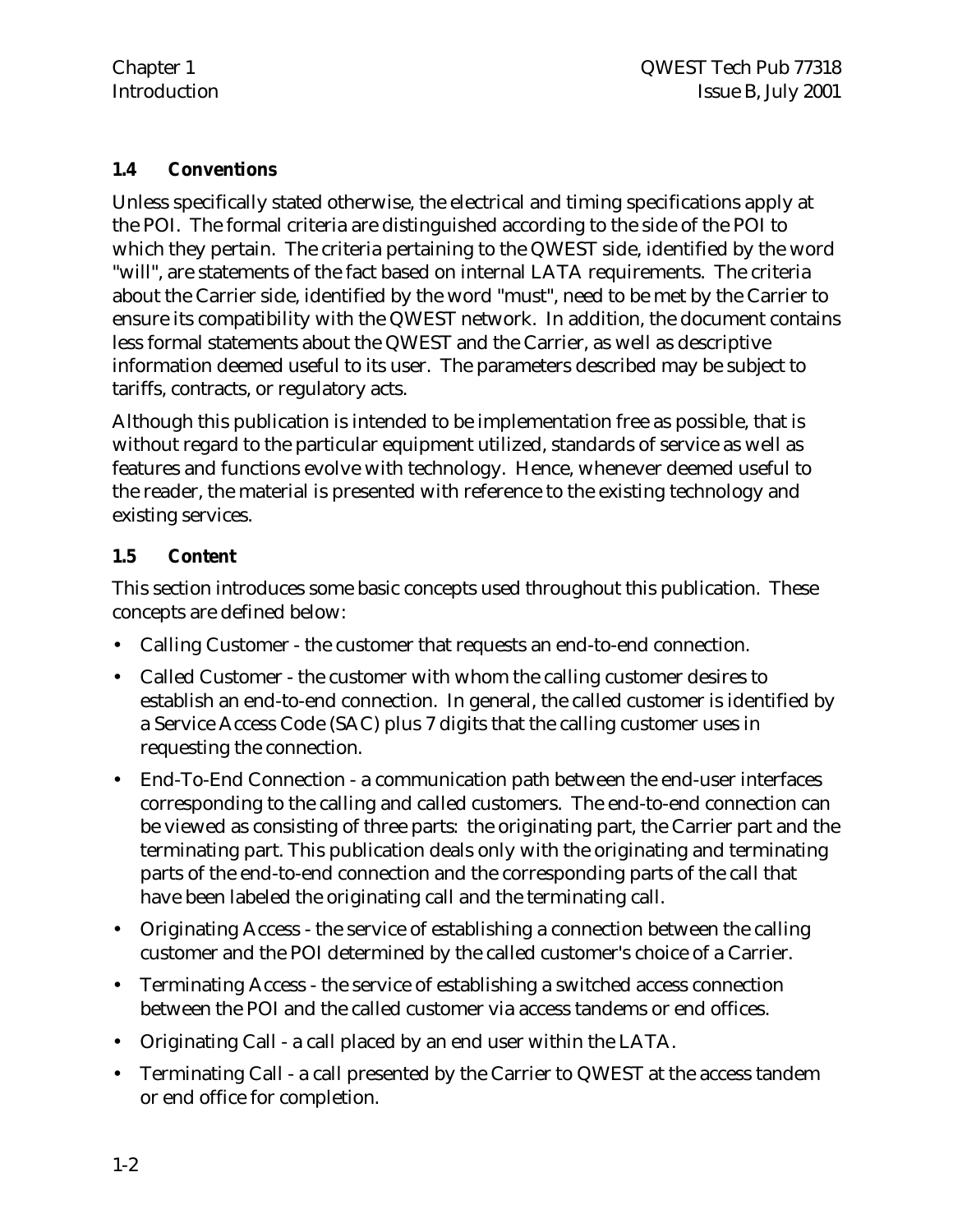## 1.4 Conventions

Unless specifically stated otherwise, the electrical and timing specifications apply at the POI. The formal criteria are distinguished according to the side of the POI to which they pertain. The criteria pertaining to the QWEST side, identified by the word "will", are statements of the fact based on internal LATA requirements. The criteria about the Carrier side, identified by the word "must", need to be met by the Carrier to ensure its compatibility with the QWEST network. In addition, the document contains less formal statements about the QWEST and the Carrier, as well as descriptive information deemed useful to its user. The parameters described may be subject to tariffs, contracts, or regulatory acts.

Although this publication is intended to be implementation free as possible, that is without regard to the particular equipment utilized, standards of service as well as features and functions evolve with technology. Hence, whenever deemed useful to the reader, the material is presented with reference to the existing technology and existing services.

## 1.5 Content

This section introduces some basic concepts used throughout this publication. These concepts are defined below:

- Calling Customer - the customer that requests an end-to-end connection.
- Called Customer - the customer with whom the calling customer desires to establish an end-to-end connection. In general, the called customer is identified by a Service Access Code (SAC) plus 7 digits that the calling customer uses in requesting the connection.
- End-To-End Connection - a communication path between the end-user interfaces corresponding to the calling and called customers. The end-to-end connection can be viewed as consisting of three parts: the originating part, the Carrier part and the terminating part. This publication deals only with the originating and terminating parts of the end-to-end connection and the corresponding parts of the call that have been labeled the originating call and the terminating call.
- Originating Access - the service of establishing a connection between the calling customer and the POI determined by the called customer's choice of a Carrier.
- Terminating Access - the service of establishing a switched access connection between the POI and the called customer via access tandems or end offices.
- Originating Call - a call placed by an end user within the LATA.
- Terminating Call - a call presented by the Carrier to QWEST at the access tandem or end office for completion.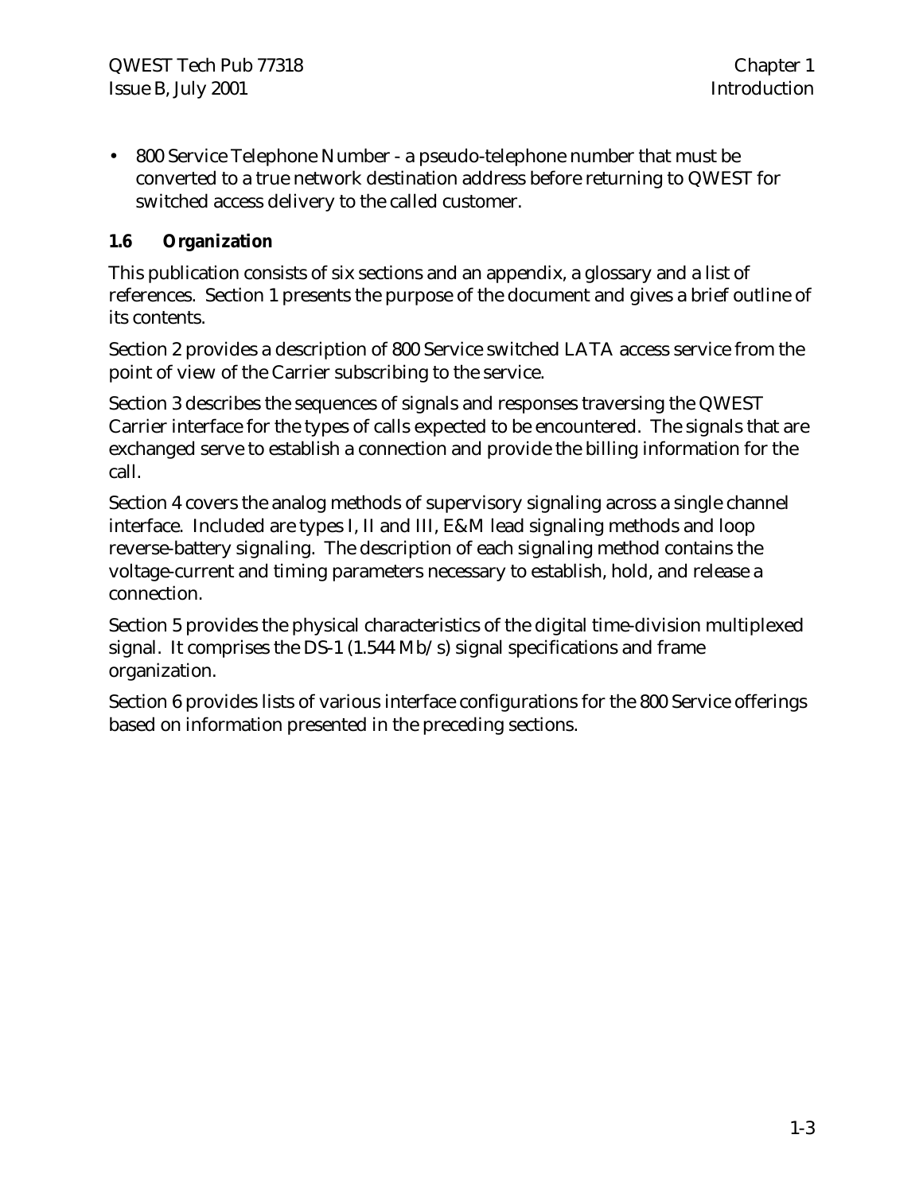- 800 Service Telephone Number - a pseudo-telephone number that must be converted to a true network destination address before returning to QWEST for switched access delivery to the called customer.

### 1.6 Organization

This publication consists of six sections and an appendix, a glossary and a list of references. Section 1 presents the purpose of the document and gives a brief outline of its contents.

Section 2 provides a description of 800 Service switched LATA access service from the point of view of the Carrier subscribing to the service.

Section 3 describes the sequences of signals and responses traversing the QWEST Carrier interface for the types of calls expected to be encountered. The signals that are exchanged serve to establish a connection and provide the billing information for the call.

Section 4 covers the analog methods of supervisory signaling across a single channel interface. Included are types I, II and III, E&M lead signaling methods and loop reverse-battery signaling. The description of each signaling method contains the voltage-current and timing parameters necessary to establish, hold, and release a connection.

Section 5 provides the physical characteristics of the digital time-division multiplexed signal. It comprises the DS-1 (1.544 Mb/s) signal specifications and frame organization.

Section 6 provides lists of various interface configurations for the 800 Service offerings based on information presented in the preceding sections.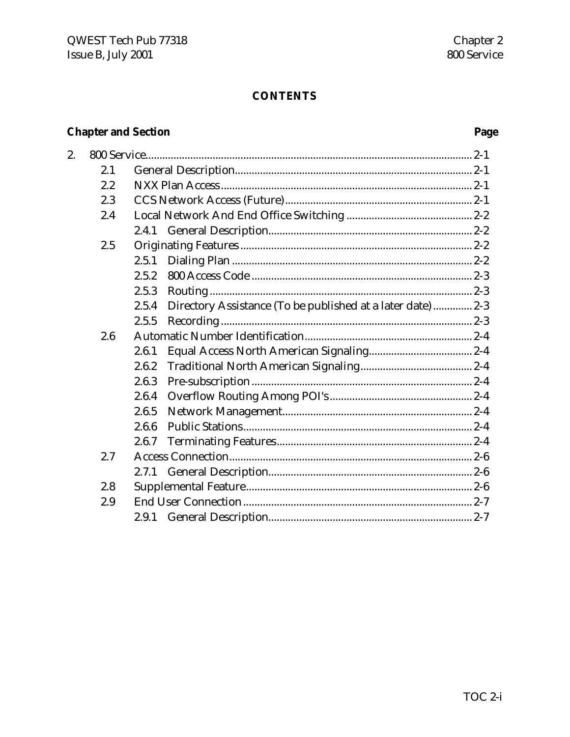# CONTENTS

| Chapter and Section | | | Page |
|---|---|---|---|
| 2. | 800 Service | | 2-1 |
| | 2.1 | General Description | 2-1 |
| | 2.2 | NXX Plan Access | 2-1 |
| | 2.3 | CCS Network Access (Future) | 2-1 |
| | 2.4 | Local Network And End Office Switching | 2-2 |
| | | 2.4.1 General Description | 2-2 |
| | 2.5 | Originating Features | 2-2 |
| | | 2.5.1 Dialing Plan | 2-2 |
| | | 2.5.2 800 Access Code | 2-3 |
| | | 2.5.3 Routing | 2-3 |
| | | 2.5.4 Directory Assistance (To be published at a later date) | 2-3 |
| | | 2.5.5 Recording | 2-3 |
| | 2.6 | Automatic Number Identification | 2-4 |
| | | 2.6.1 Equal Access North American Signaling | 2-4 |
| | | 2.6.2 Traditional North American Signaling | 2-4 |
| | | 2.6.3 Pre-subscription | 2-4 |
| | | 2.6.4 Overflow Routing Among POI's | 2-4 |
| | | 2.6.5 Network Management | 2-4 |
| | | 2.6.6 Public Stations | 2-4 |
| | | 2.6.7 Terminating Features | 2-4 |
| | 2.7 | Access Connection | 2-6 |
| | | 2.7.1 General Description | 2-6 |
| | 2.8 | Supplemental Feature | 2-6 |
| | 2.9 | End User Connection | 2-7 |
| | | 2.9.1 General Description | 2-7 |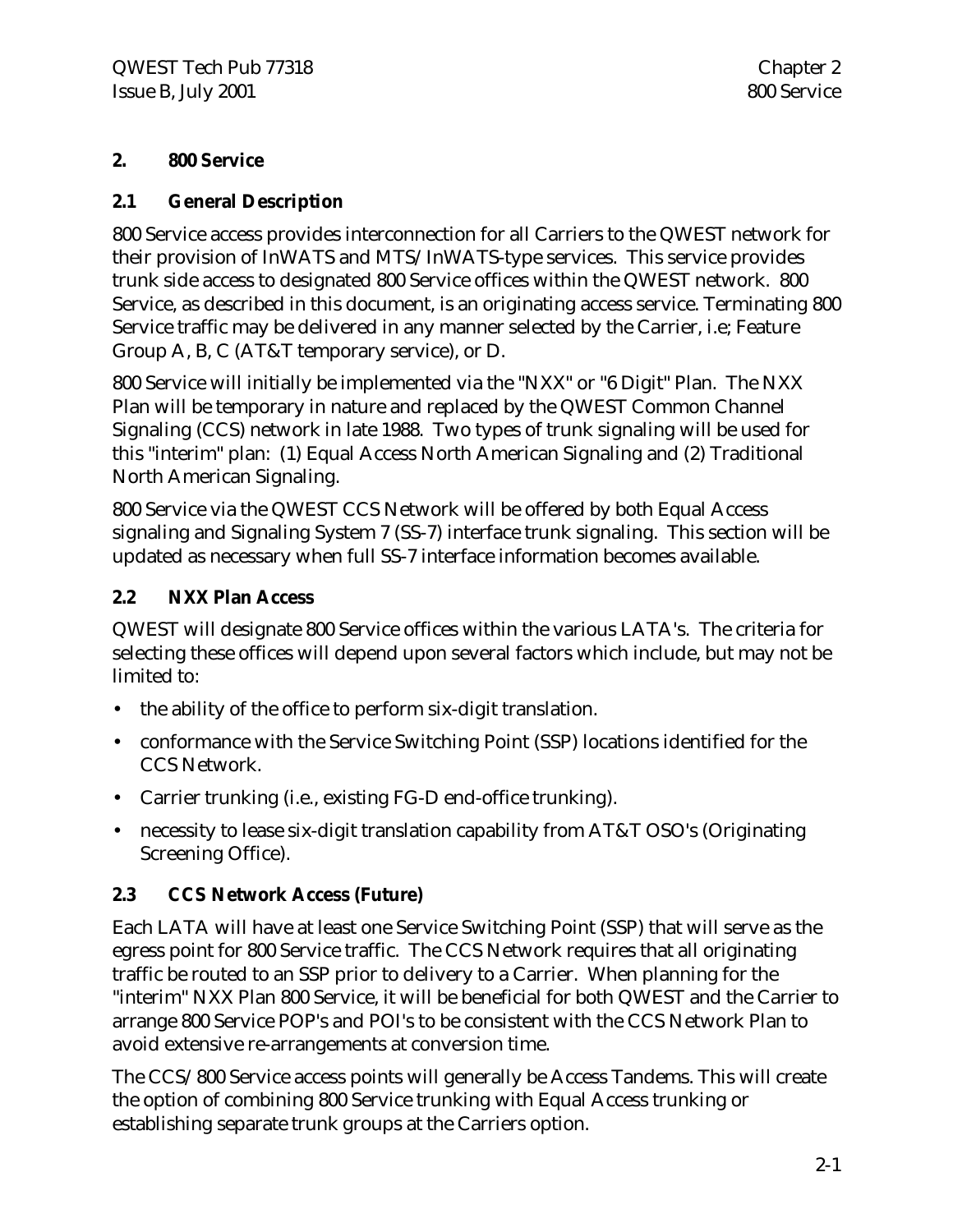# 2. 800 Service

## 2.1 General Description

800 Service access provides interconnection for all Carriers to the QWEST network for their provision of InWATS and MTS/InWATS-type services. This service provides trunk side access to designated 800 Service offices within the QWEST network. 800 Service, as described in this document, is an originating access service. Terminating 800 Service traffic may be delivered in any manner selected by the Carrier, i.e; Feature Group A, B, C (AT&T temporary service), or D.

800 Service will initially be implemented via the "NXX" or "6 Digit" Plan. The NXX Plan will be temporary in nature and replaced by the QWEST Common Channel Signaling (CCS) network in late 1988. Two types of trunk signaling will be used for this "interim" plan: (1) Equal Access North American Signaling and (2) Traditional North American Signaling.

800 Service via the QWEST CCS Network will be offered by both Equal Access signaling and Signaling System 7 (SS-7) interface trunk signaling. This section will be updated as necessary when full SS-7 interface information becomes available.

## 2.2 NXX Plan Access

QWEST will designate 800 Service offices within the various LATA's. The criteria for selecting these offices will depend upon several factors which include, but may not be limited to:

- the ability of the office to perform six-digit translation.
- conformance with the Service Switching Point (SSP) locations identified for the CCS Network.
- Carrier trunking (i.e., existing FG-D end-office trunking).
- necessity to lease six-digit translation capability from AT&T OSO's (Originating Screening Office).

## 2.3 CCS Network Access (Future)

Each LATA will have at least one Service Switching Point (SSP) that will serve as the egress point for 800 Service traffic. The CCS Network requires that all originating traffic be routed to an SSP prior to delivery to a Carrier. When planning for the "interim" NXX Plan 800 Service, it will be beneficial for both QWEST and the Carrier to arrange 800 Service POP's and POI's to be consistent with the CCS Network Plan to avoid extensive re-arrangements at conversion time.

The CCS/800 Service access points will generally be Access Tandems. This will create the option of combining 800 Service trunking with Equal Access trunking or establishing separate trunk groups at the Carriers option.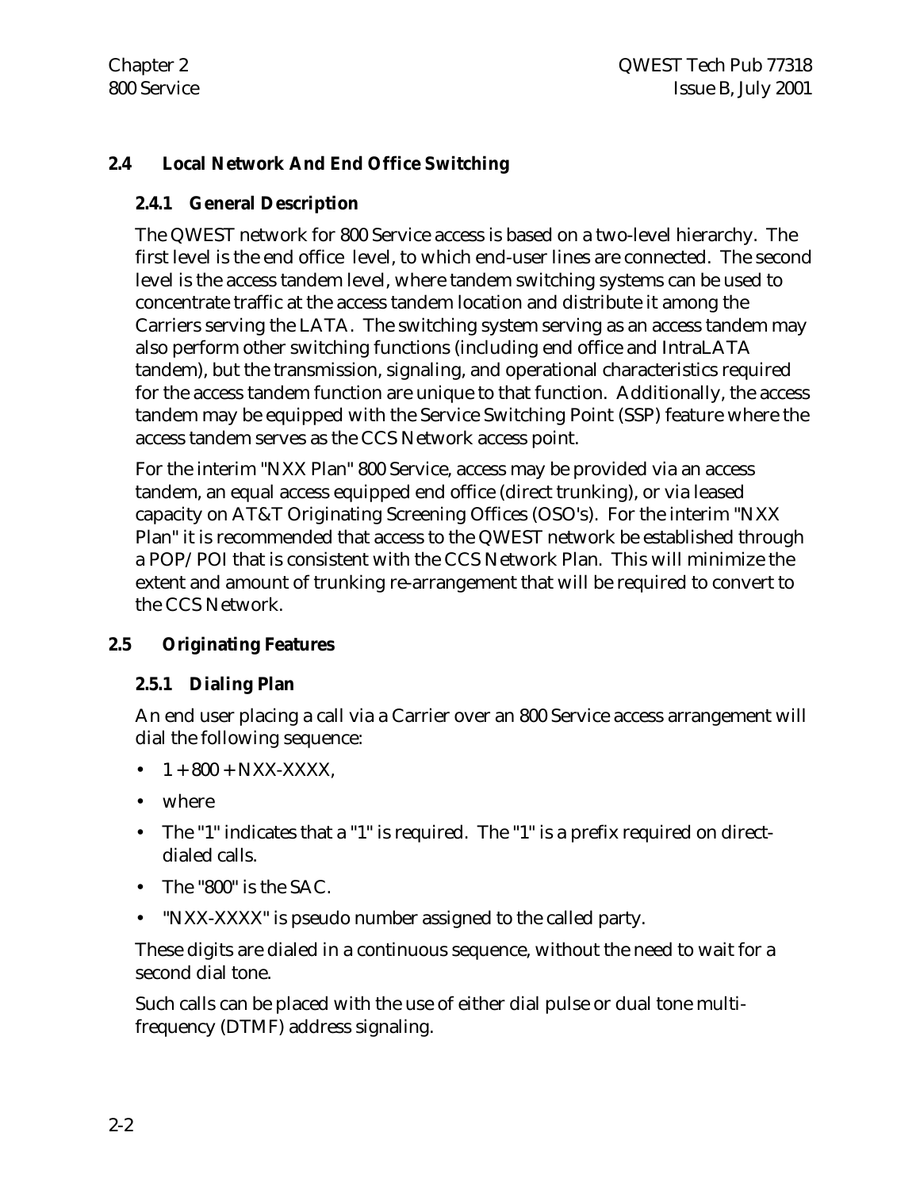## 2.4 Local Network And End Office Switching

### 2.4.1 General Description

The QWEST network for 800 Service access is based on a two-level hierarchy. The first level is the end office level, to which end-user lines are connected. The second level is the access tandem level, where tandem switching systems can be used to concentrate traffic at the access tandem location and distribute it among the Carriers serving the LATA. The switching system serving as an access tandem may also perform other switching functions (including end office and IntraLATA tandem), but the transmission, signaling, and operational characteristics required for the access tandem function are unique to that function. Additionally, the access tandem may be equipped with the Service Switching Point (SSP) feature where the access tandem serves as the CCS Network access point.

For the interim "NXX Plan" 800 Service, access may be provided via an access tandem, an equal access equipped end office (direct trunking), or via leased capacity on AT&T Originating Screening Offices (OSO's). For the interim "NXX Plan" it is recommended that access to the QWEST network be established through a POP/POI that is consistent with the CCS Network Plan. This will minimize the extent and amount of trunking re-arrangement that will be required to convert to the CCS Network.

## 2.5 Originating Features

### 2.5.1 Dialing Plan

An end user placing a call via a Carrier over an 800 Service access arrangement will dial the following sequence:

- 1 + 800 + NXX-XXXX,
- where
- The "1" indicates that a "1" is required. The "1" is a prefix required on direct-dialed calls.
- The "800" is the SAC.
- "NXX-XXXX" is pseudo number assigned to the called party.

These digits are dialed in a continuous sequence, without the need to wait for a second dial tone.

Such calls can be placed with the use of either dial pulse or dual tone multi-frequency (DTMF) address signaling.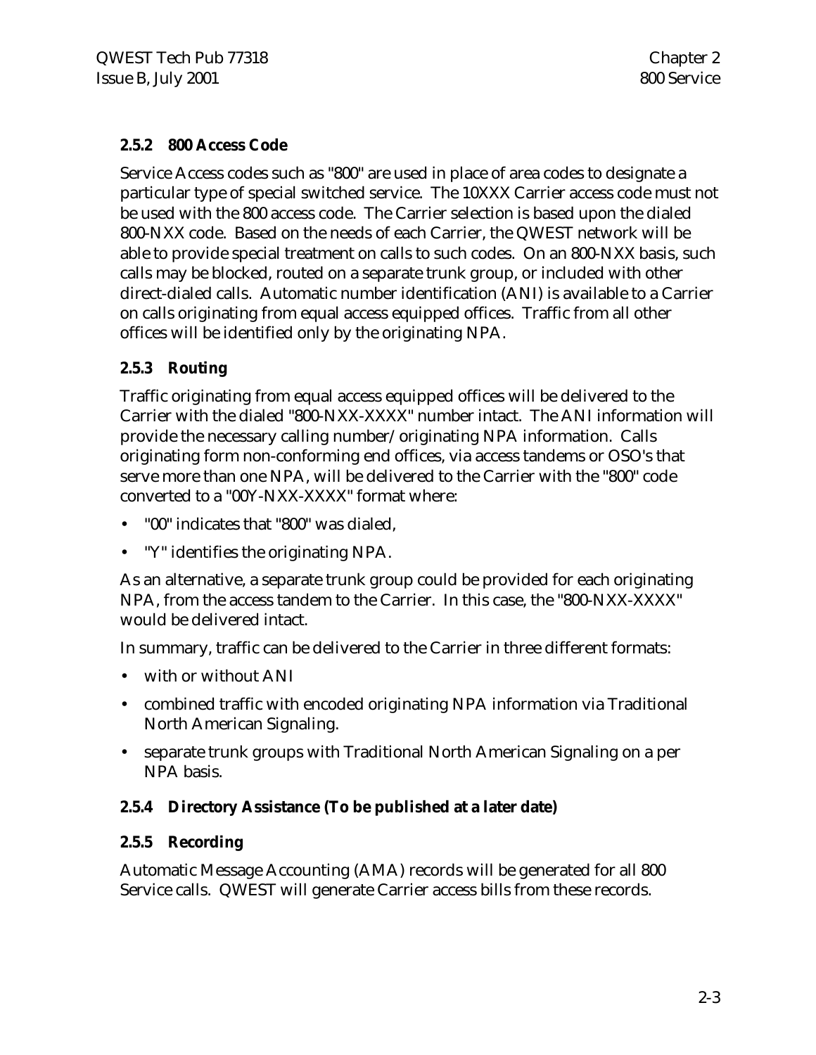### 2.5.2 800 Access Code

Service Access codes such as "800" are used in place of area codes to designate a particular type of special switched service. The 10XXX Carrier access code must not be used with the 800 access code. The Carrier selection is based upon the dialed 800-NXX code. Based on the needs of each Carrier, the QWEST network will be able to provide special treatment on calls to such codes. On an 800-NXX basis, such calls may be blocked, routed on a separate trunk group, or included with other direct-dialed calls. Automatic number identification (ANI) is available to a Carrier on calls originating from equal access equipped offices. Traffic from all other offices will be identified only by the originating NPA.

### 2.5.3 Routing

Traffic originating from equal access equipped offices will be delivered to the Carrier with the dialed "800-NXX-XXXX" number intact. The ANI information will provide the necessary calling number/ originating NPA information. Calls originating form non-conforming end offices, via access tandems or OSO's that serve more than one NPA, will be delivered to the Carrier with the "800" code converted to a "00Y-NXX-XXXX" format where:

- "00" indicates that "800" was dialed,
- "Y" identifies the originating NPA.

As an alternative, a separate trunk group could be provided for each originating NPA, from the access tandem to the Carrier. In this case, the "800-NXX-XXXX" would be delivered intact.

In summary, traffic can be delivered to the Carrier in three different formats:

- with or without ANI
- combined traffic with encoded originating NPA information via Traditional North American Signaling.
- separate trunk groups with Traditional North American Signaling on a per NPA basis.

### 2.5.4 Directory Assistance (To be published at a later date)

### 2.5.5 Recording

Automatic Message Accounting (AMA) records will be generated for all 800 Service calls. QWEST will generate Carrier access bills from these records.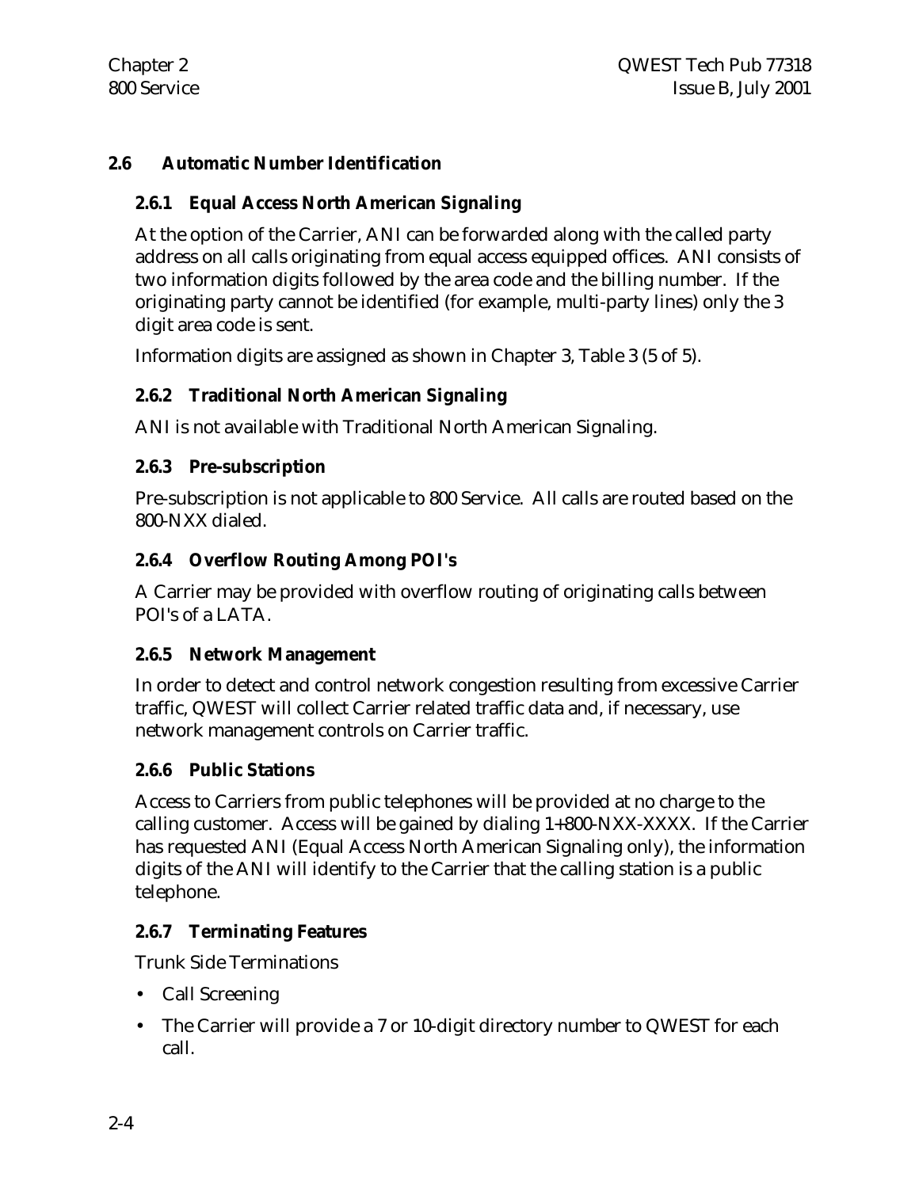## 2.6 Automatic Number Identification

### 2.6.1 Equal Access North American Signaling

At the option of the Carrier, ANI can be forwarded along with the called party address on all calls originating from equal access equipped offices. ANI consists of two information digits followed by the area code and the billing number. If the originating party cannot be identified (for example, multi-party lines) only the 3 digit area code is sent.

Information digits are assigned as shown in Chapter 3, Table 3 (5 of 5).

### 2.6.2 Traditional North American Signaling

ANI is not available with Traditional North American Signaling.

### 2.6.3 Pre-subscription

Pre-subscription is not applicable to 800 Service. All calls are routed based on the 800-NXX dialed.

### 2.6.4 Overflow Routing Among POI's

A Carrier may be provided with overflow routing of originating calls between POI's of a LATA.

### 2.6.5 Network Management

In order to detect and control network congestion resulting from excessive Carrier traffic, QWEST will collect Carrier related traffic data and, if necessary, use network management controls on Carrier traffic.

### 2.6.6 Public Stations

Access to Carriers from public telephones will be provided at no charge to the calling customer. Access will be gained by dialing 1+800-NXX-XXXX. If the Carrier has requested ANI (Equal Access North American Signaling only), the information digits of the ANI will identify to the Carrier that the calling station is a public telephone.

### 2.6.7 Terminating Features

Trunk Side Terminations

- Call Screening
- The Carrier will provide a 7 or 10-digit directory number to QWEST for each call.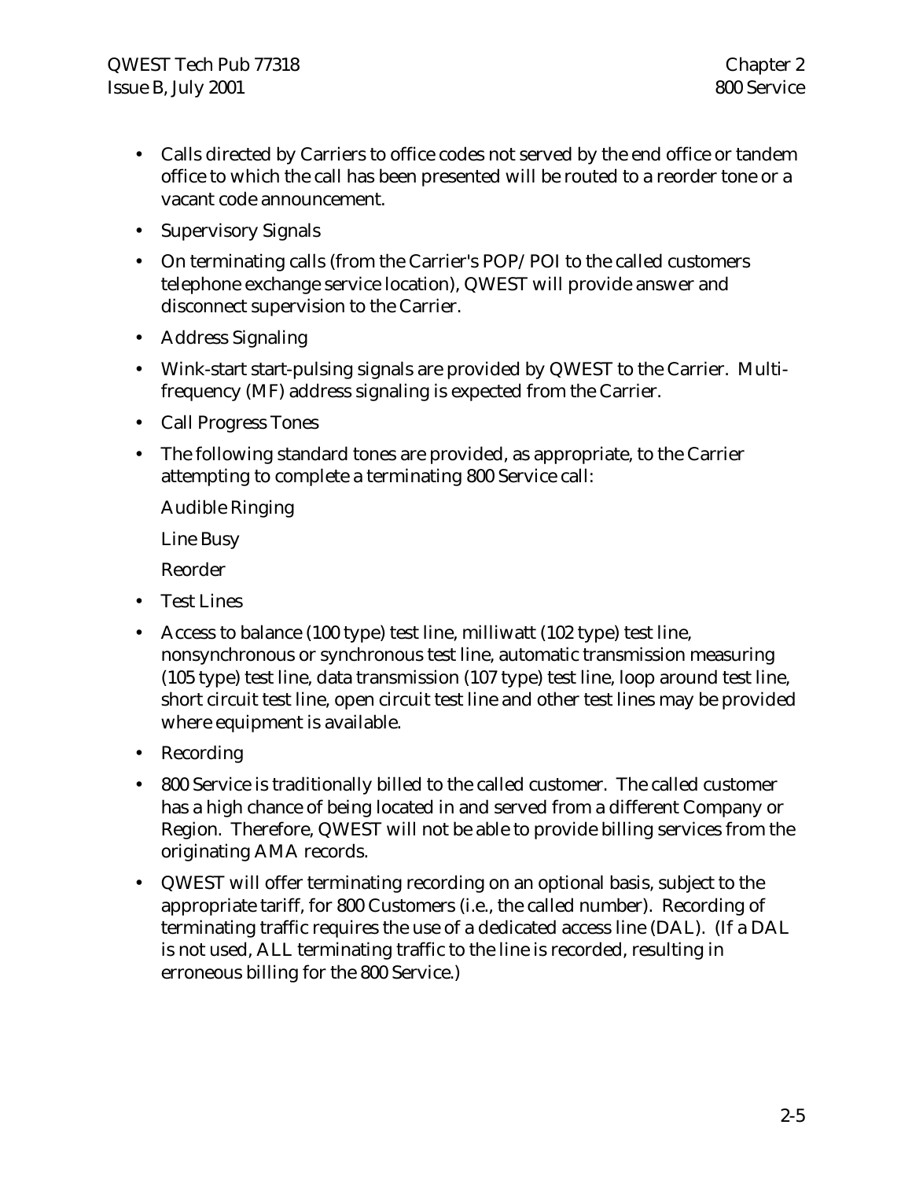- Calls directed by Carriers to office codes not served by the end office or tandem office to which the call has been presented will be routed to a reorder tone or a vacant code announcement.
- Supervisory Signals
- On terminating calls (from the Carrier's POP/POI to the called customers telephone exchange service location), QWEST will provide answer and disconnect supervision to the Carrier.
- Address Signaling
- Wink-start start-pulsing signals are provided by QWEST to the Carrier. Multi-frequency (MF) address signaling is expected from the Carrier.
- Call Progress Tones
- The following standard tones are provided, as appropriate, to the Carrier attempting to complete a terminating 800 Service call:

  Audible Ringing

  Line Busy

  Reorder
- Test Lines
- Access to balance (100 type) test line, milliwatt (102 type) test line, nonsynchronous or synchronous test line, automatic transmission measuring (105 type) test line, data transmission (107 type) test line, loop around test line, short circuit test line, open circuit test line and other test lines may be provided where equipment is available.
- Recording
- 800 Service is traditionally billed to the called customer. The called customer has a high chance of being located in and served from a different Company or Region. Therefore, QWEST will not be able to provide billing services from the originating AMA records.
- QWEST will offer terminating recording on an optional basis, subject to the appropriate tariff, for 800 Customers (i.e., the called number). Recording of terminating traffic requires the use of a dedicated access line (DAL). (If a DAL is not used, ALL terminating traffic to the line is recorded, resulting in erroneous billing for the 800 Service.)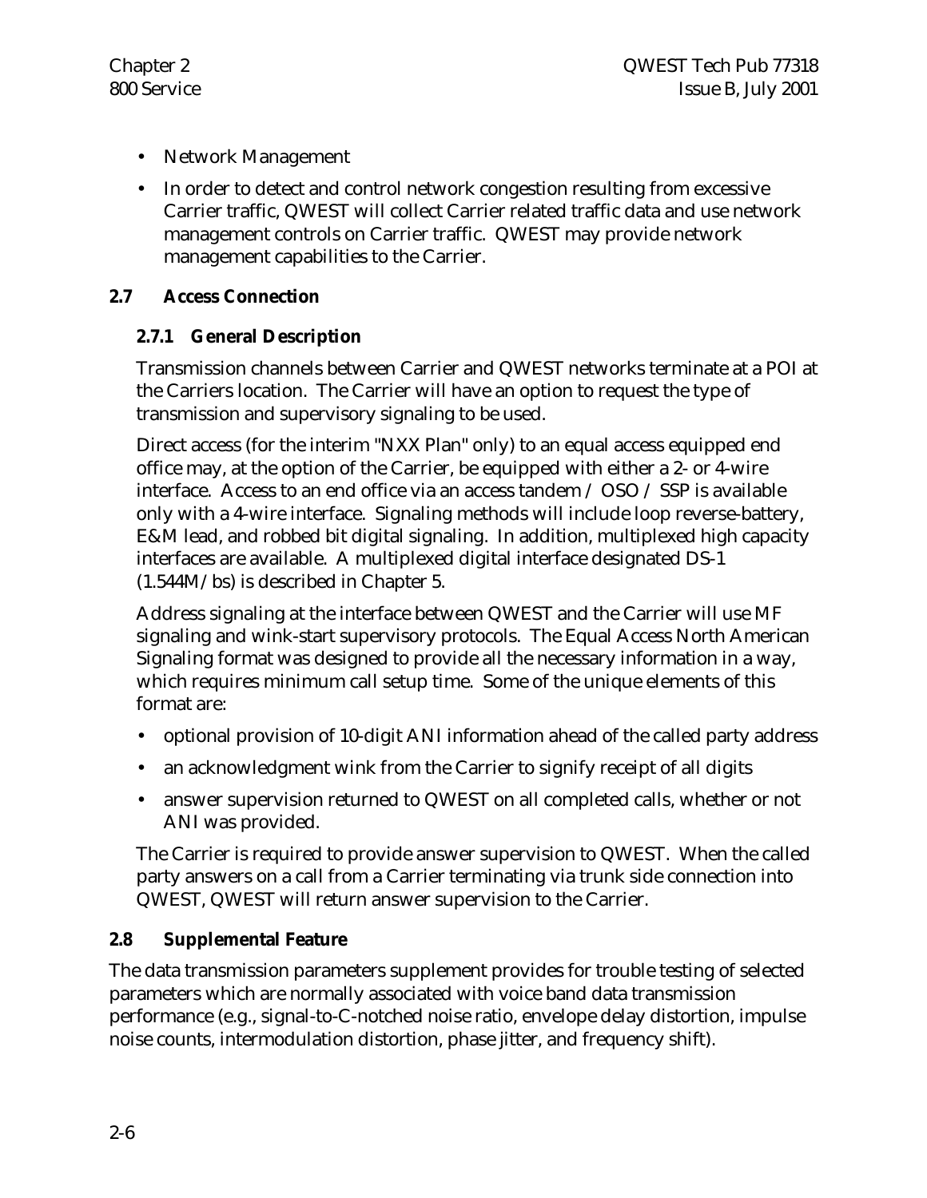- Network Management
- In order to detect and control network congestion resulting from excessive Carrier traffic, QWEST will collect Carrier related traffic data and use network management controls on Carrier traffic. QWEST may provide network management capabilities to the Carrier.

## 2.7 Access Connection

### 2.7.1 General Description

Transmission channels between Carrier and QWEST networks terminate at a POI at the Carriers location. The Carrier will have an option to request the type of transmission and supervisory signaling to be used.

Direct access (for the interim "NXX Plan" only) to an equal access equipped end office may, at the option of the Carrier, be equipped with either a 2- or 4-wire interface. Access to an end office via an access tandem / OSO / SSP is available only with a 4-wire interface. Signaling methods will include loop reverse-battery, E&M lead, and robbed bit digital signaling. In addition, multiplexed high capacity interfaces are available. A multiplexed digital interface designated DS-1 (1.544M/bs) is described in Chapter 5.

Address signaling at the interface between QWEST and the Carrier will use MF signaling and wink-start supervisory protocols. The Equal Access North American Signaling format was designed to provide all the necessary information in a way, which requires minimum call setup time. Some of the unique elements of this format are:

- optional provision of 10-digit ANI information ahead of the called party address
- an acknowledgment wink from the Carrier to signify receipt of all digits
- answer supervision returned to QWEST on all completed calls, whether or not ANI was provided.

The Carrier is required to provide answer supervision to QWEST. When the called party answers on a call from a Carrier terminating via trunk side connection into QWEST, QWEST will return answer supervision to the Carrier.

## 2.8 Supplemental Feature

The data transmission parameters supplement provides for trouble testing of selected parameters which are normally associated with voice band data transmission performance (e.g., signal-to-C-notched noise ratio, envelope delay distortion, impulse noise counts, intermodulation distortion, phase jitter, and frequency shift).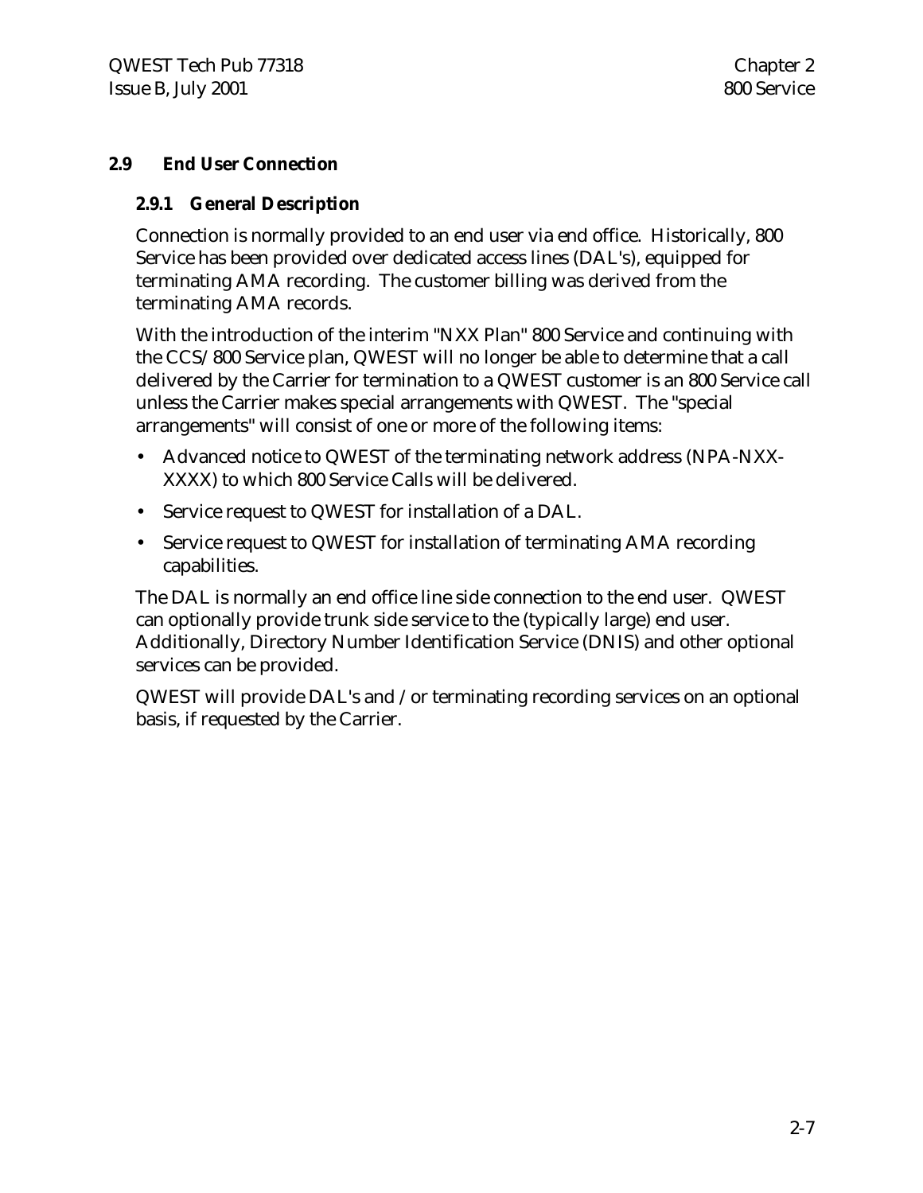## 2.9 End User Connection

### 2.9.1 General Description

Connection is normally provided to an end user via end office. Historically, 800 Service has been provided over dedicated access lines (DAL's), equipped for terminating AMA recording. The customer billing was derived from the terminating AMA records.

With the introduction of the interim "NXX Plan" 800 Service and continuing with the CCS/800 Service plan, QWEST will no longer be able to determine that a call delivered by the Carrier for termination to a QWEST customer is an 800 Service call unless the Carrier makes special arrangements with QWEST. The "special arrangements" will consist of one or more of the following items:

- Advanced notice to QWEST of the terminating network address (NPA-NXX-XXXX) to which 800 Service Calls will be delivered.
- Service request to QWEST for installation of a DAL.
- Service request to QWEST for installation of terminating AMA recording capabilities.

The DAL is normally an end office line side connection to the end user. QWEST can optionally provide trunk side service to the (typically large) end user. Additionally, Directory Number Identification Service (DNIS) and other optional services can be provided.

QWEST will provide DAL's and / or terminating recording services on an optional basis, if requested by the Carrier.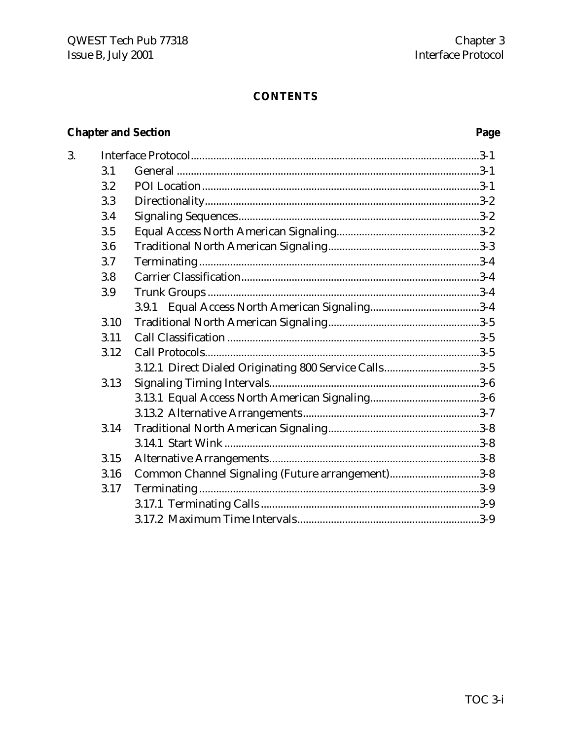# CONTENTS

| Chapter and Section | | | Page |
|---|---|---|---|
| 3. | Interface Protocol | | 3-1 |
| | 3.1 | General | 3-1 |
| | 3.2 | POI Location | 3-1 |
| | 3.3 | Directionality | 3-2 |
| | 3.4 | Signaling Sequences | 3-2 |
| | 3.5 | Equal Access North American Signaling | 3-2 |
| | 3.6 | Traditional North American Signaling | 3-3 |
| | 3.7 | Terminating | 3-4 |
| | 3.8 | Carrier Classification | 3-4 |
| | 3.9 | Trunk Groups | 3-4 |
| | | 3.9.1 Equal Access North American Signaling | 3-4 |
| | 3.10 | Traditional North American Signaling | 3-5 |
| | 3.11 | Call Classification | 3-5 |
| | 3.12 | Call Protocols | 3-5 |
| | | 3.12.1 Direct Dialed Originating 800 Service Calls | 3-5 |
| | 3.13 | Signaling Timing Intervals | 3-6 |
| | | 3.13.1 Equal Access North American Signaling | 3-6 |
| | | 3.13.2 Alternative Arrangements | 3-7 |
| | 3.14 | Traditional North American Signaling | 3-8 |
| | | 3.14.1 Start Wink | 3-8 |
| | 3.15 | Alternative Arrangements | 3-8 |
| | 3.16 | Common Channel Signaling (Future arrangement) | 3-8 |
| | 3.17 | Terminating | 3-9 |
| | | 3.17.1 Terminating Calls | 3-9 |
| | | 3.17.2 Maximum Time Intervals | 3-9 |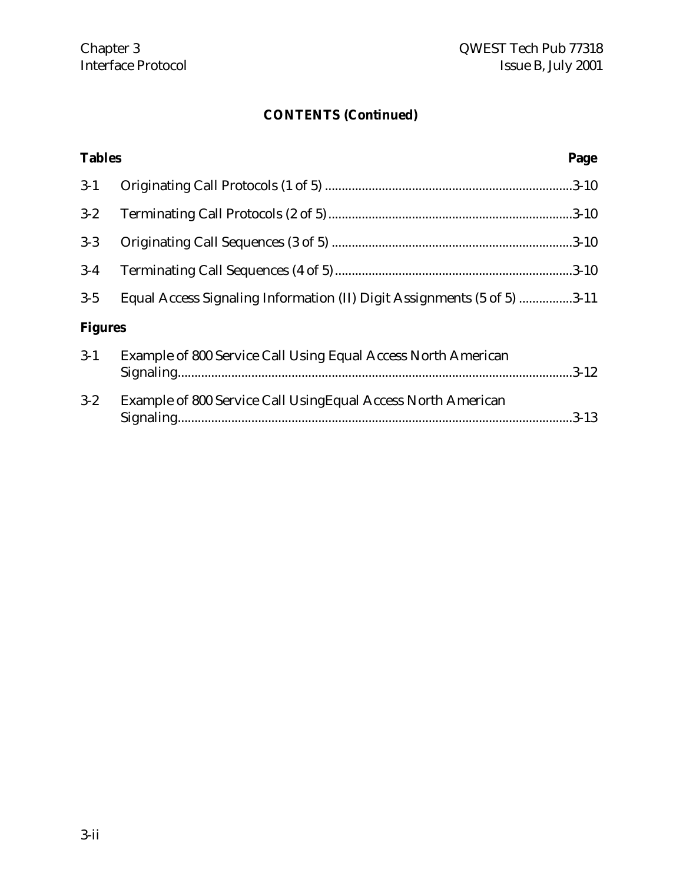## CONTENTS (Continued)

| Tables | | Page |
|---|---|---|
| 3-1 | Originating Call Protocols (1 of 5) | 3-10 |
| 3-2 | Terminating Call Protocols (2 of 5) | 3-10 |
| 3-3 | Originating Call Sequences (3 of 5) | 3-10 |
| 3-4 | Terminating Call Sequences (4 of 5) | 3-10 |
| 3-5 | Equal Access Signaling Information (II) Digit Assignments (5 of 5) | 3-11 |

**Figures**

| | | |
|---|---|---|
| 3-1 | Example of 800 Service Call Using Equal Access North American Signaling | 3-12 |
| 3-2 | Example of 800 Service Call UsingEqual Access North American Signaling | 3-13 |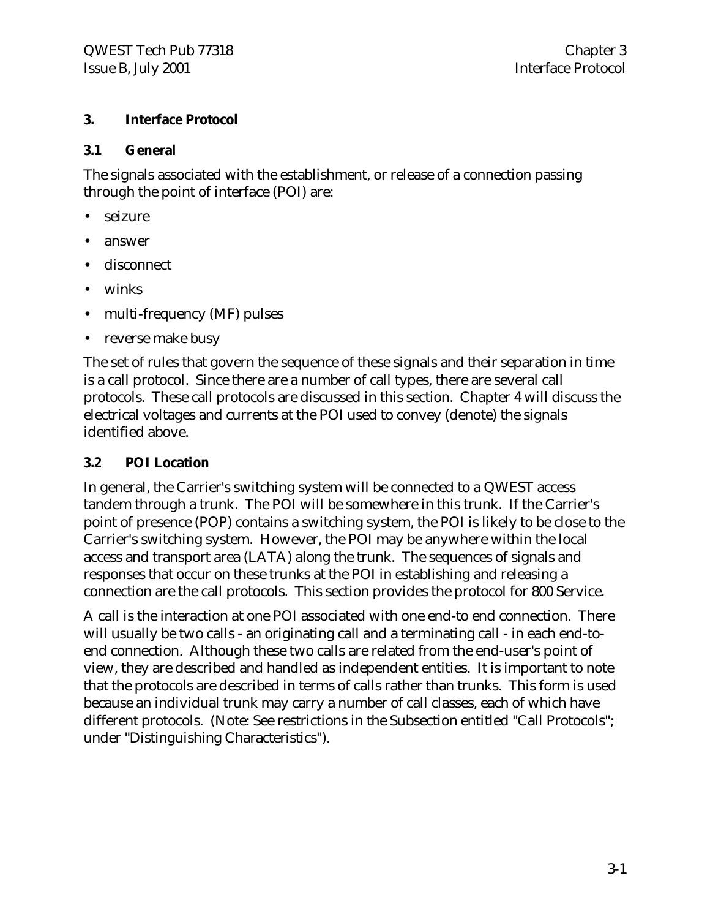# 3. Interface Protocol

## 3.1 General

The signals associated with the establishment, or release of a connection passing through the point of interface (POI) are:

- seizure
- answer
- disconnect
- winks
- multi-frequency (MF) pulses
- reverse make busy

The set of rules that govern the sequence of these signals and their separation in time is a call protocol. Since there are a number of call types, there are several call protocols. These call protocols are discussed in this section. Chapter 4 will discuss the electrical voltages and currents at the POI used to convey (denote) the signals identified above.

## 3.2 POI Location

In general, the Carrier's switching system will be connected to a QWEST access tandem through a trunk. The POI will be somewhere in this trunk. If the Carrier's point of presence (POP) contains a switching system, the POI is likely to be close to the Carrier's switching system. However, the POI may be anywhere within the local access and transport area (LATA) along the trunk. The sequences of signals and responses that occur on these trunks at the POI in establishing and releasing a connection are the call protocols. This section provides the protocol for 800 Service.

A call is the interaction at one POI associated with one end-to end connection. There will usually be two calls - an originating call and a terminating call - in each end-to-end connection. Although these two calls are related from the end-user's point of view, they are described and handled as independent entities. It is important to note that the protocols are described in terms of calls rather than trunks. This form is used because an individual trunk may carry a number of call classes, each of which have different protocols. (Note: See restrictions in the Subsection entitled "Call Protocols"; under "Distinguishing Characteristics").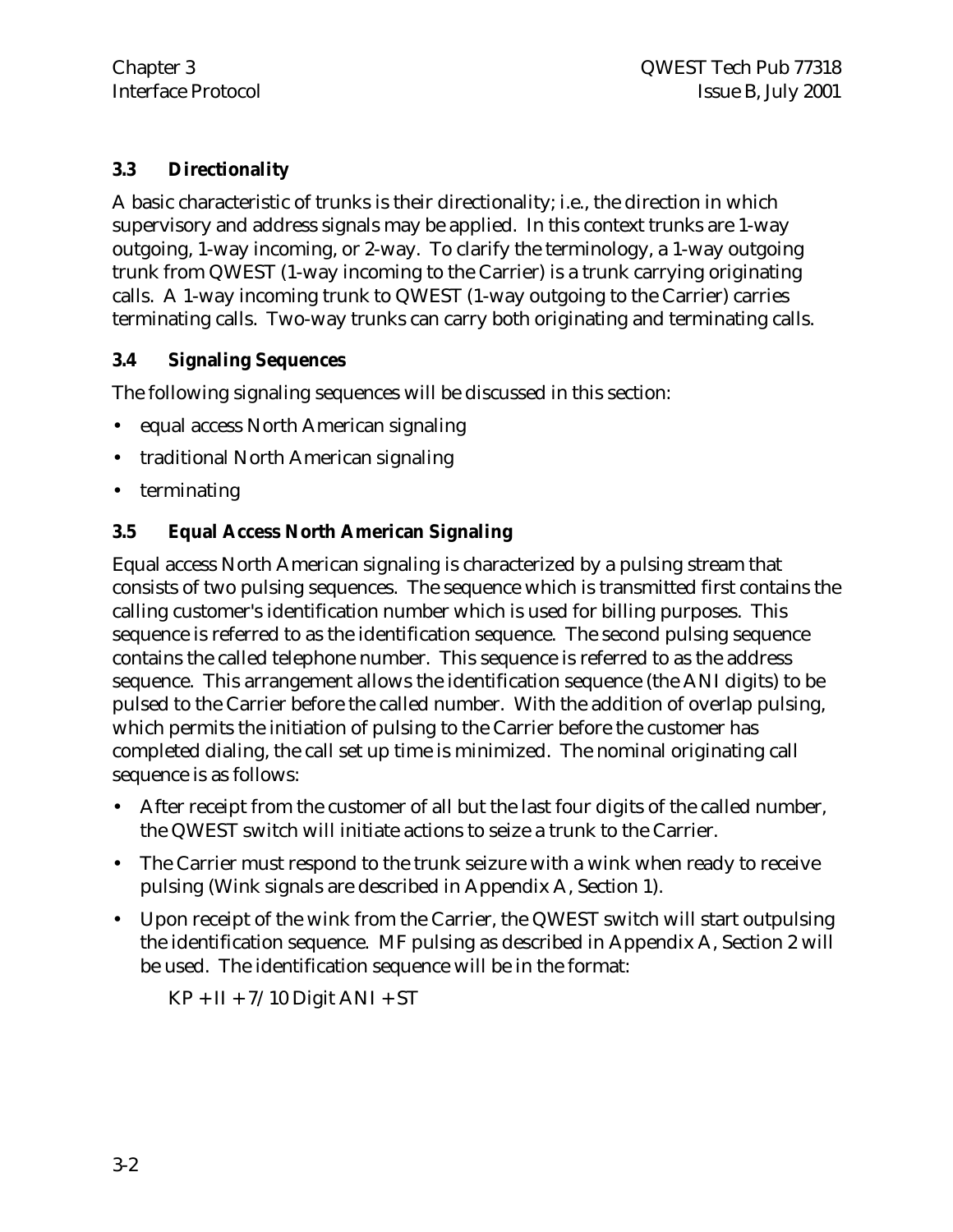### 3.3 Directionality

A basic characteristic of trunks is their directionality; i.e., the direction in which supervisory and address signals may be applied. In this context trunks are 1-way outgoing, 1-way incoming, or 2-way. To clarify the terminology, a 1-way outgoing trunk from QWEST (1-way incoming to the Carrier) is a trunk carrying originating calls. A 1-way incoming trunk to QWEST (1-way outgoing to the Carrier) carries terminating calls. Two-way trunks can carry both originating and terminating calls.

### 3.4 Signaling Sequences

The following signaling sequences will be discussed in this section:

- equal access North American signaling
- traditional North American signaling
- terminating

### 3.5 Equal Access North American Signaling

Equal access North American signaling is characterized by a pulsing stream that consists of two pulsing sequences. The sequence which is transmitted first contains the calling customer's identification number which is used for billing purposes. This sequence is referred to as the identification sequence. The second pulsing sequence contains the called telephone number. This sequence is referred to as the address sequence. This arrangement allows the identification sequence (the ANI digits) to be pulsed to the Carrier before the called number. With the addition of overlap pulsing, which permits the initiation of pulsing to the Carrier before the customer has completed dialing, the call set up time is minimized. The nominal originating call sequence is as follows:

- After receipt from the customer of all but the last four digits of the called number, the QWEST switch will initiate actions to seize a trunk to the Carrier.
- The Carrier must respond to the trunk seizure with a wink when ready to receive pulsing (Wink signals are described in Appendix A, Section 1).
- Upon receipt of the wink from the Carrier, the QWEST switch will start outpulsing the identification sequence. MF pulsing as described in Appendix A, Section 2 will be used. The identification sequence will be in the format:

  KP + II + 7/10 Digit ANI + ST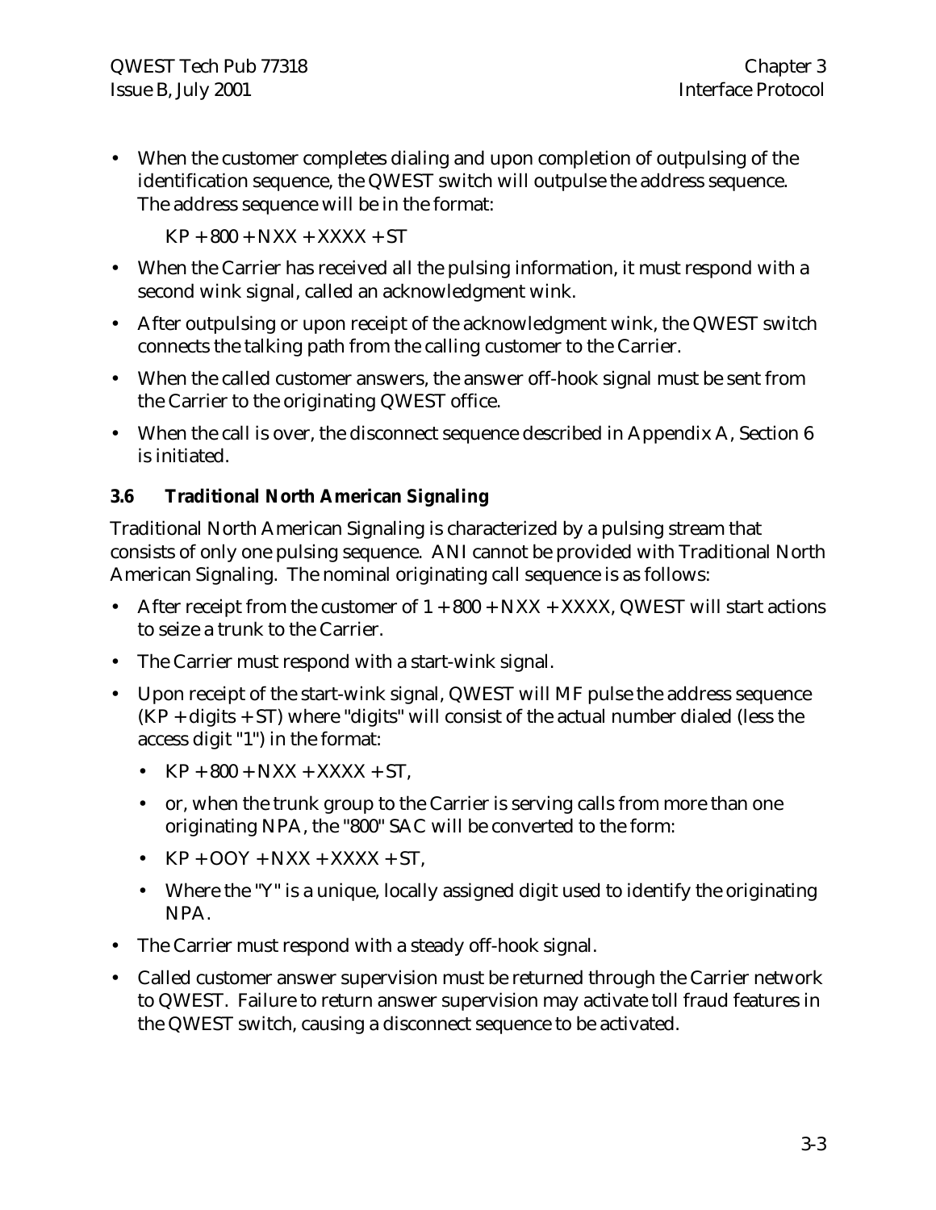- When the customer completes dialing and upon completion of outpulsing of the identification sequence, the QWEST switch will outpulse the address sequence. The address sequence will be in the format:

  KP + 800 + NXX + XXXX + ST

- When the Carrier has received all the pulsing information, it must respond with a second wink signal, called an acknowledgment wink.
- After outpulsing or upon receipt of the acknowledgment wink, the QWEST switch connects the talking path from the calling customer to the Carrier.
- When the called customer answers, the answer off-hook signal must be sent from the Carrier to the originating QWEST office.
- When the call is over, the disconnect sequence described in Appendix A, Section 6 is initiated.

### 3.6 Traditional North American Signaling

Traditional North American Signaling is characterized by a pulsing stream that consists of only one pulsing sequence. ANI cannot be provided with Traditional North American Signaling. The nominal originating call sequence is as follows:

- After receipt from the customer of 1 + 800 + NXX + XXXX, QWEST will start actions to seize a trunk to the Carrier.
- The Carrier must respond with a start-wink signal.
- Upon receipt of the start-wink signal, QWEST will MF pulse the address sequence (KP + digits + ST) where "digits" will consist of the actual number dialed (less the access digit "1") in the format:
  - KP + 800 + NXX + XXXX + ST,
  - or, when the trunk group to the Carrier is serving calls from more than one originating NPA, the "800" SAC will be converted to the form:
  - KP + OOY + NXX + XXXX + ST,
  - Where the "Y" is a unique, locally assigned digit used to identify the originating NPA.
- The Carrier must respond with a steady off-hook signal.
- Called customer answer supervision must be returned through the Carrier network to QWEST. Failure to return answer supervision may activate toll fraud features in the QWEST switch, causing a disconnect sequence to be activated.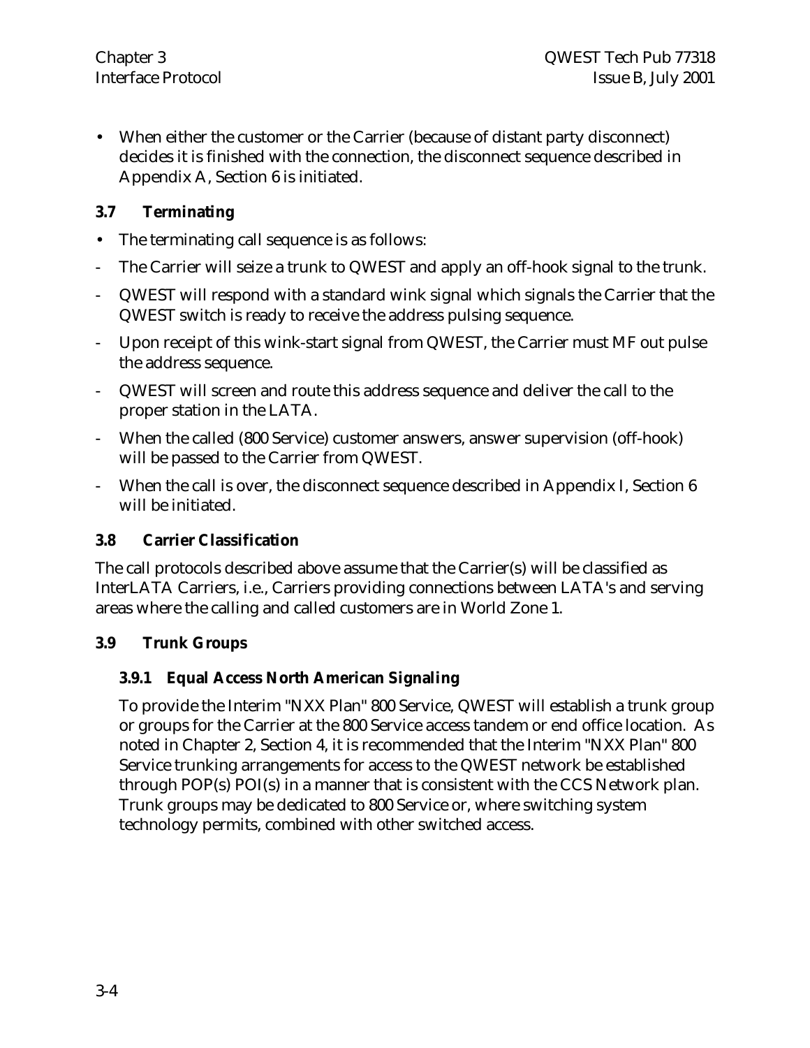- When either the customer or the Carrier (because of distant party disconnect) decides it is finished with the connection, the disconnect sequence described in Appendix A, Section 6 is initiated.

## 3.7 Terminating

- The terminating call sequence is as follows:
  - The Carrier will seize a trunk to QWEST and apply an off-hook signal to the trunk.
  - QWEST will respond with a standard wink signal which signals the Carrier that the QWEST switch is ready to receive the address pulsing sequence.
  - Upon receipt of this wink-start signal from QWEST, the Carrier must MF out pulse the address sequence.
  - QWEST will screen and route this address sequence and deliver the call to the proper station in the LATA.
  - When the called (800 Service) customer answers, answer supervision (off-hook) will be passed to the Carrier from QWEST.
  - When the call is over, the disconnect sequence described in Appendix I, Section 6 will be initiated.

## 3.8 Carrier Classification

The call protocols described above assume that the Carrier(s) will be classified as InterLATA Carriers, i.e., Carriers providing connections between LATA's and serving areas where the calling and called customers are in World Zone 1.

## 3.9 Trunk Groups

### 3.9.1 Equal Access North American Signaling

To provide the Interim "NXX Plan" 800 Service, QWEST will establish a trunk group or groups for the Carrier at the 800 Service access tandem or end office location. As noted in Chapter 2, Section 4, it is recommended that the Interim "NXX Plan" 800 Service trunking arrangements for access to the QWEST network be established through POP(s) POI(s) in a manner that is consistent with the CCS Network plan. Trunk groups may be dedicated to 800 Service or, where switching system technology permits, combined with other switched access.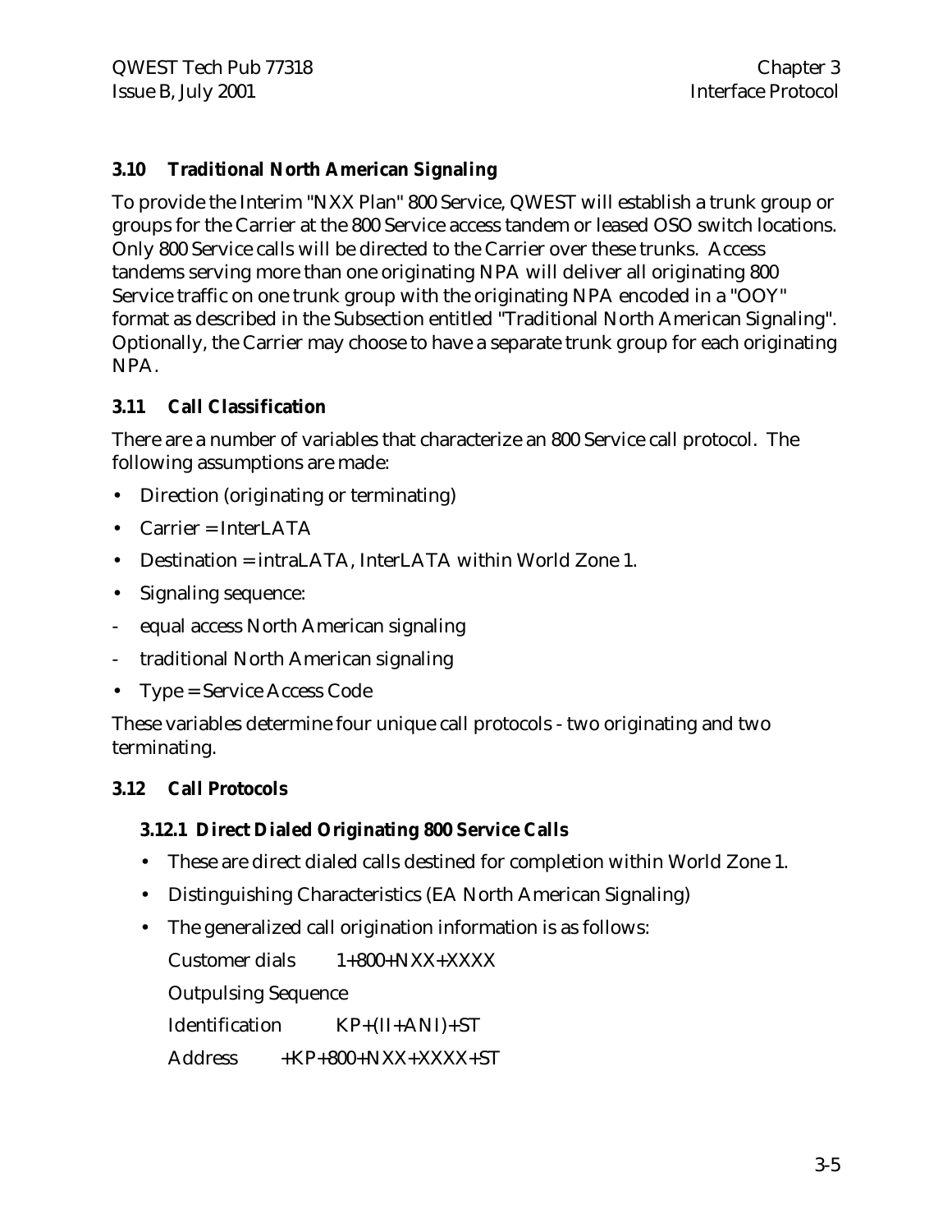### 3.10 Traditional North American Signaling

To provide the Interim "NXX Plan" 800 Service, QWEST will establish a trunk group or groups for the Carrier at the 800 Service access tandem or leased OSO switch locations. Only 800 Service calls will be directed to the Carrier over these trunks. Access tandems serving more than one originating NPA will deliver all originating 800 Service traffic on one trunk group with the originating NPA encoded in a "OOY" format as described in the Subsection entitled "Traditional North American Signaling". Optionally, the Carrier may choose to have a separate trunk group for each originating NPA.

### 3.11 Call Classification

There are a number of variables that characterize an 800 Service call protocol. The following assumptions are made:

- Direction (originating or terminating)
- Carrier = InterLATA
- Destination = intraLATA, InterLATA within World Zone 1.
- Signaling sequence:
- equal access North American signaling
- traditional North American signaling
- Type = Service Access Code

These variables determine four unique call protocols - two originating and two terminating.

### 3.12 Call Protocols

#### 3.12.1 Direct Dialed Originating 800 Service Calls

- These are direct dialed calls destined for completion within World Zone 1.
- Distinguishing Characteristics (EA North American Signaling)
- The generalized call origination information is as follows:

  Customer dials    1+800+NXX+XXXX

  Outpulsing Sequence

  Identification    KP+(II+ANI)+ST

  Address    +KP+800+NXX+XXXX+ST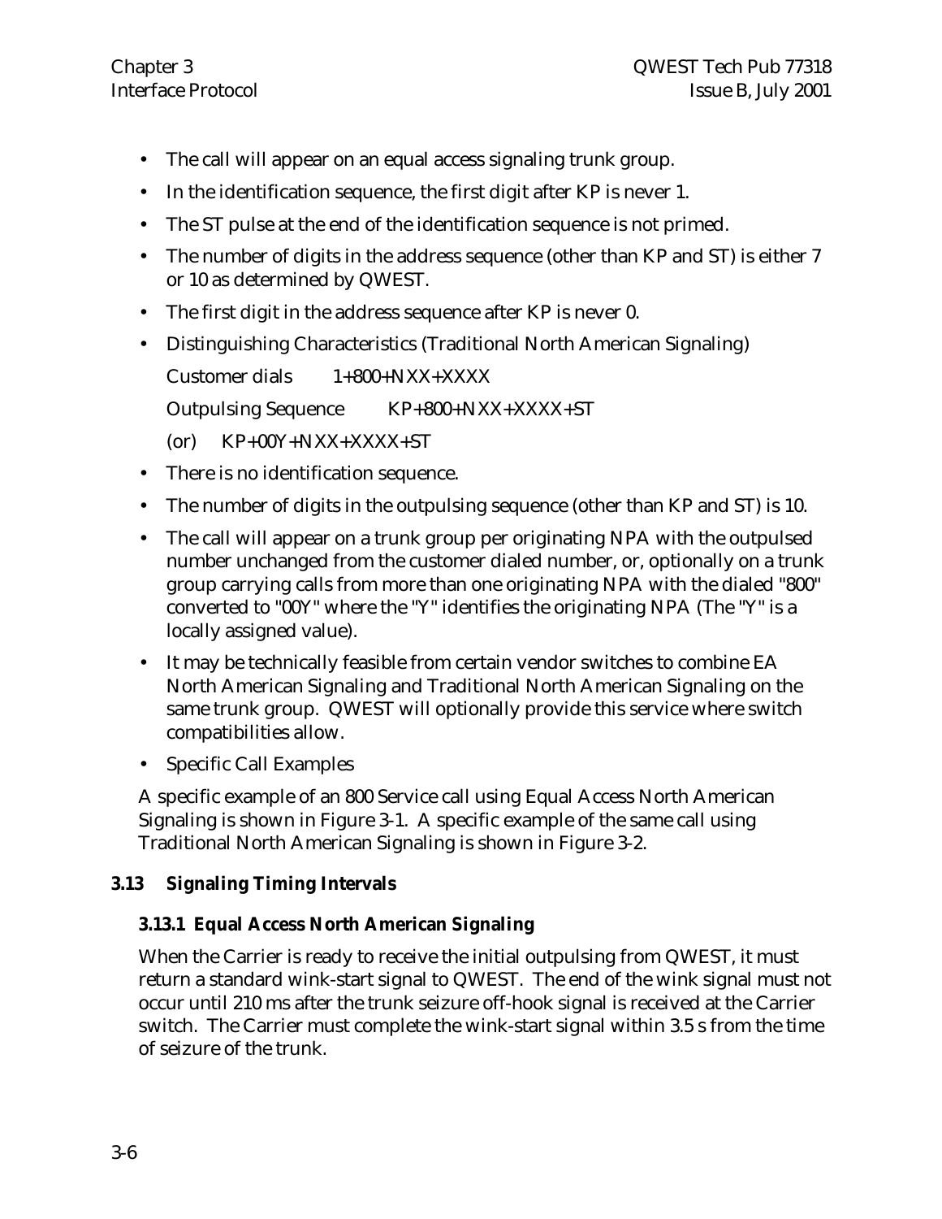- The call will appear on an equal access signaling trunk group.
- In the identification sequence, the first digit after KP is never 1.
- The ST pulse at the end of the identification sequence is not primed.
- The number of digits in the address sequence (other than KP and ST) is either 7 or 10 as determined by QWEST.
- The first digit in the address sequence after KP is never 0.
- Distinguishing Characteristics (Traditional North American Signaling)

  Customer dials    1+800+NXX+XXXX

  Outpulsing Sequence    KP+800+NXX+XXXX+ST

  (or)    KP+00Y+NXX+XXXX+ST
- There is no identification sequence.
- The number of digits in the outpulsing sequence (other than KP and ST) is 10.
- The call will appear on a trunk group per originating NPA with the outpulsed number unchanged from the customer dialed number, or, optionally on a trunk group carrying calls from more than one originating NPA with the dialed "800" converted to "00Y" where the "Y" identifies the originating NPA (The "Y" is a locally assigned value).
- It may be technically feasible from certain vendor switches to combine EA North American Signaling and Traditional North American Signaling on the same trunk group. QWEST will optionally provide this service where switch compatibilities allow.
- Specific Call Examples

A specific example of an 800 Service call using Equal Access North American Signaling is shown in Figure 3-1. A specific example of the same call using Traditional North American Signaling is shown in Figure 3-2.

## 3.13 Signaling Timing Intervals

### 3.13.1 Equal Access North American Signaling

When the Carrier is ready to receive the initial outpulsing from QWEST, it must return a standard wink-start signal to QWEST. The end of the wink signal must not occur until 210 ms after the trunk seizure off-hook signal is received at the Carrier switch. The Carrier must complete the wink-start signal within 3.5 s from the time of seizure of the trunk.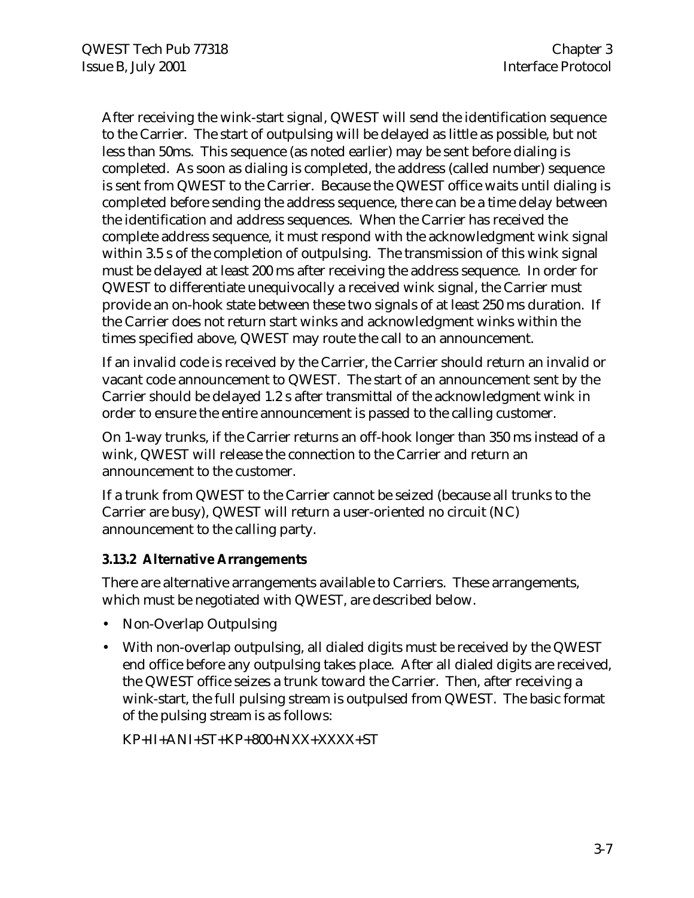After receiving the wink-start signal, QWEST will send the identification sequence to the Carrier. The start of outpulsing will be delayed as little as possible, but not less than 50ms. This sequence (as noted earlier) may be sent before dialing is completed. As soon as dialing is completed, the address (called number) sequence is sent from QWEST to the Carrier. Because the QWEST office waits until dialing is completed before sending the address sequence, there can be a time delay between the identification and address sequences. When the Carrier has received the complete address sequence, it must respond with the acknowledgment wink signal within 3.5 s of the completion of outpulsing. The transmission of this wink signal must be delayed at least 200 ms after receiving the address sequence. In order for QWEST to differentiate unequivocally a received wink signal, the Carrier must provide an on-hook state between these two signals of at least 250 ms duration. If the Carrier does not return start winks and acknowledgment winks within the times specified above, QWEST may route the call to an announcement.

If an invalid code is received by the Carrier, the Carrier should return an invalid or vacant code announcement to QWEST. The start of an announcement sent by the Carrier should be delayed 1.2 s after transmittal of the acknowledgment wink in order to ensure the entire announcement is passed to the calling customer.

On 1-way trunks, if the Carrier returns an off-hook longer than 350 ms instead of a wink, QWEST will release the connection to the Carrier and return an announcement to the customer.

If a trunk from QWEST to the Carrier cannot be seized (because all trunks to the Carrier are busy), QWEST will return a user-oriented no circuit (NC) announcement to the calling party.

### 3.13.2 Alternative Arrangements

There are alternative arrangements available to Carriers. These arrangements, which must be negotiated with QWEST, are described below.

- Non-Overlap Outpulsing
- With non-overlap outpulsing, all dialed digits must be received by the QWEST end office before any outpulsing takes place. After all dialed digits are received, the QWEST office seizes a trunk toward the Carrier. Then, after receiving a wink-start, the full pulsing stream is outpulsed from QWEST. The basic format of the pulsing stream is as follows:

  KP+II+ANI+ST+KP+800+NXX+XXXX+ST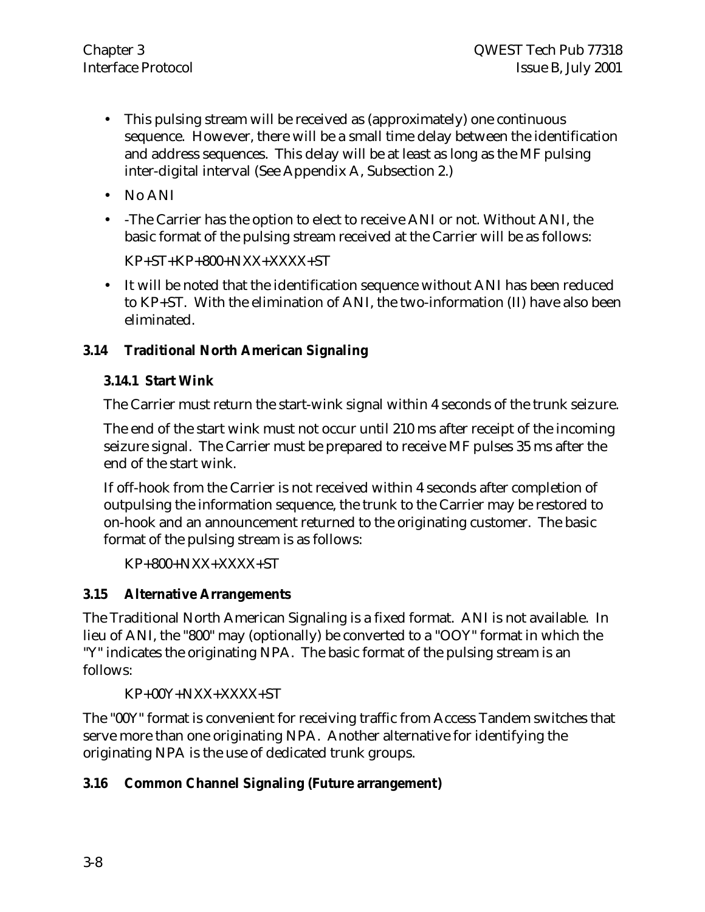- This pulsing stream will be received as (approximately) one continuous sequence. However, there will be a small time delay between the identification and address sequences. This delay will be at least as long as the MF pulsing inter-digital interval (See Appendix A, Subsection 2.)
- No ANI
- -The Carrier has the option to elect to receive ANI or not. Without ANI, the basic format of the pulsing stream received at the Carrier will be as follows:

  KP+ST+KP+800+NXX+XXXX+ST
- It will be noted that the identification sequence without ANI has been reduced to KP+ST. With the elimination of ANI, the two-information (II) have also been eliminated.

### 3.14 Traditional North American Signaling

#### 3.14.1 Start Wink

The Carrier must return the start-wink signal within 4 seconds of the trunk seizure.

The end of the start wink must not occur until 210 ms after receipt of the incoming seizure signal. The Carrier must be prepared to receive MF pulses 35 ms after the end of the start wink.

If off-hook from the Carrier is not received within 4 seconds after completion of outpulsing the information sequence, the trunk to the Carrier may be restored to on-hook and an announcement returned to the originating customer. The basic format of the pulsing stream is as follows:

KP+800+NXX+XXXX+ST

### 3.15 Alternative Arrangements

The Traditional North American Signaling is a fixed format. ANI is not available. In lieu of ANI, the "800" may (optionally) be converted to a "OOY" format in which the "Y" indicates the originating NPA. The basic format of the pulsing stream is an follows:

KP+00Y+NXX+XXXX+ST

The "00Y" format is convenient for receiving traffic from Access Tandem switches that serve more than one originating NPA. Another alternative for identifying the originating NPA is the use of dedicated trunk groups.

### 3.16 Common Channel Signaling (Future arrangement)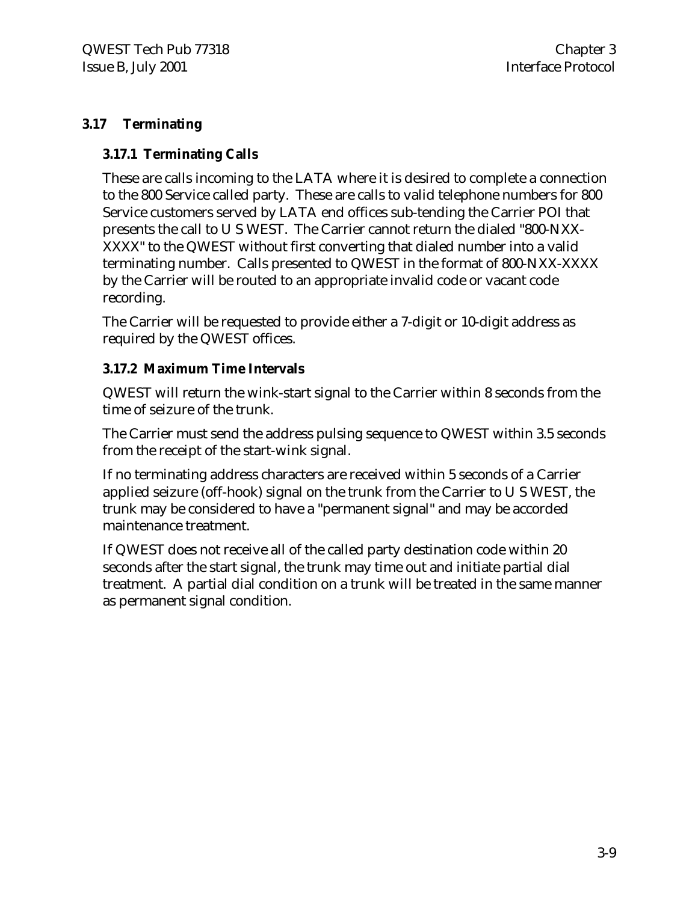## 3.17 Terminating

### 3.17.1 Terminating Calls

These are calls incoming to the LATA where it is desired to complete a connection to the 800 Service called party. These are calls to valid telephone numbers for 800 Service customers served by LATA end offices sub-tending the Carrier POI that presents the call to U S WEST. The Carrier cannot return the dialed "800-NXX-XXXX" to the QWEST without first converting that dialed number into a valid terminating number. Calls presented to QWEST in the format of 800-NXX-XXXX by the Carrier will be routed to an appropriate invalid code or vacant code recording.

The Carrier will be requested to provide either a 7-digit or 10-digit address as required by the QWEST offices.

### 3.17.2 Maximum Time Intervals

QWEST will return the wink-start signal to the Carrier within 8 seconds from the time of seizure of the trunk.

The Carrier must send the address pulsing sequence to QWEST within 3.5 seconds from the receipt of the start-wink signal.

If no terminating address characters are received within 5 seconds of a Carrier applied seizure (off-hook) signal on the trunk from the Carrier to U S WEST, the trunk may be considered to have a "permanent signal" and may be accorded maintenance treatment.

If QWEST does not receive all of the called party destination code within 20 seconds after the start signal, the trunk may time out and initiate partial dial treatment. A partial dial condition on a trunk will be treated in the same manner as permanent signal condition.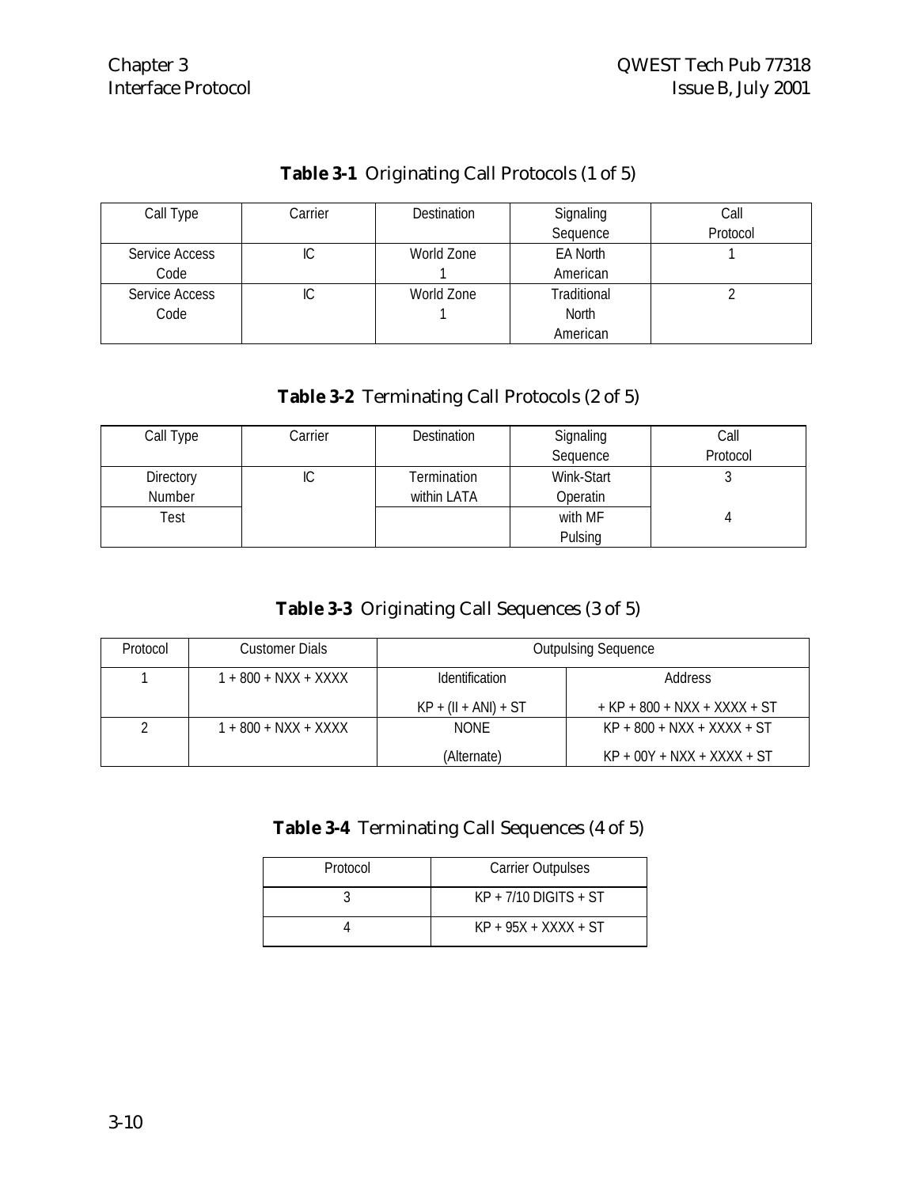**Table 3-1** Originating Call Protocols (1 of 5)

| Call Type | Carrier | Destination | Signaling Sequence | Call Protocol |
|---|---|---|---|---|
| Service Access Code | IC | World Zone 1 | EA North American | 1 |
| Service Access Code | IC | World Zone 1 | Traditional North American | 2 |

**Table 3-2** Terminating Call Protocols (2 of 5)

| Call Type | Carrier | Destination | Signaling Sequence | Call Protocol |
|---|---|---|---|---|
| Directory Number | IC | Termination within LATA | Wink-Start Operatin | 3 |
| Test | | | with MF Pulsing | 4 |

**Table 3-3** Originating Call Sequences (3 of 5)

| Protocol | Customer Dials | Outpulsing Sequence | |
|---|---|---|---|
| | | Identification | Address |
| 1 | 1 + 800 + NXX + XXXX | KP + (II + ANI) + ST | + KP + 800 + NXX + XXXX + ST |
| 2 | 1 + 800 + NXX + XXXX | NONE | KP + 800 + NXX + XXXX + ST |
| | | (Alternate) | KP + 00Y + NXX + XXXX + ST |

**Table 3-4** Terminating Call Sequences (4 of 5)

| Protocol | Carrier Outpulses |
|---|---|
| 3 | KP + 7/10 DIGITS + ST |
| 4 | KP + 95X + XXXX + ST |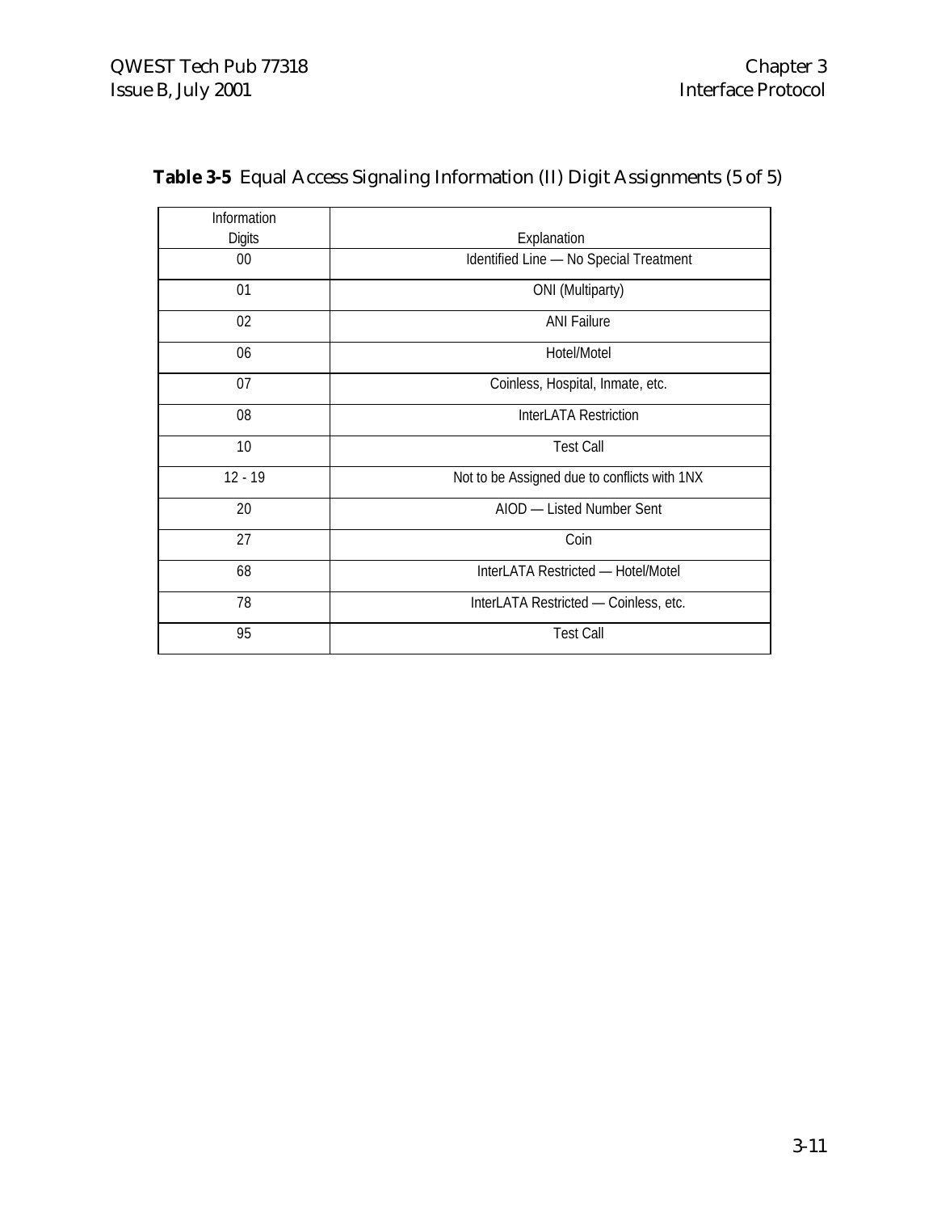**Table 3-5** Equal Access Signaling Information (II) Digit Assignments (5 of 5)

| Information Digits | Explanation |
|---|---|
| 00 | Identified Line — No Special Treatment |
| 01 | ONI (Multiparty) |
| 02 | ANI Failure |
| 06 | Hotel/Motel |
| 07 | Coinless, Hospital, Inmate, etc. |
| 08 | InterLATA Restriction |
| 10 | Test Call |
| 12 - 19 | Not to be Assigned due to conflicts with 1NX |
| 20 | AIOD — Listed Number Sent |
| 27 | Coin |
| 68 | InterLATA Restricted — Hotel/Motel |
| 78 | InterLATA Restricted — Coinless, etc. |
| 95 | Test Call |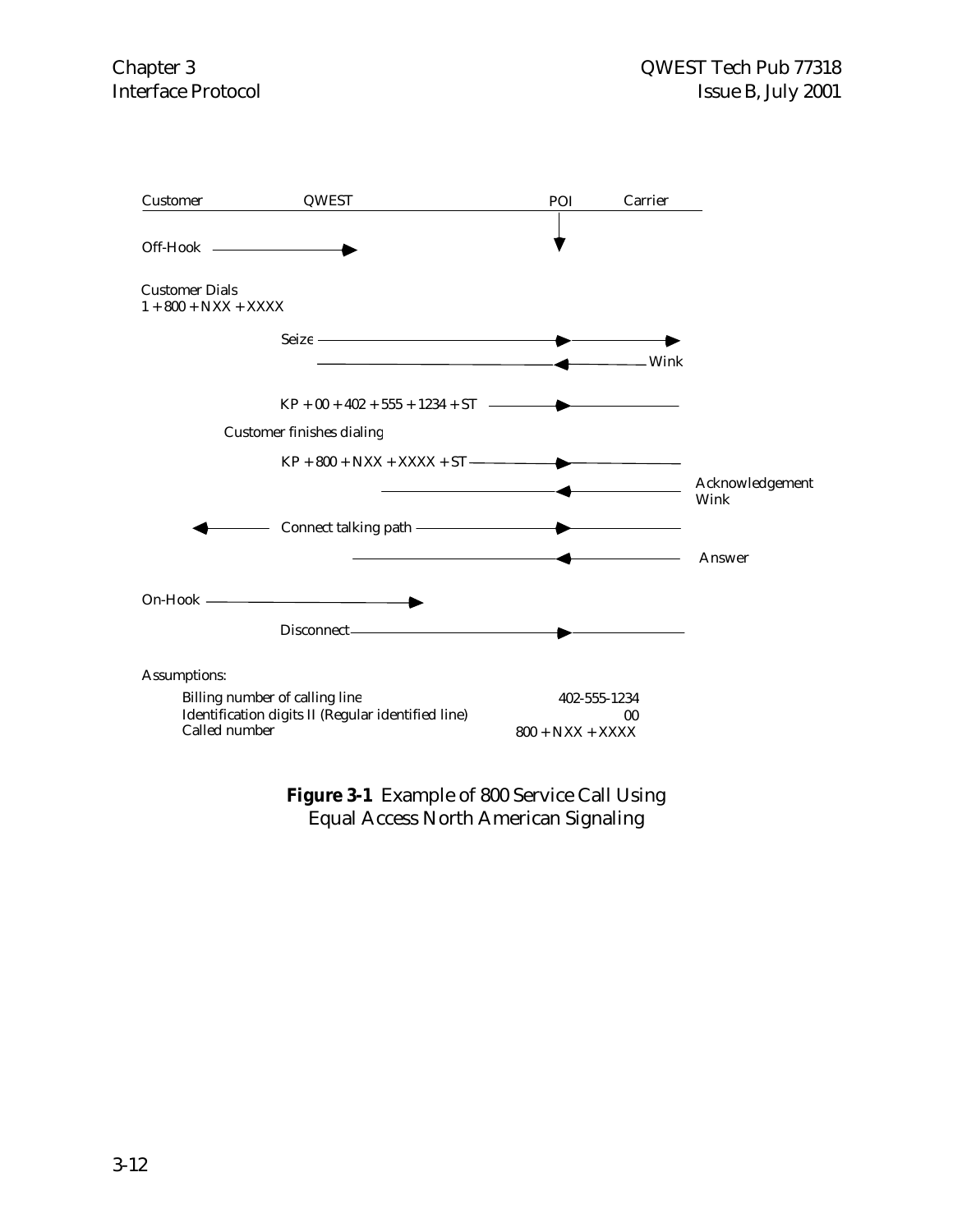Customer QWEST POI Carrier

Off-Hook →

Customer Dials
1 + 800 + NXX + XXXX

Seize →

← Wink

KP + 00 + 402 + 555 + 1234 + ST →

Customer finishes dialing

KP + 800 + NXX + XXXX + ST →

← Acknowledgement Wink

← Connect talking path →

← Answer

On-Hook →

Disconnect →

Assumptions:

| | |
|---|---|
| Billing number of calling line | 402-555-1234 |
| Identification digits II (Regular identified line) | 00 |
| Called number | 800 + NXX + XXXX |

**Figure 3-1** Example of 800 Service Call Using Equal Access North American Signaling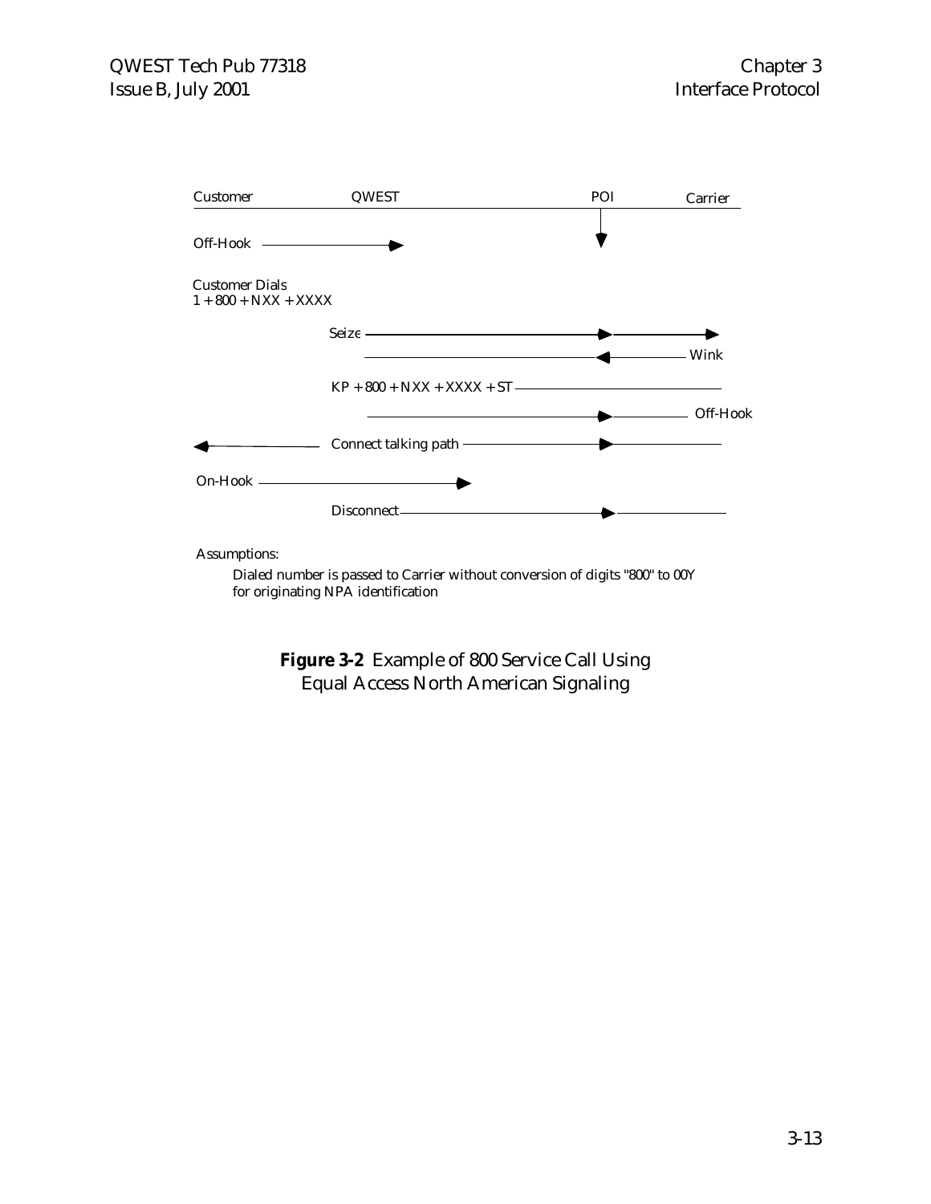| Customer | QWEST | POI | Carrier |
|---|---|---|---|
| Off-Hook → | | | |
| Customer Dials 1 + 800 + NXX + XXXX | | | |
| | Seize → | → | → |
| | ← | ← | Wink |
| | KP + 800 + NXX + XXXX + ST → | → | |
| | → | → | Off-Hook |
| ← | Connect talking path → | → | |
| On-Hook → | | | |
| | Disconnect → | → | |

Assumptions:

Dialed number is passed to Carrier without conversion of digits "800" to 00Y for originating NPA identification

**Figure 3-2** Example of 800 Service Call Using Equal Access North American Signaling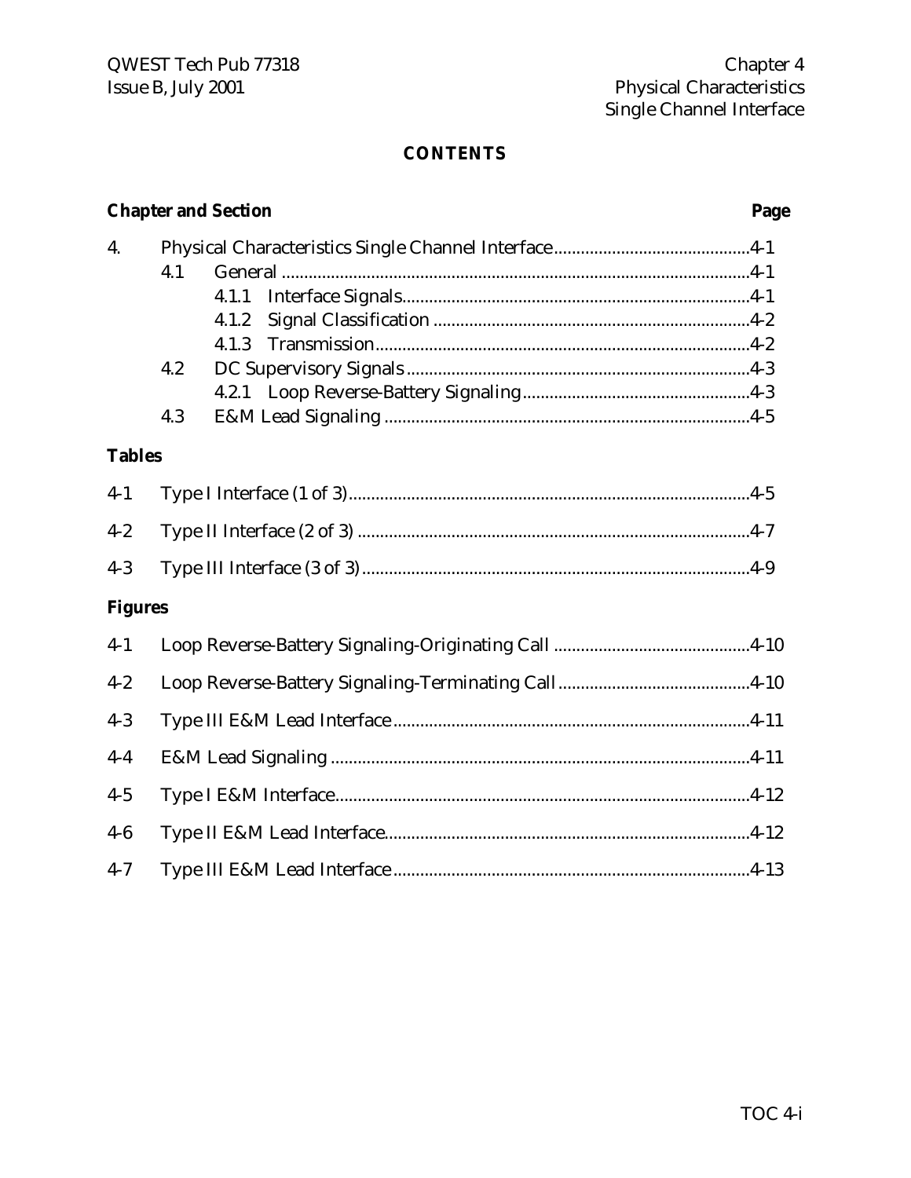**CONTENTS**

| Chapter and Section | | | Page |
|---|---|---|---|
| 4. | Physical Characteristics Single Channel Interface | | 4-1 |
| | 4.1 | General | 4-1 |
| | | 4.1.1 Interface Signals | 4-1 |
| | | 4.1.2 Signal Classification | 4-2 |
| | | 4.1.3 Transmission | 4-2 |
| | 4.2 | DC Supervisory Signals | 4-3 |
| | | 4.2.1 Loop Reverse-Battery Signaling | 4-3 |
| | 4.3 | E&M Lead Signaling | 4-5 |

**Tables**

| | | |
|---|---|---|
| 4-1 | Type I Interface (1 of 3) | 4-5 |
| 4-2 | Type II Interface (2 of 3) | 4-7 |
| 4-3 | Type III Interface (3 of 3) | 4-9 |

**Figures**

| | | |
|---|---|---|
| 4-1 | Loop Reverse-Battery Signaling-Originating Call | 4-10 |
| 4-2 | Loop Reverse-Battery Signaling-Terminating Call | 4-10 |
| 4-3 | Type III E&M Lead Interface | 4-11 |
| 4-4 | E&M Lead Signaling | 4-11 |
| 4-5 | Type I E&M Interface | 4-12 |
| 4-6 | Type II E&M Lead Interface | 4-12 |
| 4-7 | Type III E&M Lead Interface | 4-13 |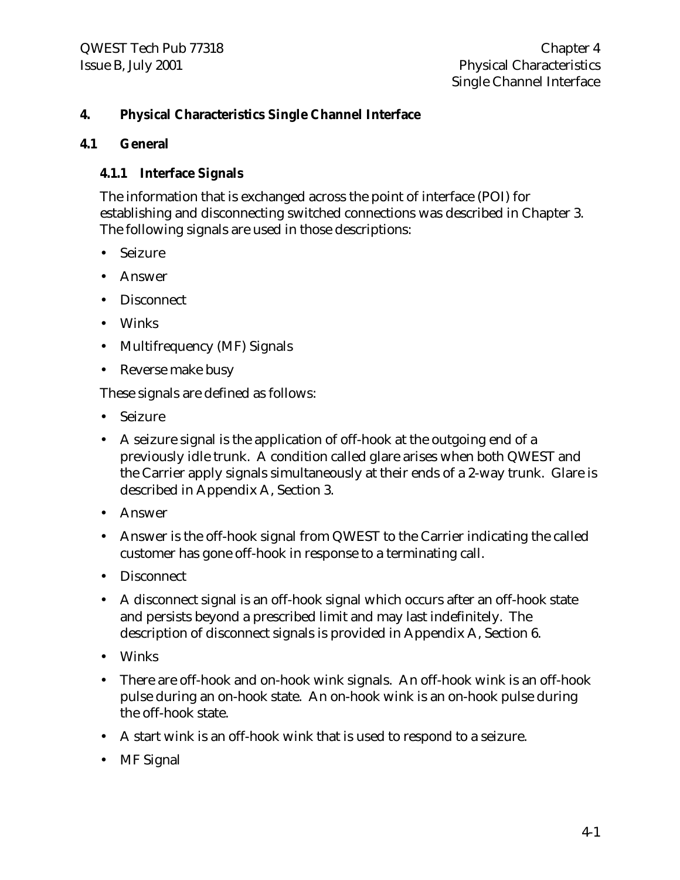# 4. Physical Characteristics Single Channel Interface

## 4.1 General

### 4.1.1 Interface Signals

The information that is exchanged across the point of interface (POI) for establishing and disconnecting switched connections was described in Chapter 3. The following signals are used in those descriptions:

- Seizure
- Answer
- Disconnect
- Winks
- Multifrequency (MF) Signals
- Reverse make busy

These signals are defined as follows:

- Seizure
- A seizure signal is the application of off-hook at the outgoing end of a previously idle trunk. A condition called glare arises when both QWEST and the Carrier apply signals simultaneously at their ends of a 2-way trunk. Glare is described in Appendix A, Section 3.
- Answer
- Answer is the off-hook signal from QWEST to the Carrier indicating the called customer has gone off-hook in response to a terminating call.
- Disconnect
- A disconnect signal is an off-hook signal which occurs after an off-hook state and persists beyond a prescribed limit and may last indefinitely. The description of disconnect signals is provided in Appendix A, Section 6.
- Winks
- There are off-hook and on-hook wink signals. An off-hook wink is an off-hook pulse during an on-hook state. An on-hook wink is an on-hook pulse during the off-hook state.
- A start wink is an off-hook wink that is used to respond to a seizure.
- MF Signal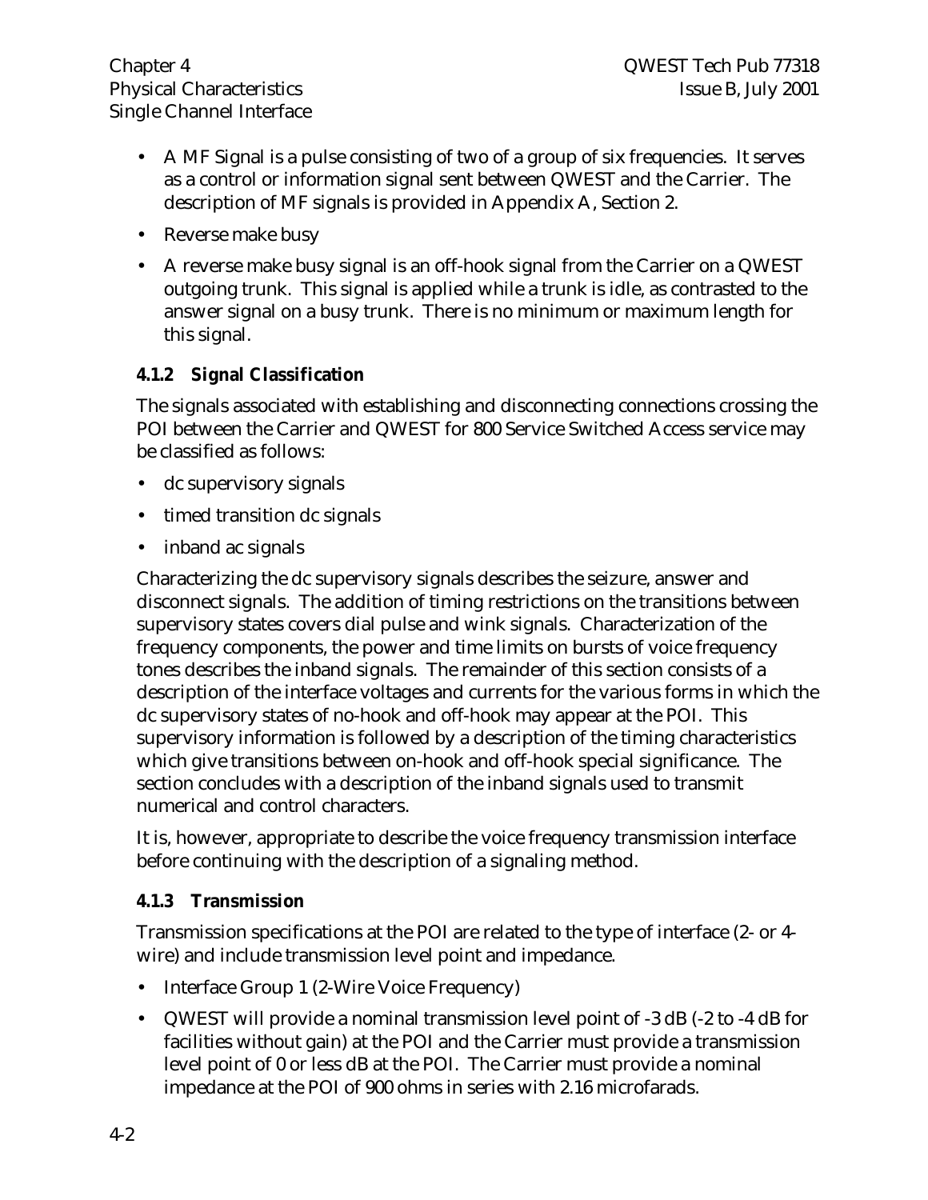- A MF Signal is a pulse consisting of two of a group of six frequencies. It serves as a control or information signal sent between QWEST and the Carrier. The description of MF signals is provided in Appendix A, Section 2.
- Reverse make busy
- A reverse make busy signal is an off-hook signal from the Carrier on a QWEST outgoing trunk. This signal is applied while a trunk is idle, as contrasted to the answer signal on a busy trunk. There is no minimum or maximum length for this signal.

### 4.1.2 Signal Classification

The signals associated with establishing and disconnecting connections crossing the POI between the Carrier and QWEST for 800 Service Switched Access service may be classified as follows:

- dc supervisory signals
- timed transition dc signals
- inband ac signals

Characterizing the dc supervisory signals describes the seizure, answer and disconnect signals. The addition of timing restrictions on the transitions between supervisory states covers dial pulse and wink signals. Characterization of the frequency components, the power and time limits on bursts of voice frequency tones describes the inband signals. The remainder of this section consists of a description of the interface voltages and currents for the various forms in which the dc supervisory states of no-hook and off-hook may appear at the POI. This supervisory information is followed by a description of the timing characteristics which give transitions between on-hook and off-hook special significance. The section concludes with a description of the inband signals used to transmit numerical and control characters.

It is, however, appropriate to describe the voice frequency transmission interface before continuing with the description of a signaling method.

### 4.1.3 Transmission

Transmission specifications at the POI are related to the type of interface (2- or 4-wire) and include transmission level point and impedance.

- Interface Group 1 (2-Wire Voice Frequency)
- QWEST will provide a nominal transmission level point of -3 dB (-2 to -4 dB for facilities without gain) at the POI and the Carrier must provide a transmission level point of 0 or less dB at the POI. The Carrier must provide a nominal impedance at the POI of 900 ohms in series with 2.16 microfarads.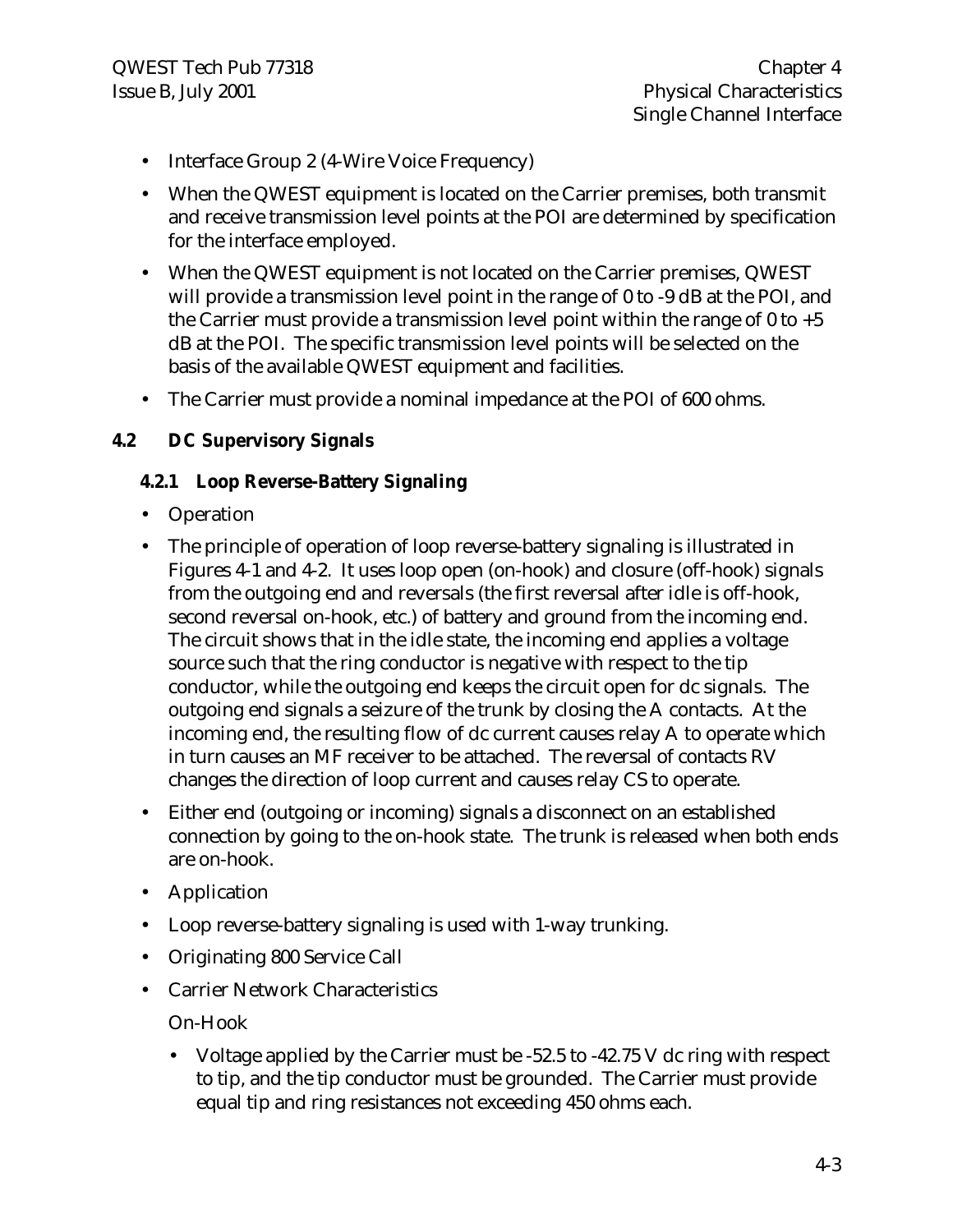- Interface Group 2 (4-Wire Voice Frequency)
- When the QWEST equipment is located on the Carrier premises, both transmit and receive transmission level points at the POI are determined by specification for the interface employed.
- When the QWEST equipment is not located on the Carrier premises, QWEST will provide a transmission level point in the range of 0 to -9 dB at the POI, and the Carrier must provide a transmission level point within the range of 0 to +5 dB at the POI. The specific transmission level points will be selected on the basis of the available QWEST equipment and facilities.
- The Carrier must provide a nominal impedance at the POI of 600 ohms.

## 4.2 DC Supervisory Signals

### 4.2.1 Loop Reverse-Battery Signaling

- Operation
- The principle of operation of loop reverse-battery signaling is illustrated in Figures 4-1 and 4-2. It uses loop open (on-hook) and closure (off-hook) signals from the outgoing end and reversals (the first reversal after idle is off-hook, second reversal on-hook, etc.) of battery and ground from the incoming end. The circuit shows that in the idle state, the incoming end applies a voltage source such that the ring conductor is negative with respect to the tip conductor, while the outgoing end keeps the circuit open for dc signals. The outgoing end signals a seizure of the trunk by closing the A contacts. At the incoming end, the resulting flow of dc current causes relay A to operate which in turn causes an MF receiver to be attached. The reversal of contacts RV changes the direction of loop current and causes relay CS to operate.
- Either end (outgoing or incoming) signals a disconnect on an established connection by going to the on-hook state. The trunk is released when both ends are on-hook.
- Application
- Loop reverse-battery signaling is used with 1-way trunking.
- Originating 800 Service Call
- Carrier Network Characteristics

  On-Hook

  - Voltage applied by the Carrier must be -52.5 to -42.75 V dc ring with respect to tip, and the tip conductor must be grounded. The Carrier must provide equal tip and ring resistances not exceeding 450 ohms each.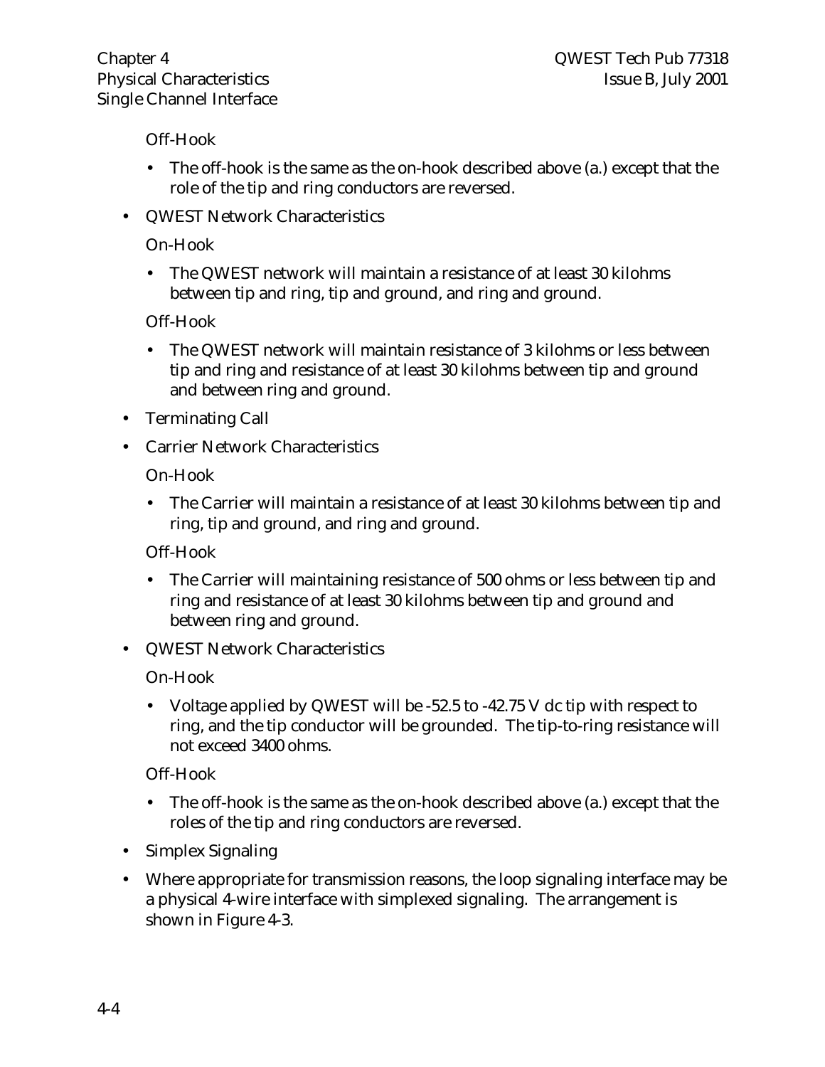Off-Hook

- The off-hook is the same as the on-hook described above (a.) except that the role of the tip and ring conductors are reversed.

- QWEST Network Characteristics

  On-Hook

  - The QWEST network will maintain a resistance of at least 30 kilohms between tip and ring, tip and ground, and ring and ground.

  Off-Hook

  - The QWEST network will maintain resistance of 3 kilohms or less between tip and ring and resistance of at least 30 kilohms between tip and ground and between ring and ground.

- Terminating Call

- Carrier Network Characteristics

  On-Hook

  - The Carrier will maintain a resistance of at least 30 kilohms between tip and ring, tip and ground, and ring and ground.

  Off-Hook

  - The Carrier will maintaining resistance of 500 ohms or less between tip and ring and resistance of at least 30 kilohms between tip and ground and between ring and ground.

- QWEST Network Characteristics

  On-Hook

  - Voltage applied by QWEST will be -52.5 to -42.75 V dc tip with respect to ring, and the tip conductor will be grounded. The tip-to-ring resistance will not exceed 3400 ohms.

  Off-Hook

  - The off-hook is the same as the on-hook described above (a.) except that the roles of the tip and ring conductors are reversed.

- Simplex Signaling

- Where appropriate for transmission reasons, the loop signaling interface may be a physical 4-wire interface with simplexed signaling. The arrangement is shown in Figure 4-3.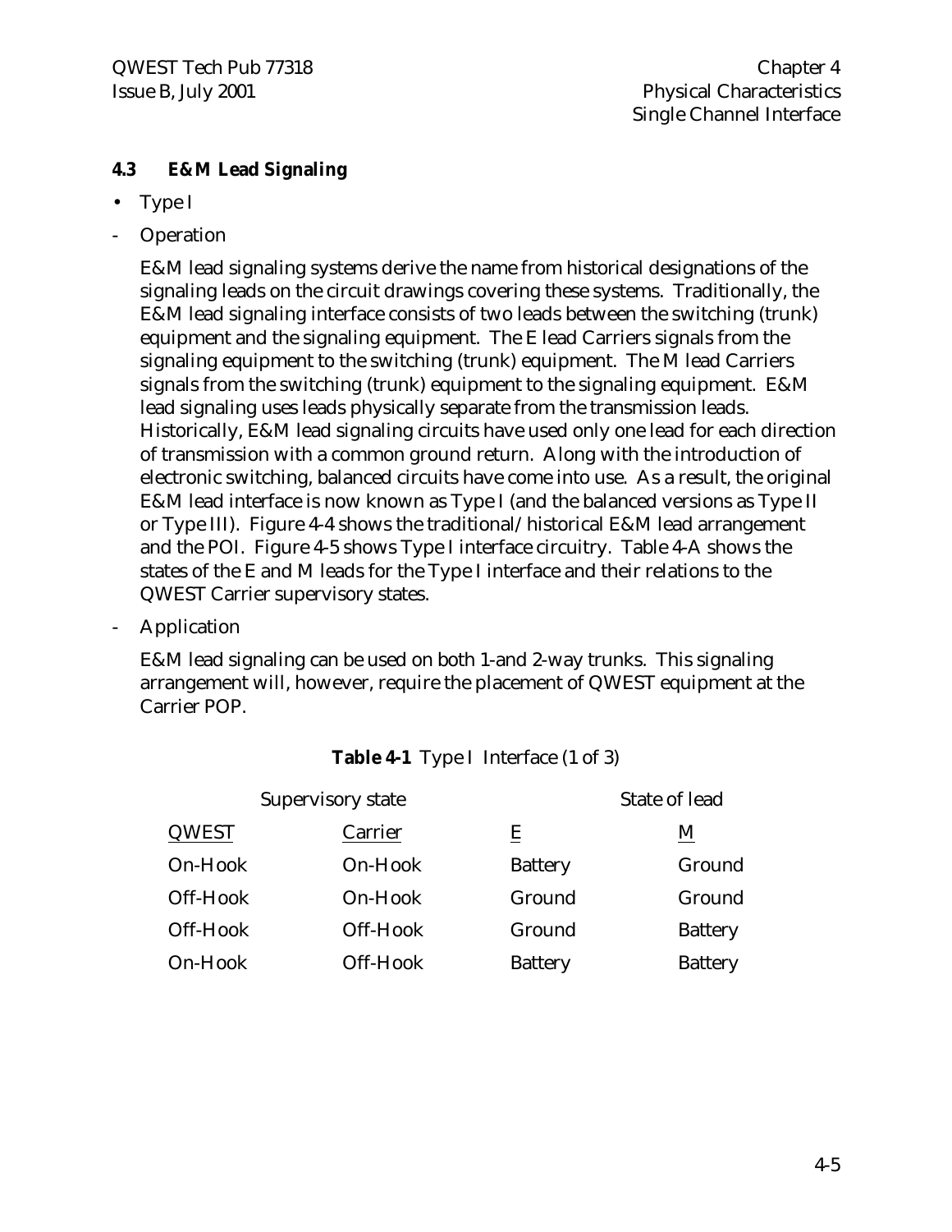### 4.3 E&M Lead Signaling

- Type I

- Operation

  E&M lead signaling systems derive the name from historical designations of the signaling leads on the circuit drawings covering these systems. Traditionally, the E&M lead signaling interface consists of two leads between the switching (trunk) equipment and the signaling equipment. The E lead Carriers signals from the signaling equipment to the switching (trunk) equipment. The M lead Carriers signals from the switching (trunk) equipment to the signaling equipment. E&M lead signaling uses leads physically separate from the transmission leads. Historically, E&M lead signaling circuits have used only one lead for each direction of transmission with a common ground return. Along with the introduction of electronic switching, balanced circuits have come into use. As a result, the original E&M lead interface is now known as Type I (and the balanced versions as Type II or Type III). Figure 4-4 shows the traditional/historical E&M lead arrangement and the POI. Figure 4-5 shows Type I interface circuitry. Table 4-A shows the states of the E and M leads for the Type I interface and their relations to the QWEST Carrier supervisory states.

- Application

  E&M lead signaling can be used on both 1-and 2-way trunks. This signaling arrangement will, however, require the placement of QWEST equipment at the Carrier POP.

**Table 4-1** Type I Interface (1 of 3)

| Supervisory state | | State of lead | |
|---|---|---|---|
| QWEST | Carrier | E | M |
| On-Hook | On-Hook | Battery | Ground |
| Off-Hook | On-Hook | Ground | Ground |
| Off-Hook | Off-Hook | Ground | Battery |
| On-Hook | Off-Hook | Battery | Battery |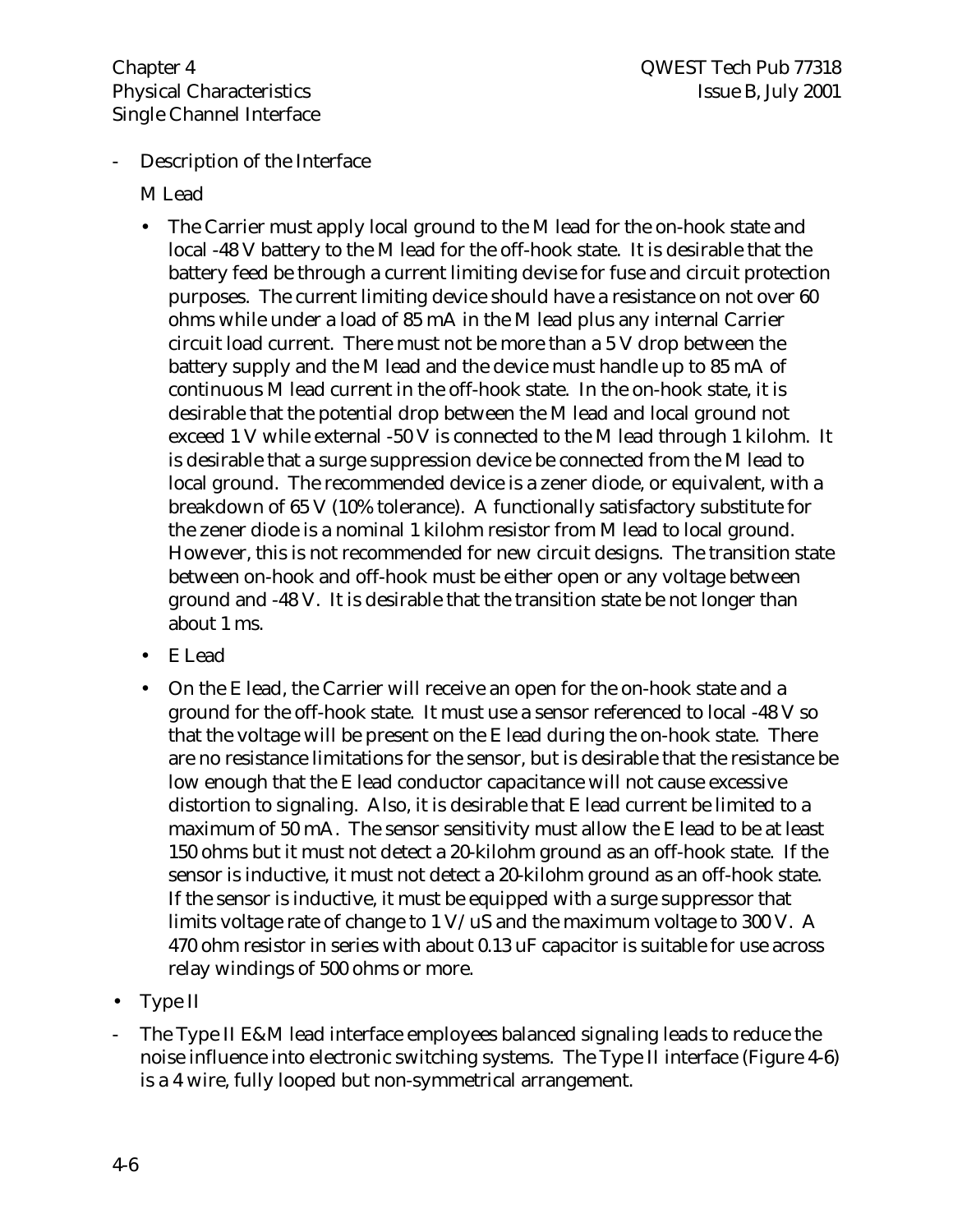- Description of the Interface

  M Lead

  - The Carrier must apply local ground to the M lead for the on-hook state and local -48 V battery to the M lead for the off-hook state. It is desirable that the battery feed be through a current limiting devise for fuse and circuit protection purposes. The current limiting device should have a resistance on not over 60 ohms while under a load of 85 mA in the M lead plus any internal Carrier circuit load current. There must not be more than a 5 V drop between the battery supply and the M lead and the device must handle up to 85 mA of continuous M lead current in the off-hook state. In the on-hook state, it is desirable that the potential drop between the M lead and local ground not exceed 1 V while external -50 V is connected to the M lead through 1 kilohm. It is desirable that a surge suppression device be connected from the M lead to local ground. The recommended device is a zener diode, or equivalent, with a breakdown of 65 V (10% tolerance). A functionally satisfactory substitute for the zener diode is a nominal 1 kilohm resistor from M lead to local ground. However, this is not recommended for new circuit designs. The transition state between on-hook and off-hook must be either open or any voltage between ground and -48 V. It is desirable that the transition state be not longer than about 1 ms.
  - E Lead
  - On the E lead, the Carrier will receive an open for the on-hook state and a ground for the off-hook state. It must use a sensor referenced to local -48 V so that the voltage will be present on the E lead during the on-hook state. There are no resistance limitations for the sensor, but is desirable that the resistance be low enough that the E lead conductor capacitance will not cause excessive distortion to signaling. Also, it is desirable that E lead current be limited to a maximum of 50 mA. The sensor sensitivity must allow the E lead to be at least 150 ohms but it must not detect a 20-kilohm ground as an off-hook state. If the sensor is inductive, it must not detect a 20-kilohm ground as an off-hook state. If the sensor is inductive, it must be equipped with a surge suppressor that limits voltage rate of change to 1 V/uS and the maximum voltage to 300 V. A 470 ohm resistor in series with about 0.13 uF capacitor is suitable for use across relay windings of 500 ohms or more.

- Type II

- The Type II E&M lead interface employees balanced signaling leads to reduce the noise influence into electronic switching systems. The Type II interface (Figure 4-6) is a 4 wire, fully looped but non-symmetrical arrangement.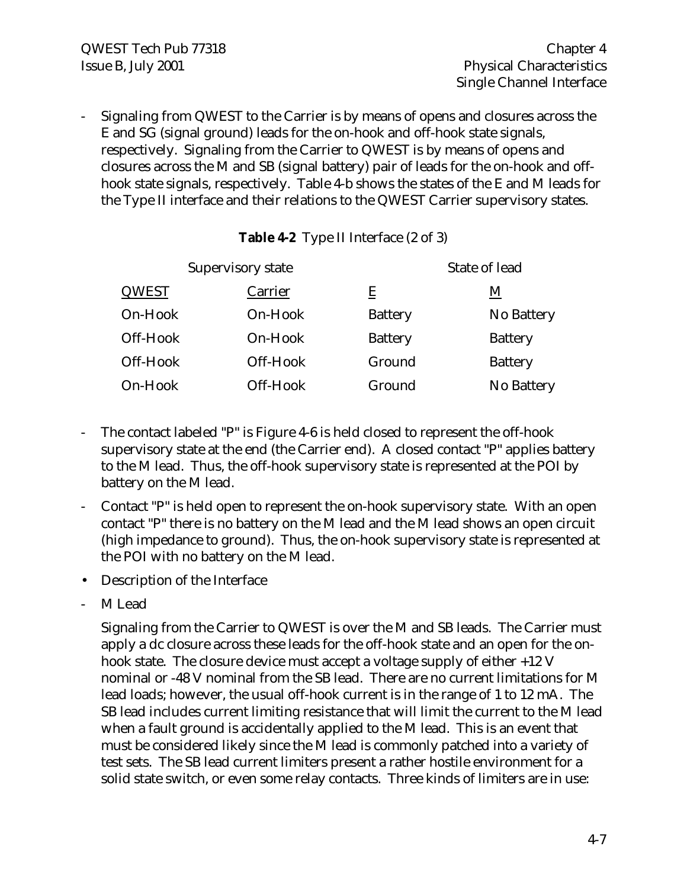- Signaling from QWEST to the Carrier is by means of opens and closures across the E and SG (signal ground) leads for the on-hook and off-hook state signals, respectively. Signaling from the Carrier to QWEST is by means of opens and closures across the M and SB (signal battery) pair of leads for the on-hook and off-hook state signals, respectively. Table 4-b shows the states of the E and M leads for the Type II interface and their relations to the QWEST Carrier supervisory states.

**Table 4-2** Type II Interface (2 of 3)

| Supervisory state | | State of lead | |
|---|---|---|---|
| QWEST | Carrier | E | M |
| On-Hook | On-Hook | Battery | No Battery |
| Off-Hook | On-Hook | Battery | Battery |
| Off-Hook | Off-Hook | Ground | Battery |
| On-Hook | Off-Hook | Ground | No Battery |

- The contact labeled "P" is Figure 4-6 is held closed to represent the off-hook supervisory state at the end (the Carrier end). A closed contact "P" applies battery to the M lead. Thus, the off-hook supervisory state is represented at the POI by battery on the M lead.
- Contact "P" is held open to represent the on-hook supervisory state. With an open contact "P" there is no battery on the M lead and the M lead shows an open circuit (high impedance to ground). Thus, the on-hook supervisory state is represented at the POI with no battery on the M lead.

- Description of the Interface

- M Lead

  Signaling from the Carrier to QWEST is over the M and SB leads. The Carrier must apply a dc closure across these leads for the off-hook state and an open for the on-hook state. The closure device must accept a voltage supply of either +12 V nominal or -48 V nominal from the SB lead. There are no current limitations for M lead loads; however, the usual off-hook current is in the range of 1 to 12 mA. The SB lead includes current limiting resistance that will limit the current to the M lead when a fault ground is accidentally applied to the M lead. This is an event that must be considered likely since the M lead is commonly patched into a variety of test sets. The SB lead current limiters present a rather hostile environment for a solid state switch, or even some relay contacts. Three kinds of limiters are in use: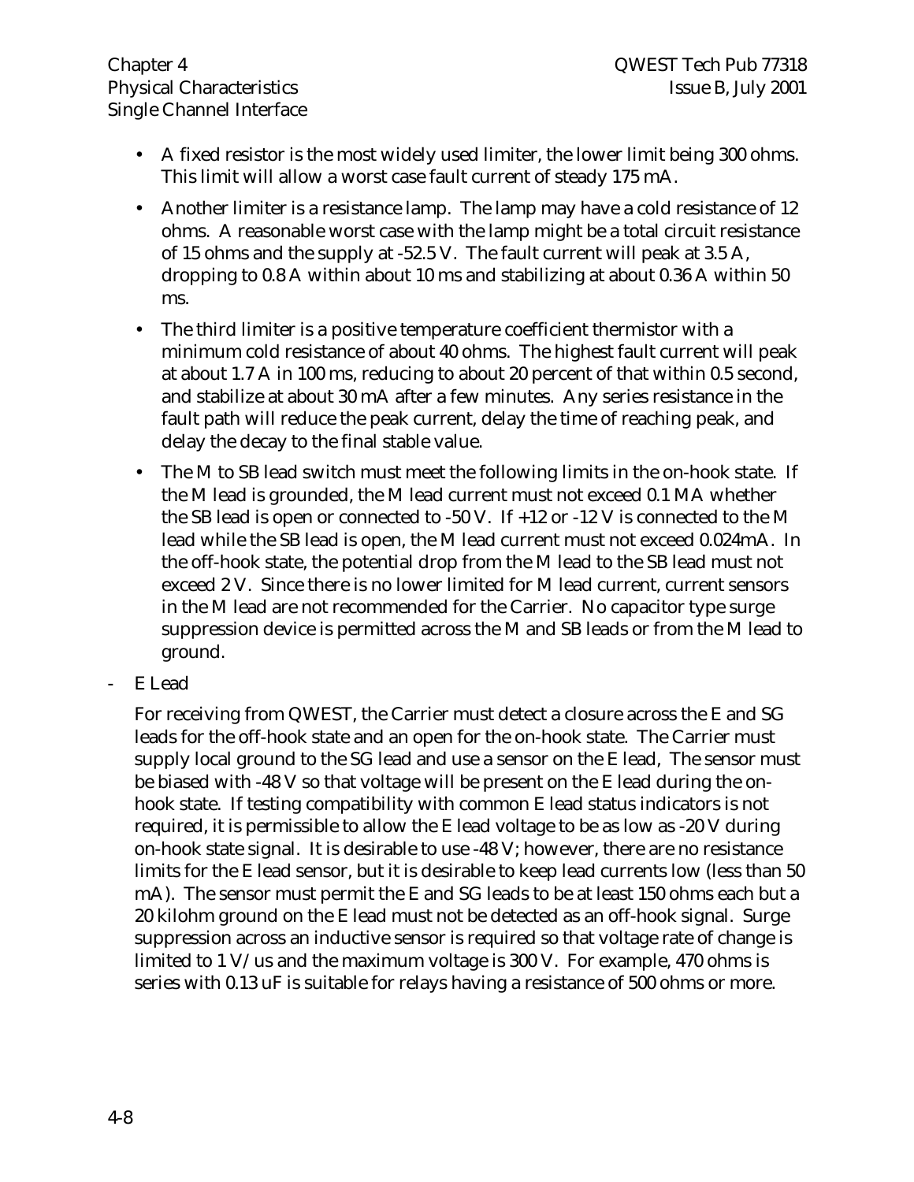- A fixed resistor is the most widely used limiter, the lower limit being 300 ohms. This limit will allow a worst case fault current of steady 175 mA.
- Another limiter is a resistance lamp. The lamp may have a cold resistance of 12 ohms. A reasonable worst case with the lamp might be a total circuit resistance of 15 ohms and the supply at -52.5 V. The fault current will peak at 3.5 A, dropping to 0.8 A within about 10 ms and stabilizing at about 0.36 A within 50 ms.
- The third limiter is a positive temperature coefficient thermistor with a minimum cold resistance of about 40 ohms. The highest fault current will peak at about 1.7 A in 100 ms, reducing to about 20 percent of that within 0.5 second, and stabilize at about 30 mA after a few minutes. Any series resistance in the fault path will reduce the peak current, delay the time of reaching peak, and delay the decay to the final stable value.
- The M to SB lead switch must meet the following limits in the on-hook state. If the M lead is grounded, the M lead current must not exceed 0.1 MA whether the SB lead is open or connected to -50 V. If +12 or -12 V is connected to the M lead while the SB lead is open, the M lead current must not exceed 0.024mA. In the off-hook state, the potential drop from the M lead to the SB lead must not exceed 2 V. Since there is no lower limited for M lead current, current sensors in the M lead are not recommended for the Carrier. No capacitor type surge suppression device is permitted across the M and SB leads or from the M lead to ground.

- E Lead

  For receiving from QWEST, the Carrier must detect a closure across the E and SG leads for the off-hook state and an open for the on-hook state. The Carrier must supply local ground to the SG lead and use a sensor on the E lead, The sensor must be biased with -48 V so that voltage will be present on the E lead during the on-hook state. If testing compatibility with common E lead status indicators is not required, it is permissible to allow the E lead voltage to be as low as -20 V during on-hook state signal. It is desirable to use -48 V; however, there are no resistance limits for the E lead sensor, but it is desirable to keep lead currents low (less than 50 mA). The sensor must permit the E and SG leads to be at least 150 ohms each but a 20 kilohm ground on the E lead must not be detected as an off-hook signal. Surge suppression across an inductive sensor is required so that voltage rate of change is limited to 1 V/us and the maximum voltage is 300 V. For example, 470 ohms is series with 0.13 uF is suitable for relays having a resistance of 500 ohms or more.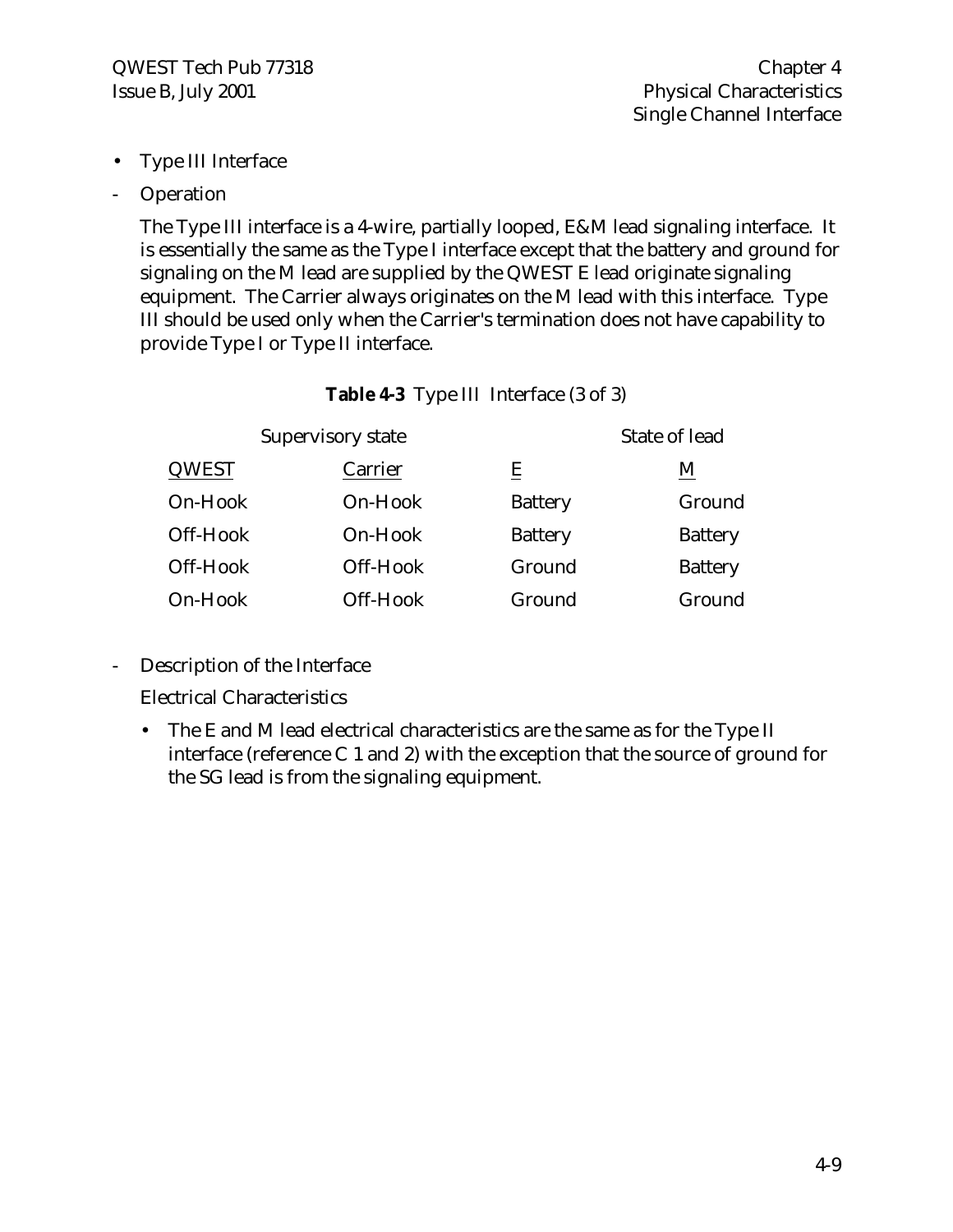- Type III Interface

- Operation

  The Type III interface is a 4-wire, partially looped, E&M lead signaling interface. It is essentially the same as the Type I interface except that the battery and ground for signaling on the M lead are supplied by the QWEST E lead originate signaling equipment. The Carrier always originates on the M lead with this interface. Type III should be used only when the Carrier's termination does not have capability to provide Type I or Type II interface.

**Table 4-3** Type III Interface (3 of 3)

| Supervisory state | | State of lead | |
|---|---|---|---|
| QWEST | Carrier | E | M |
| On-Hook | On-Hook | Battery | Ground |
| Off-Hook | On-Hook | Battery | Battery |
| Off-Hook | Off-Hook | Ground | Battery |
| On-Hook | Off-Hook | Ground | Ground |

- Description of the Interface

  Electrical Characteristics

  - The E and M lead electrical characteristics are the same as for the Type II interface (reference C 1 and 2) with the exception that the source of ground for the SG lead is from the signaling equipment.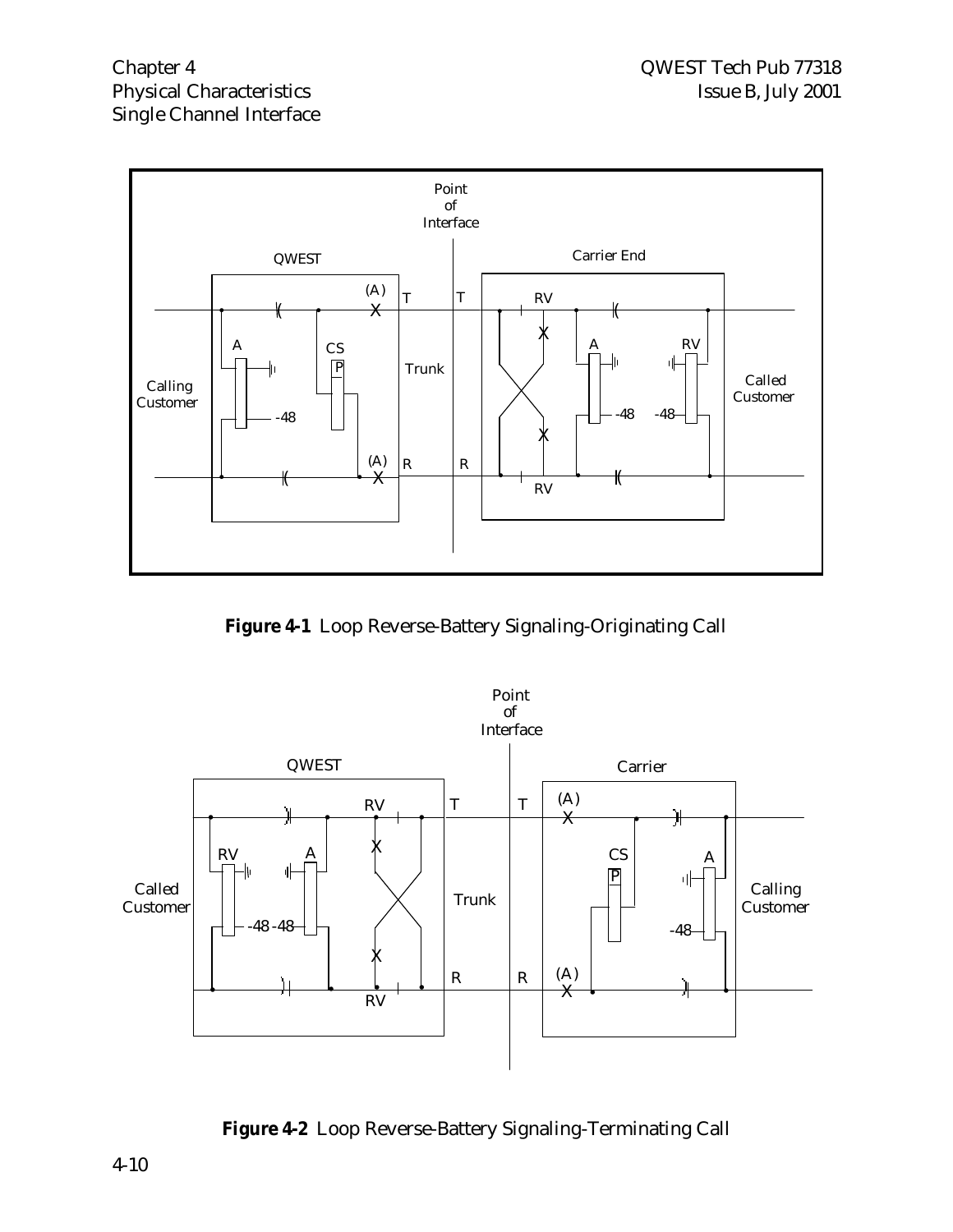**Figure 4-1** Loop Reverse-Battery Signaling-Originating Call

**Figure 4-2** Loop Reverse-Battery Signaling-Terminating Call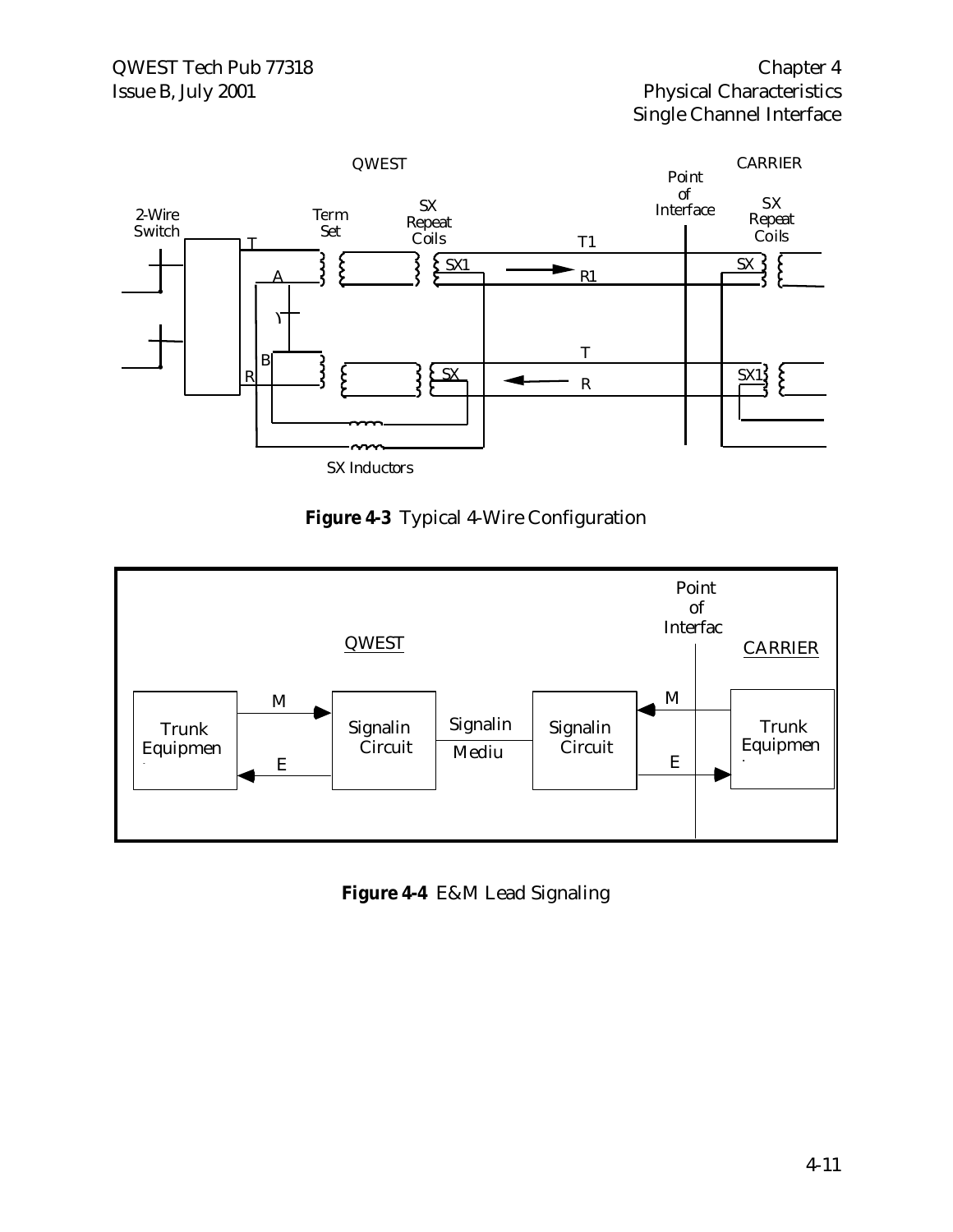**Figure 4-3** Typical 4-Wire Configuration

**Figure 4-4** E&M Lead Signaling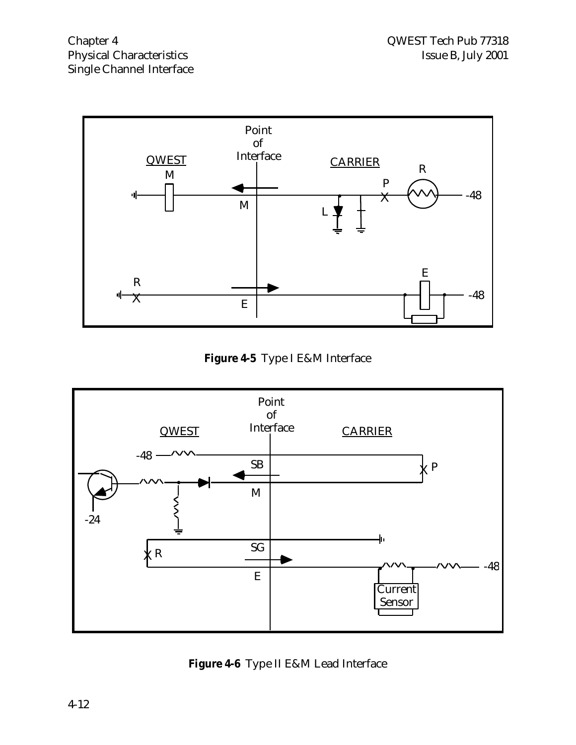**Figure 4-5** Type I E&M Interface

**Figure 4-6** Type II E&M Lead Interface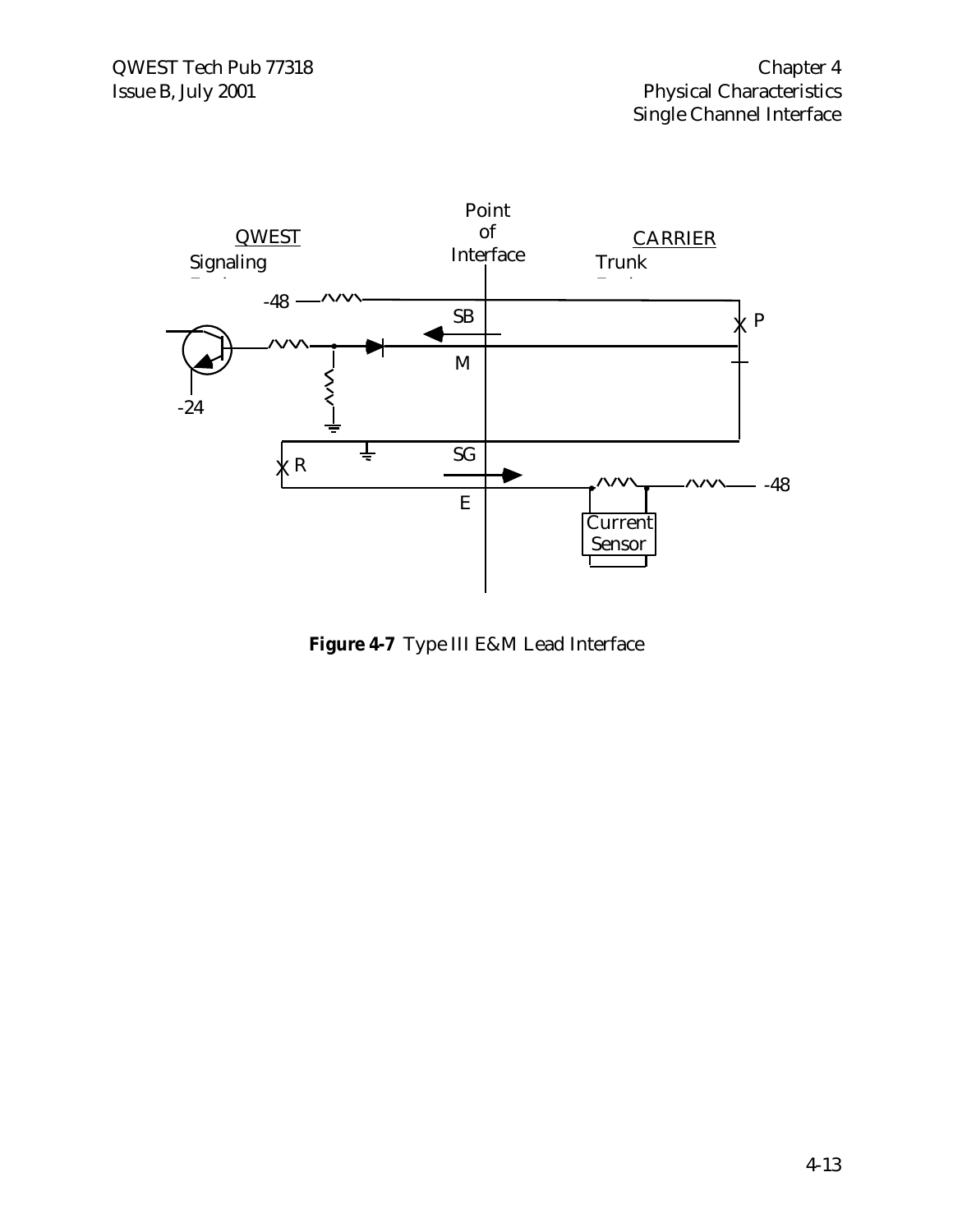Point of Interface

QWEST Signaling

CARRIER Trunk

-48

SB

P

M

-24

SG

R

E

-48

Current Sensor

**Figure 4-7** Type III E&M Lead Interface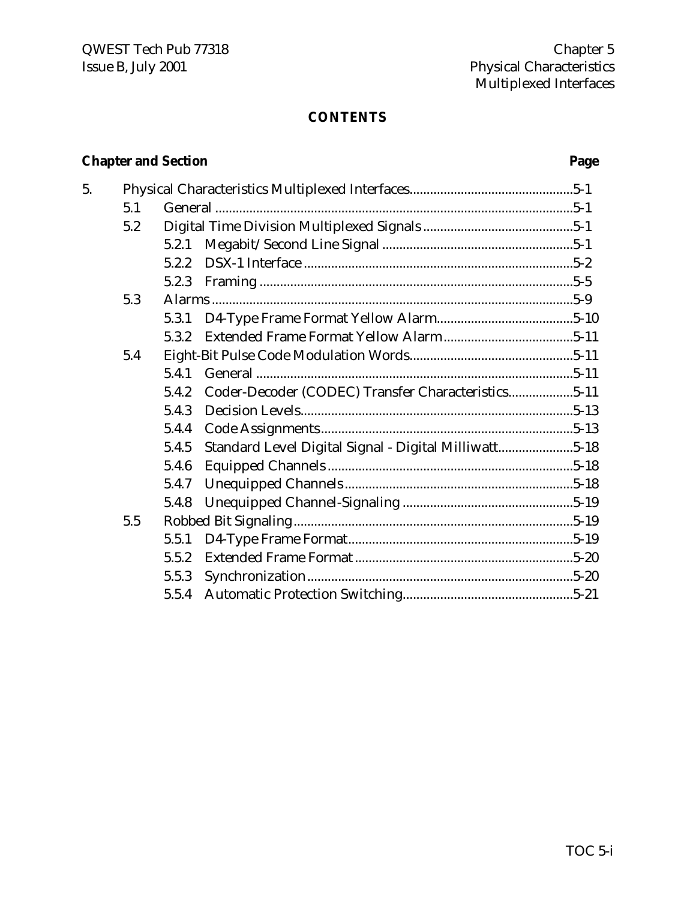# CONTENTS

| Chapter and Section | | | Page |
|---|---|---|---|
| 5. | Physical Characteristics Multiplexed Interfaces | | 5-1 |
| | 5.1 | General | 5-1 |
| | 5.2 | Digital Time Division Multiplexed Signals | 5-1 |
| | | 5.2.1 Megabit/Second Line Signal | 5-1 |
| | | 5.2.2 DSX-1 Interface | 5-2 |
| | | 5.2.3 Framing | 5-5 |
| | 5.3 | Alarms | 5-9 |
| | | 5.3.1 D4-Type Frame Format Yellow Alarm | 5-10 |
| | | 5.3.2 Extended Frame Format Yellow Alarm | 5-11 |
| | 5.4 | Eight-Bit Pulse Code Modulation Words | 5-11 |
| | | 5.4.1 General | 5-11 |
| | | 5.4.2 Coder-Decoder (CODEC) Transfer Characteristics | 5-11 |
| | | 5.4.3 Decision Levels | 5-13 |
| | | 5.4.4 Code Assignments | 5-13 |
| | | 5.4.5 Standard Level Digital Signal - Digital Milliwatt | 5-18 |
| | | 5.4.6 Equipped Channels | 5-18 |
| | | 5.4.7 Unequipped Channels | 5-18 |
| | | 5.4.8 Unequipped Channel-Signaling | 5-19 |
| | 5.5 | Robbed Bit Signaling | 5-19 |
| | | 5.5.1 D4-Type Frame Format | 5-19 |
| | | 5.5.2 Extended Frame Format | 5-20 |
| | | 5.5.3 Synchronization | 5-20 |
| | | 5.5.4 Automatic Protection Switching | 5-21 |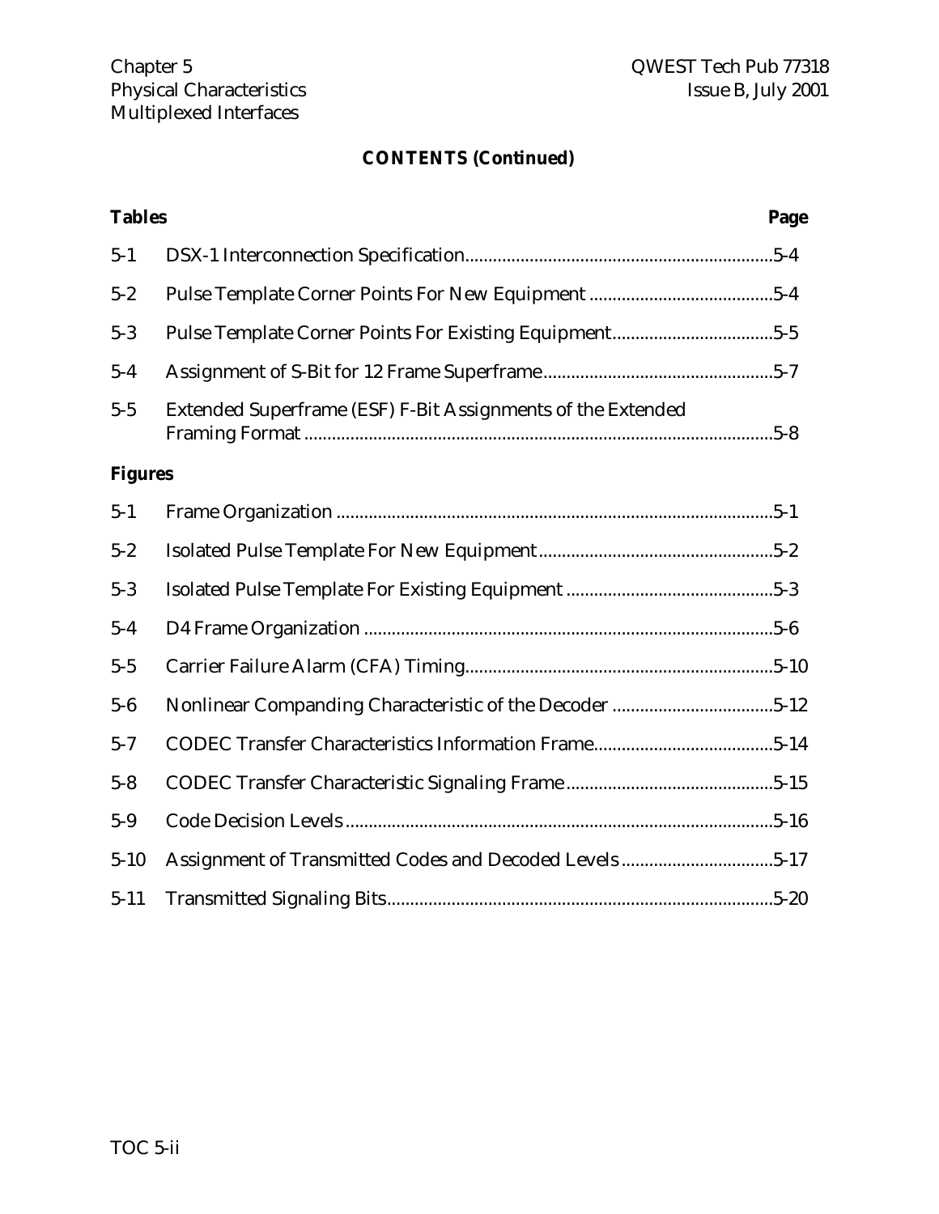## CONTENTS (Continued)

| Tables | | Page |
|---|---|---|
| 5-1 | DSX-1 Interconnection Specification | 5-4 |
| 5-2 | Pulse Template Corner Points For New Equipment | 5-4 |
| 5-3 | Pulse Template Corner Points For Existing Equipment | 5-5 |
| 5-4 | Assignment of S-Bit for 12 Frame Superframe | 5-7 |
| 5-5 | Extended Superframe (ESF) F-Bit Assignments of the Extended Framing Format | 5-8 |

| Figures | | Page |
|---|---|---|
| 5-1 | Frame Organization | 5-1 |
| 5-2 | Isolated Pulse Template For New Equipment | 5-2 |
| 5-3 | Isolated Pulse Template For Existing Equipment | 5-3 |
| 5-4 | D4 Frame Organization | 5-6 |
| 5-5 | Carrier Failure Alarm (CFA) Timing | 5-10 |
| 5-6 | Nonlinear Companding Characteristic of the Decoder | 5-12 |
| 5-7 | CODEC Transfer Characteristics Information Frame | 5-14 |
| 5-8 | CODEC Transfer Characteristic Signaling Frame | 5-15 |
| 5-9 | Code Decision Levels | 5-16 |
| 5-10 | Assignment of Transmitted Codes and Decoded Levels | 5-17 |
| 5-11 | Transmitted Signaling Bits | 5-20 |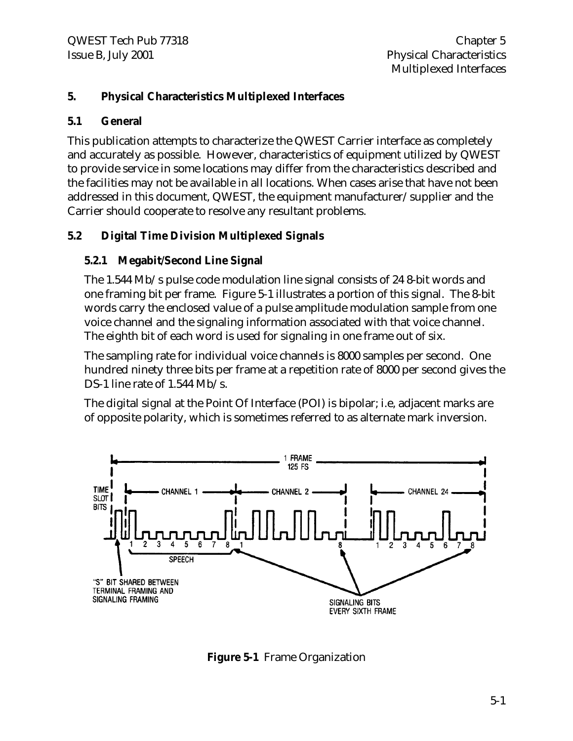# 5. Physical Characteristics Multiplexed Interfaces

## 5.1 General

This publication attempts to characterize the QWEST Carrier interface as completely and accurately as possible. However, characteristics of equipment utilized by QWEST to provide service in some locations may differ from the characteristics described and the facilities may not be available in all locations. When cases arise that have not been addressed in this document, QWEST, the equipment manufacturer/supplier and the Carrier should cooperate to resolve any resultant problems.

## 5.2 Digital Time Division Multiplexed Signals

### 5.2.1 Megabit/Second Line Signal

The 1.544 Mb/s pulse code modulation line signal consists of 24 8-bit words and one framing bit per frame. Figure 5-1 illustrates a portion of this signal. The 8-bit words carry the enclosed value of a pulse amplitude modulation sample from one voice channel and the signaling information associated with that voice channel. The eighth bit of each word is used for signaling in one frame out of six.

The sampling rate for individual voice channels is 8000 samples per second. One hundred ninety three bits per frame at a repetition rate of 8000 per second gives the DS-1 line rate of 1.544 Mb/s.

The digital signal at the Point Of Interface (POI) is bipolar; i.e, adjacent marks are of opposite polarity, which is sometimes referred to as alternate mark inversion.

**Figure 5-1** Frame Organization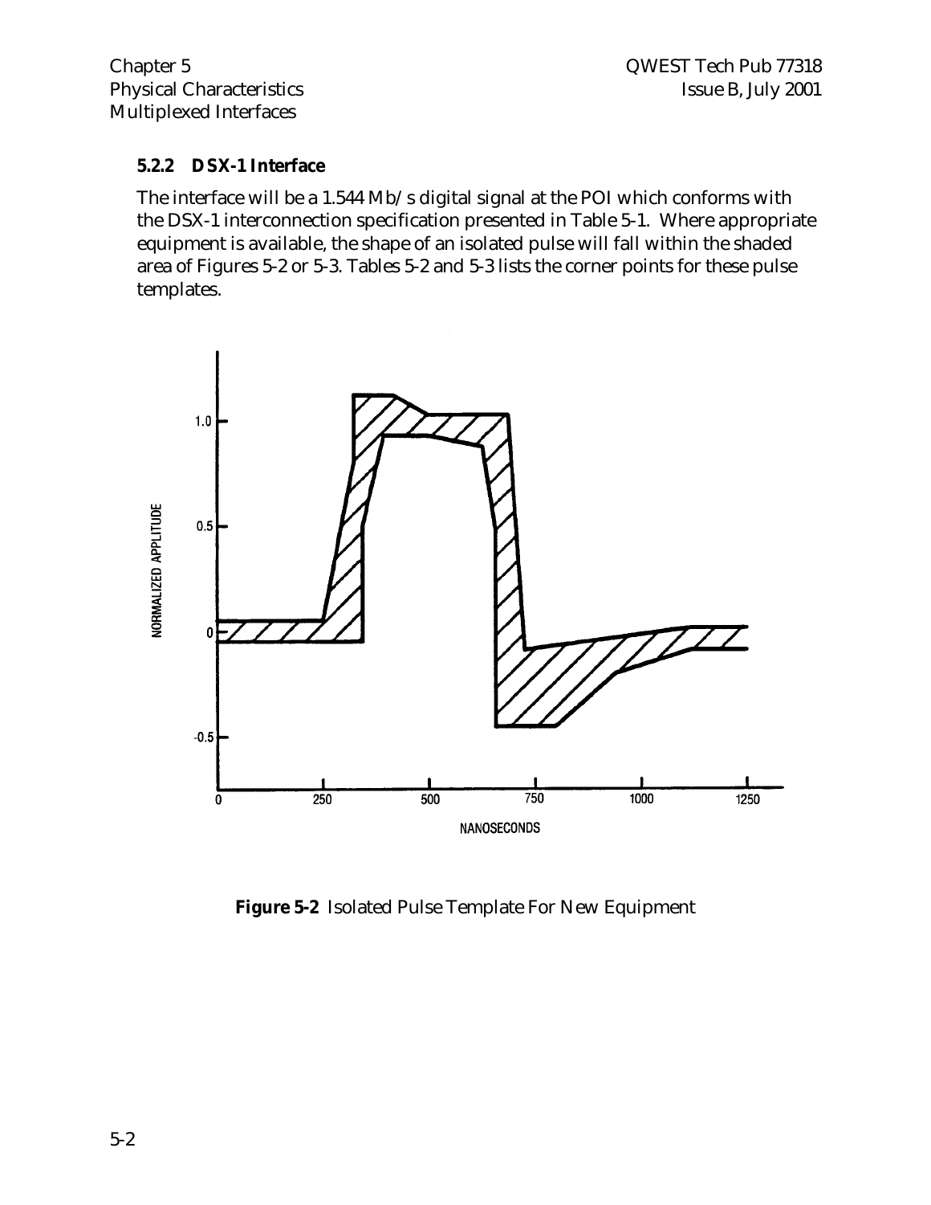### 5.2.2 DSX-1 Interface

The interface will be a 1.544 Mb/s digital signal at the POI which conforms with the DSX-1 interconnection specification presented in Table 5-1. Where appropriate equipment is available, the shape of an isolated pulse will fall within the shaded area of Figures 5-2 or 5-3. Tables 5-2 and 5-3 lists the corner points for these pulse templates.

**Figure 5-2** Isolated Pulse Template For New Equipment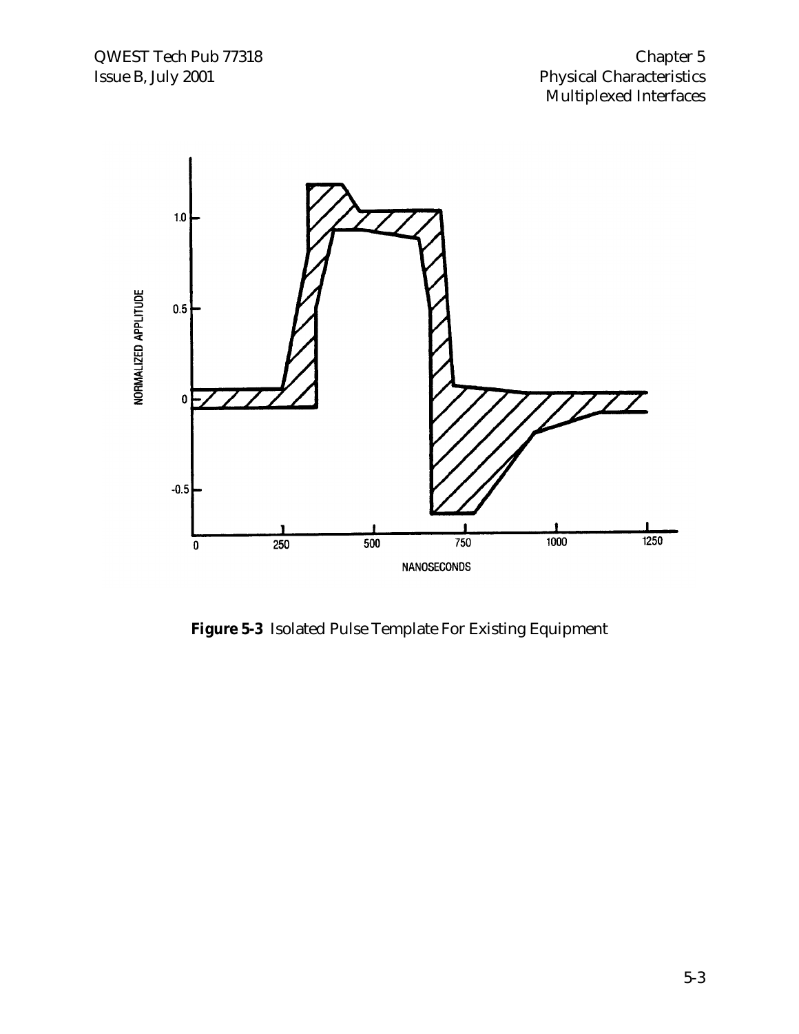**Figure 5-3** Isolated Pulse Template For Existing Equipment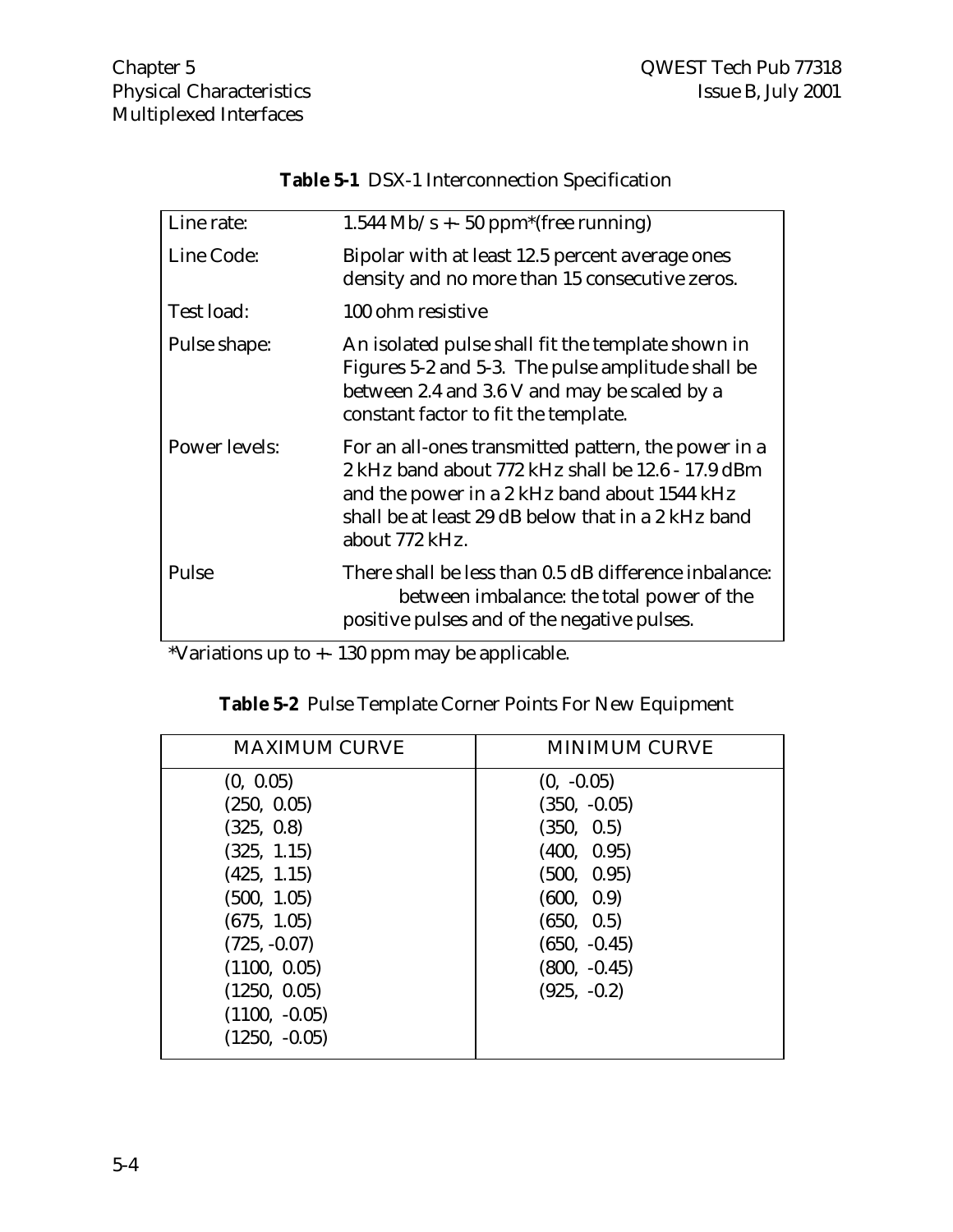**Table 5-1** DSX-1 Interconnection Specification

| | |
|---|---|
| Line rate: | 1.544 Mb/s +- 50 ppm*(free running) |
| Line Code: | Bipolar with at least 12.5 percent average ones density and no more than 15 consecutive zeros. |
| Test load: | 100 ohm resistive |
| Pulse shape: | An isolated pulse shall fit the template shown in Figures 5-2 and 5-3. The pulse amplitude shall be between 2.4 and 3.6 V and may be scaled by a constant factor to fit the template. |
| Power levels: | For an all-ones transmitted pattern, the power in a 2 kHz band about 772 kHz shall be 12.6 - 17.9 dBm and the power in a 2 kHz band about 1544 kHz shall be at least 29 dB below that in a 2 kHz band about 772 kHz. |
| Pulse | There shall be less than 0.5 dB difference inbalance: between imbalance: the total power of the positive pulses and of the negative pulses. |

*Variations up to +- 130 ppm may be applicable.

**Table 5-2** Pulse Template Corner Points For New Equipment

| MAXIMUM CURVE | MINIMUM CURVE |
|---|---|
| (0, 0.05) | (0, -0.05) |
| (250, 0.05) | (350, -0.05) |
| (325, 0.8) | (350, 0.5) |
| (325, 1.15) | (400, 0.95) |
| (425, 1.15) | (500, 0.95) |
| (500, 1.05) | (600, 0.9) |
| (675, 1.05) | (650, 0.5) |
| (725, -0.07) | (650, -0.45) |
| (1100, 0.05) | (800, -0.45) |
| (1250, 0.05) | (925, -0.2) |
| (1100, -0.05) | |
| (1250, -0.05) | |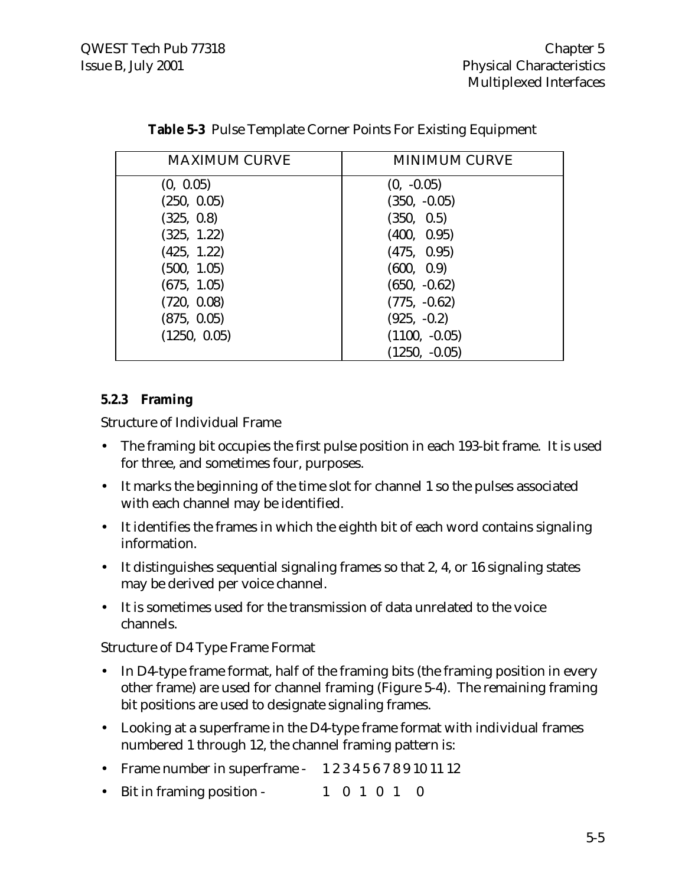**Table 5-3** Pulse Template Corner Points For Existing Equipment

| MAXIMUM CURVE | MINIMUM CURVE |
|---|---|
| (0, 0.05) | (0, -0.05) |
| (250, 0.05) | (350, -0.05) |
| (325, 0.8) | (350, 0.5) |
| (325, 1.22) | (400, 0.95) |
| (425, 1.22) | (475, 0.95) |
| (500, 1.05) | (600, 0.9) |
| (675, 1.05) | (650, -0.62) |
| (720, 0.08) | (775, -0.62) |
| (875, 0.05) | (925, -0.2) |
| (1250, 0.05) | (1100, -0.05) |
| | (1250, -0.05) |

### 5.2.3 Framing

Structure of Individual Frame

- The framing bit occupies the first pulse position in each 193-bit frame. It is used for three, and sometimes four, purposes.
- It marks the beginning of the time slot for channel 1 so the pulses associated with each channel may be identified.
- It identifies the frames in which the eighth bit of each word contains signaling information.
- It distinguishes sequential signaling frames so that 2, 4, or 16 signaling states may be derived per voice channel.
- It is sometimes used for the transmission of data unrelated to the voice channels.

Structure of D4 Type Frame Format

- In D4-type frame format, half of the framing bits (the framing position in every other frame) are used for channel framing (Figure 5-4). The remaining framing bit positions are used to designate signaling frames.
- Looking at a superframe in the D4-type frame format with individual frames numbered 1 through 12, the channel framing pattern is:
- Frame number in superframe - 1 2 3 4 5 6 7 8 9 10 11 12
- Bit in framing position - 1 0 1 0 1 0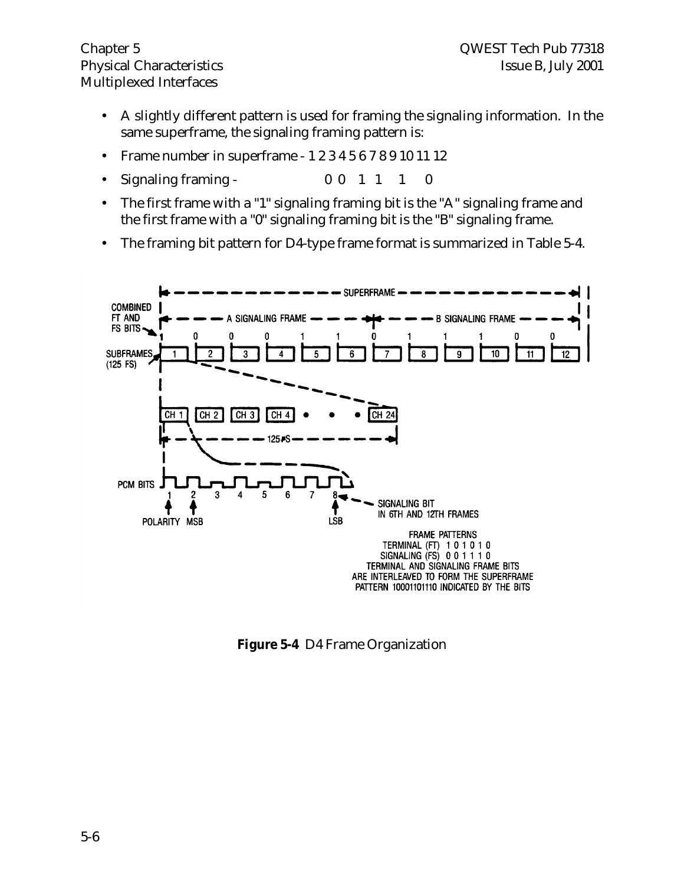- A slightly different pattern is used for framing the signaling information. In the same superframe, the signaling framing pattern is:
- Frame number in superframe - 1 2 3 4 5 6 7 8 9 10 11 12
- Signaling framing - 0 0 1 1 1 0
- The first frame with a "1" signaling framing bit is the "A" signaling frame and the first frame with a "0" signaling framing bit is the "B" signaling frame.
- The framing bit pattern for D4-type frame format is summarized in Table 5-4.

**Figure 5-4** D4 Frame Organization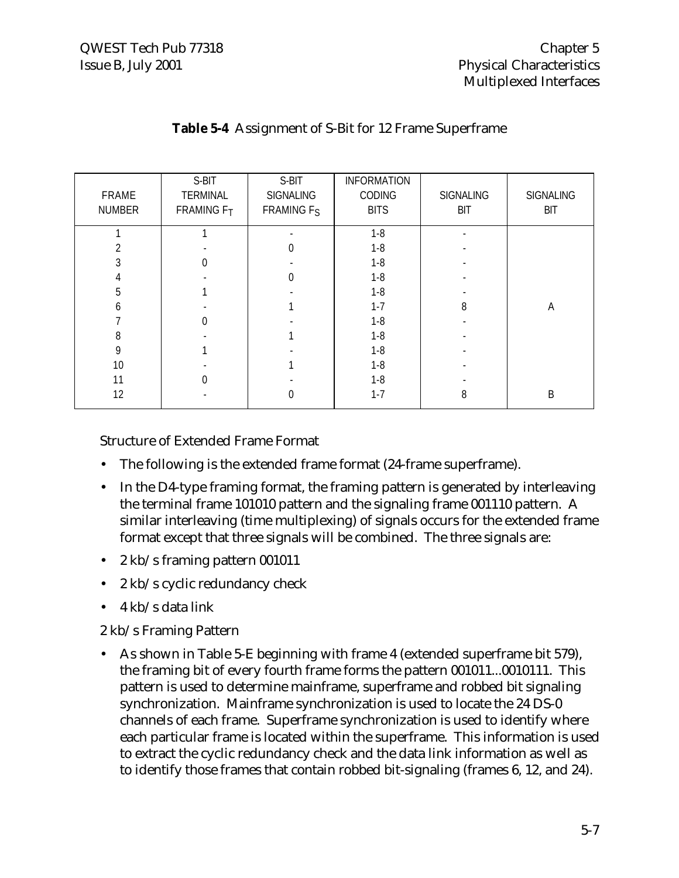**Table 5-4** Assignment of S-Bit for 12 Frame Superframe

| FRAME NUMBER | S-BIT TERMINAL FRAMING $F_T$ | S-BIT SIGNALING FRAMING $F_S$ | INFORMATION CODING BITS | SIGNALING BIT | SIGNALING BIT |
|---|---|---|---|---|---|
| 1 | 1 | - | 1-8 | - | |
| 2 | - | 0 | 1-8 | - | |
| 3 | 0 | - | 1-8 | - | |
| 4 | - | 0 | 1-8 | - | |
| 5 | 1 | - | 1-8 | - | |
| 6 | - | 1 | 1-7 | 8 | A |
| 7 | 0 | - | 1-8 | - | |
| 8 | - | 1 | 1-8 | - | |
| 9 | 1 | - | 1-8 | - | |
| 10 | - | 1 | 1-8 | - | |
| 11 | 0 | - | 1-8 | - | |
| 12 | - | 0 | 1-7 | 8 | B |

Structure of Extended Frame Format

- The following is the extended frame format (24-frame superframe).
- In the D4-type framing format, the framing pattern is generated by interleaving the terminal frame 101010 pattern and the signaling frame 001110 pattern. A similar interleaving (time multiplexing) of signals occurs for the extended frame format except that three signals will be combined. The three signals are:
- 2 kb/s framing pattern 001011
- 2 kb/s cyclic redundancy check
- 4 kb/s data link

2 kb/s Framing Pattern

- As shown in Table 5-E beginning with frame 4 (extended superframe bit 579), the framing bit of every fourth frame forms the pattern 001011...0010111. This pattern is used to determine mainframe, superframe and robbed bit signaling synchronization. Mainframe synchronization is used to locate the 24 DS-0 channels of each frame. Superframe synchronization is used to identify where each particular frame is located within the superframe. This information is used to extract the cyclic redundancy check and the data link information as well as to identify those frames that contain robbed bit-signaling (frames 6, 12, and 24).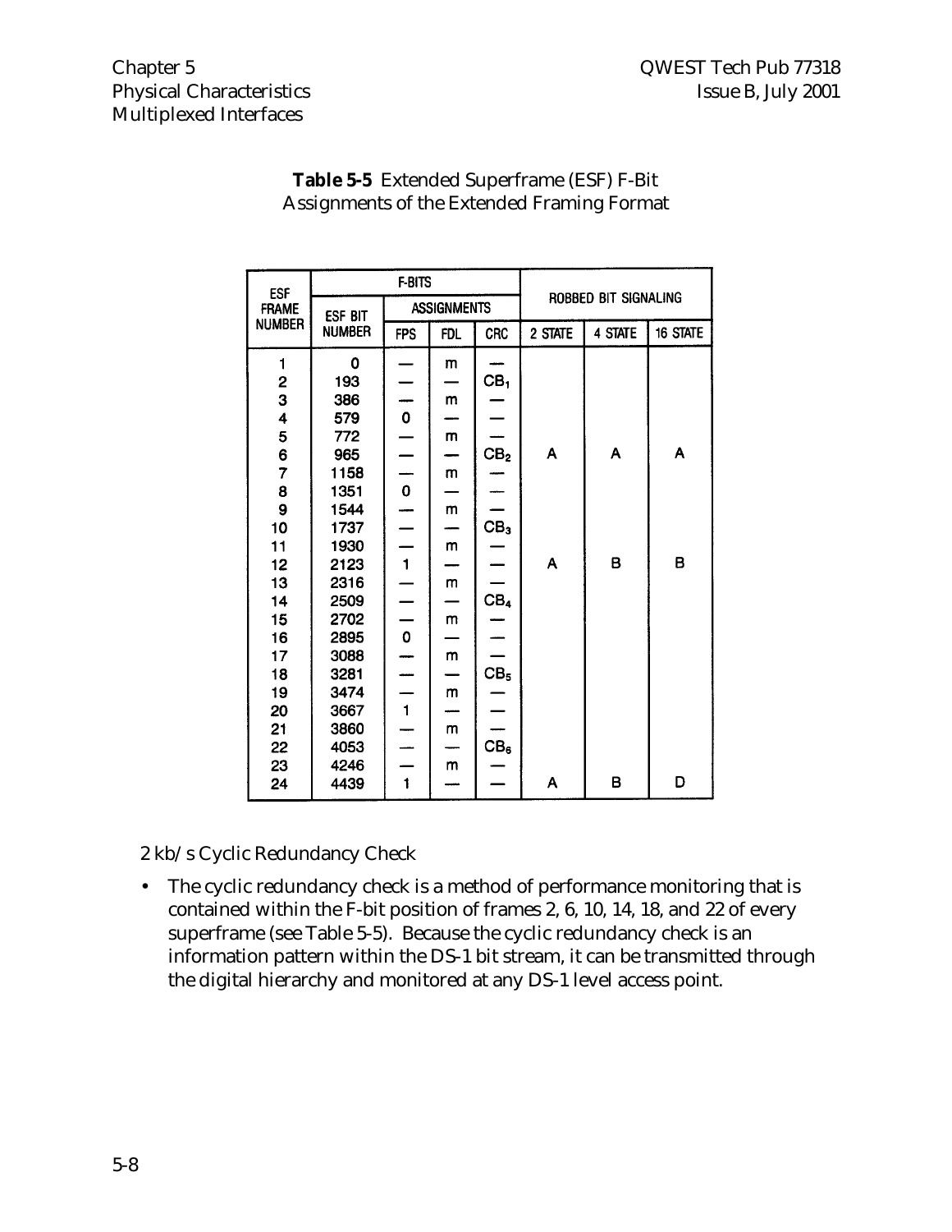**Table 5-5** Extended Superframe (ESF) F-Bit Assignments of the Extended Framing Format

| ESF FRAME NUMBER | F-BITS | | | | ROBBED BIT SIGNALING | | |
|---|---|---|---|---|---|---|---|
| | ESF BIT NUMBER | ASSIGNMENTS | | | | | |
| | | FPS | FDL | CRC | 2 STATE | 4 STATE | 16 STATE |
| 1 | 0 | — | m | — | | | |
| 2 | 193 | — | — | $CB_1$ | | | |
| 3 | 386 | — | m | — | | | |
| 4 | 579 | 0 | — | — | | | |
| 5 | 772 | — | m | — | | | |
| 6 | 965 | — | — | $CB_2$ | A | A | A |
| 7 | 1158 | — | m | — | | | |
| 8 | 1351 | 0 | — | — | | | |
| 9 | 1544 | — | m | — | | | |
| 10 | 1737 | — | — | $CB_3$ | | | |
| 11 | 1930 | — | m | — | | | |
| 12 | 2123 | 1 | — | — | A | B | B |
| 13 | 2316 | — | m | — | | | |
| 14 | 2509 | — | — | $CB_4$ | | | |
| 15 | 2702 | — | m | — | | | |
| 16 | 2895 | 0 | — | — | | | |
| 17 | 3088 | — | m | — | | | |
| 18 | 3281 | — | — | $CB_5$ | | | |
| 19 | 3474 | — | m | — | | | |
| 20 | 3667 | 1 | — | — | | | |
| 21 | 3860 | — | m | — | | | |
| 22 | 4053 | — | — | $CB_6$ | | | |
| 23 | 4246 | — | m | — | | | |
| 24 | 4439 | 1 | — | — | A | B | D |

2 kb/s Cyclic Redundancy Check

- The cyclic redundancy check is a method of performance monitoring that is contained within the F-bit position of frames 2, 6, 10, 14, 18, and 22 of every superframe (see Table 5-5). Because the cyclic redundancy check is an information pattern within the DS-1 bit stream, it can be transmitted through the digital hierarchy and monitored at any DS-1 level access point.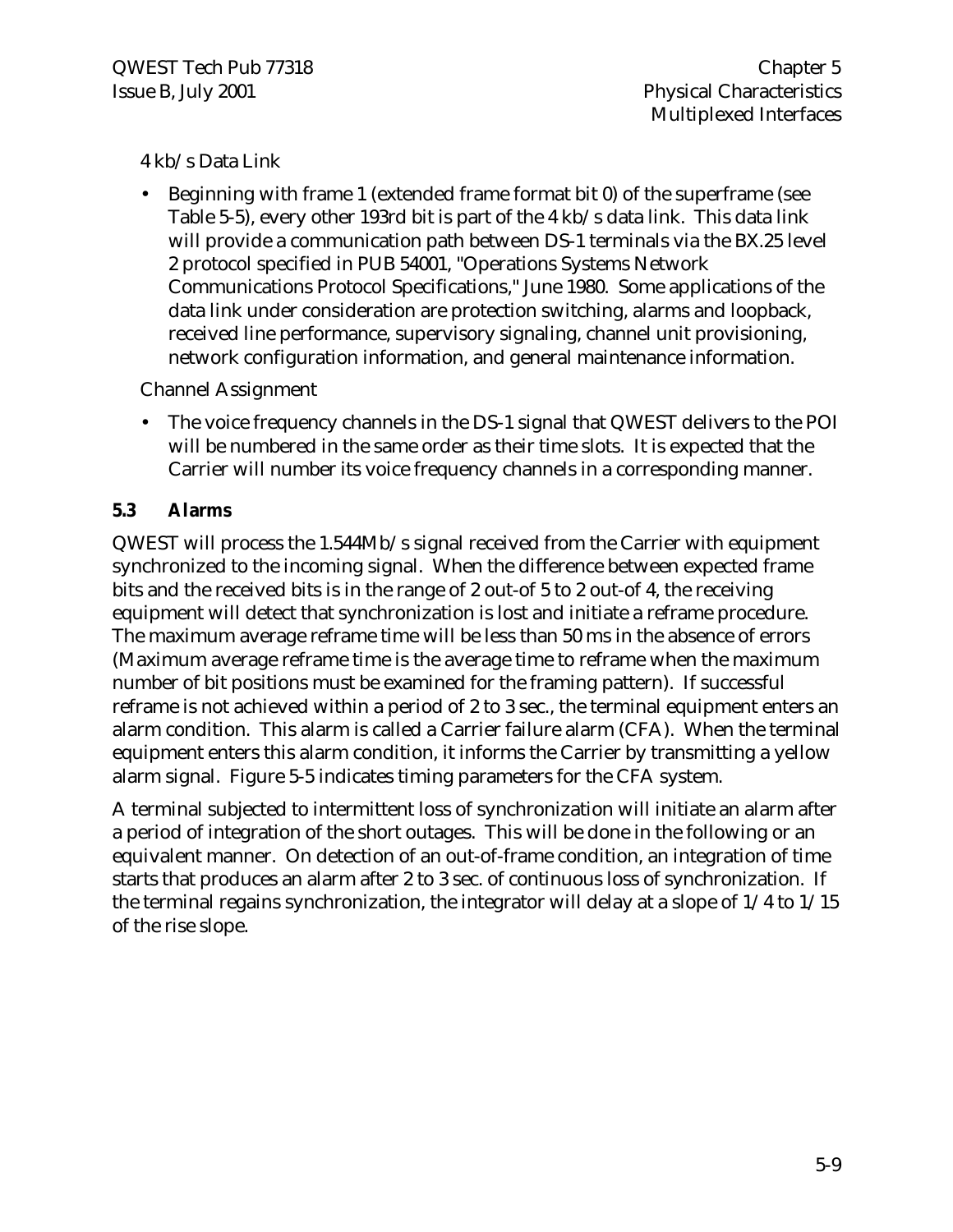4 kb/s Data Link

- Beginning with frame 1 (extended frame format bit 0) of the superframe (see Table 5-5), every other 193rd bit is part of the 4 kb/s data link. This data link will provide a communication path between DS-1 terminals via the BX.25 level 2 protocol specified in PUB 54001, "Operations Systems Network Communications Protocol Specifications," June 1980. Some applications of the data link under consideration are protection switching, alarms and loopback, received line performance, supervisory signaling, channel unit provisioning, network configuration information, and general maintenance information.

Channel Assignment

- The voice frequency channels in the DS-1 signal that QWEST delivers to the POI will be numbered in the same order as their time slots. It is expected that the Carrier will number its voice frequency channels in a corresponding manner.

## 5.3 Alarms

QWEST will process the 1.544Mb/s signal received from the Carrier with equipment synchronized to the incoming signal. When the difference between expected frame bits and the received bits is in the range of 2 out-of 5 to 2 out-of 4, the receiving equipment will detect that synchronization is lost and initiate a reframe procedure. The maximum average reframe time will be less than 50 ms in the absence of errors (Maximum average reframe time is the average time to reframe when the maximum number of bit positions must be examined for the framing pattern). If successful reframe is not achieved within a period of 2 to 3 sec., the terminal equipment enters an alarm condition. This alarm is called a Carrier failure alarm (CFA). When the terminal equipment enters this alarm condition, it informs the Carrier by transmitting a yellow alarm signal. Figure 5-5 indicates timing parameters for the CFA system.

A terminal subjected to intermittent loss of synchronization will initiate an alarm after a period of integration of the short outages. This will be done in the following or an equivalent manner. On detection of an out-of-frame condition, an integration of time starts that produces an alarm after 2 to 3 sec. of continuous loss of synchronization. If the terminal regains synchronization, the integrator will delay at a slope of 1/4 to 1/15 of the rise slope.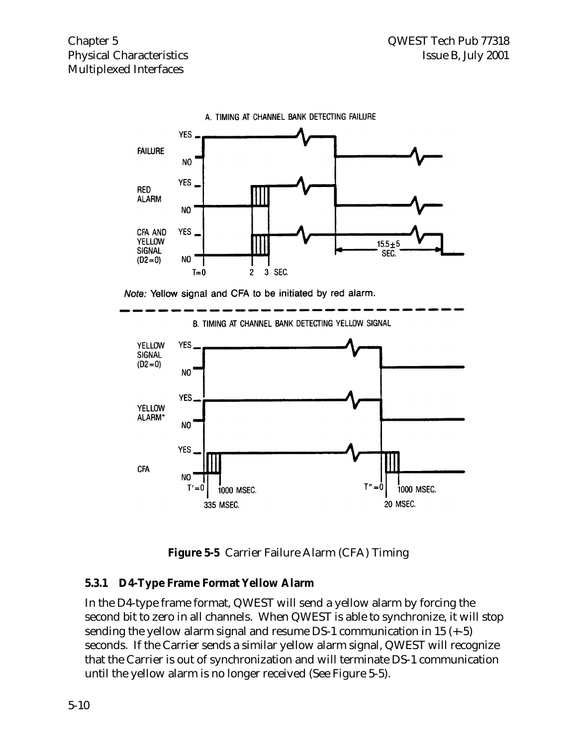A. TIMING AT CHANNEL BANK DETECTING FAILURE

Note: Yellow signal and CFA to be initiated by red alarm.

B. TIMING AT CHANNEL BANK DETECTING YELLOW SIGNAL

**Figure 5-5** Carrier Failure Alarm (CFA) Timing

### 5.3.1 D4-Type Frame Format Yellow Alarm

In the D4-type frame format, QWEST will send a yellow alarm by forcing the second bit to zero in all channels. When QWEST is able to synchronize, it will stop sending the yellow alarm signal and resume DS-1 communication in 15 (+-5) seconds. If the Carrier sends a similar yellow alarm signal, QWEST will recognize that the Carrier is out of synchronization and will terminate DS-1 communication until the yellow alarm is no longer received (See Figure 5-5).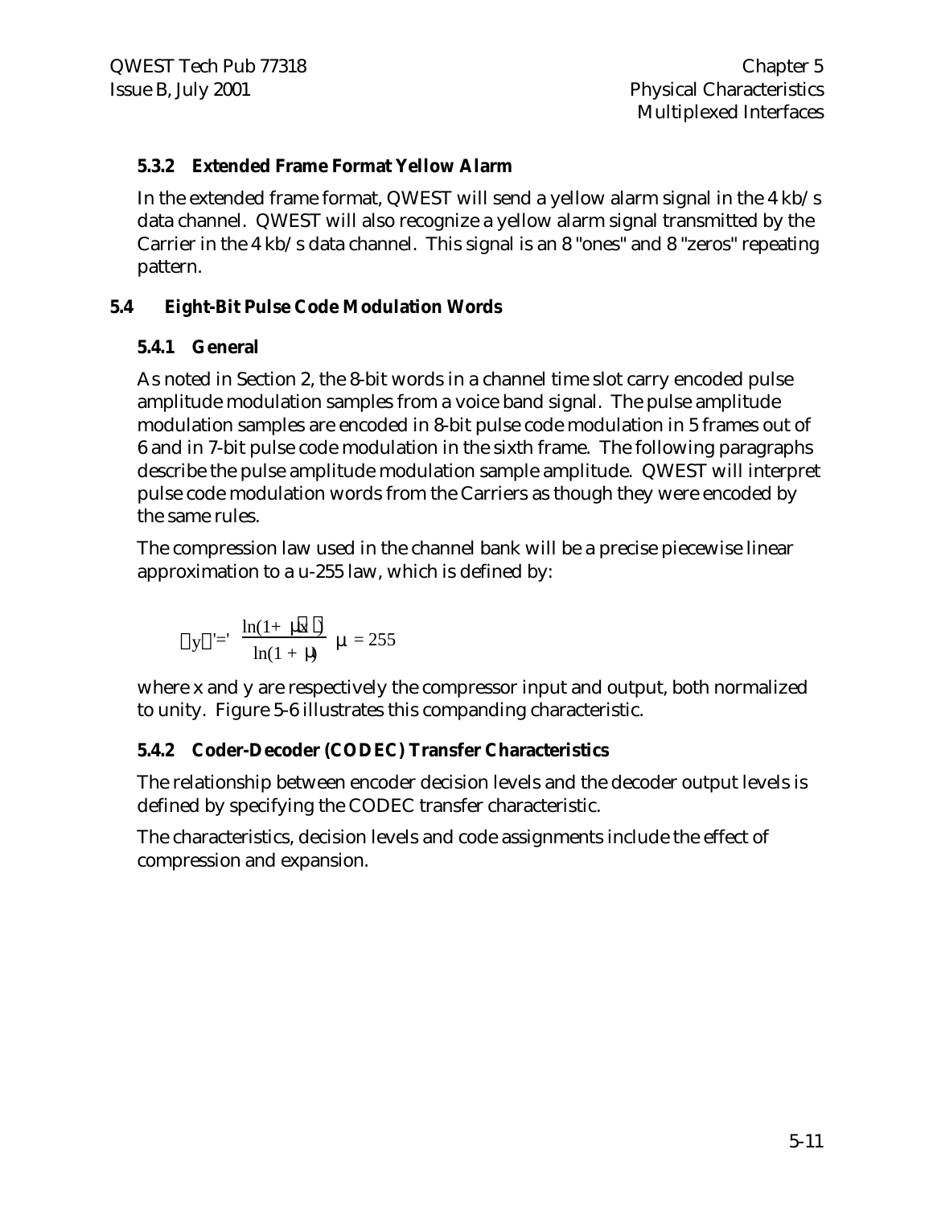### 5.3.2 Extended Frame Format Yellow Alarm

In the extended frame format, QWEST will send a yellow alarm signal in the 4 kb/s data channel. QWEST will also recognize a yellow alarm signal transmitted by the Carrier in the 4 kb/s data channel. This signal is an 8 "ones" and 8 "zeros" repeating pattern.

## 5.4 Eight-Bit Pulse Code Modulation Words

### 5.4.1 General

As noted in Section 2, the 8-bit words in a channel time slot carry encoded pulse amplitude modulation samples from a voice band signal. The pulse amplitude modulation samples are encoded in 8-bit pulse code modulation in 5 frames out of 6 and in 7-bit pulse code modulation in the sixth frame. The following paragraphs describe the pulse amplitude modulation sample amplitude. QWEST will interpret pulse code modulation words from the Carriers as though they were encoded by the same rules.

The compression law used in the channel bank will be a precise piecewise linear approximation to a u-255 law, which is defined by:

$$|y| = \frac{\ln(1 + \mu|x|)}{\ln(1 + \mu)} \quad \mu = 255$$

where x and y are respectively the compressor input and output, both normalized to unity. Figure 5-6 illustrates this companding characteristic.

### 5.4.2 Coder-Decoder (CODEC) Transfer Characteristics

The relationship between encoder decision levels and the decoder output levels is defined by specifying the CODEC transfer characteristic.

The characteristics, decision levels and code assignments include the effect of compression and expansion.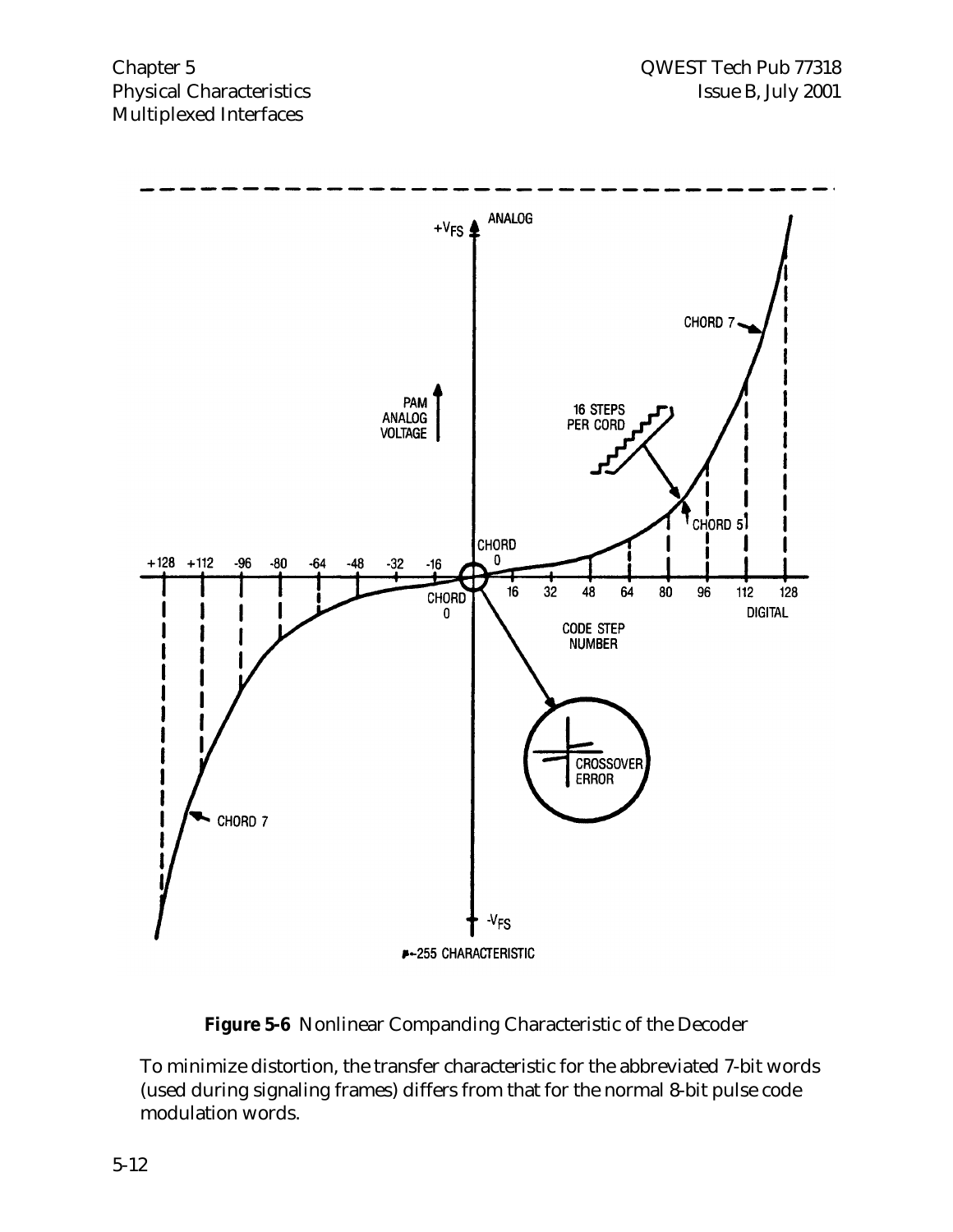**Figure 5-6** Nonlinear Companding Characteristic of the Decoder

To minimize distortion, the transfer characteristic for the abbreviated 7-bit words (used during signaling frames) differs from that for the normal 8-bit pulse code modulation words.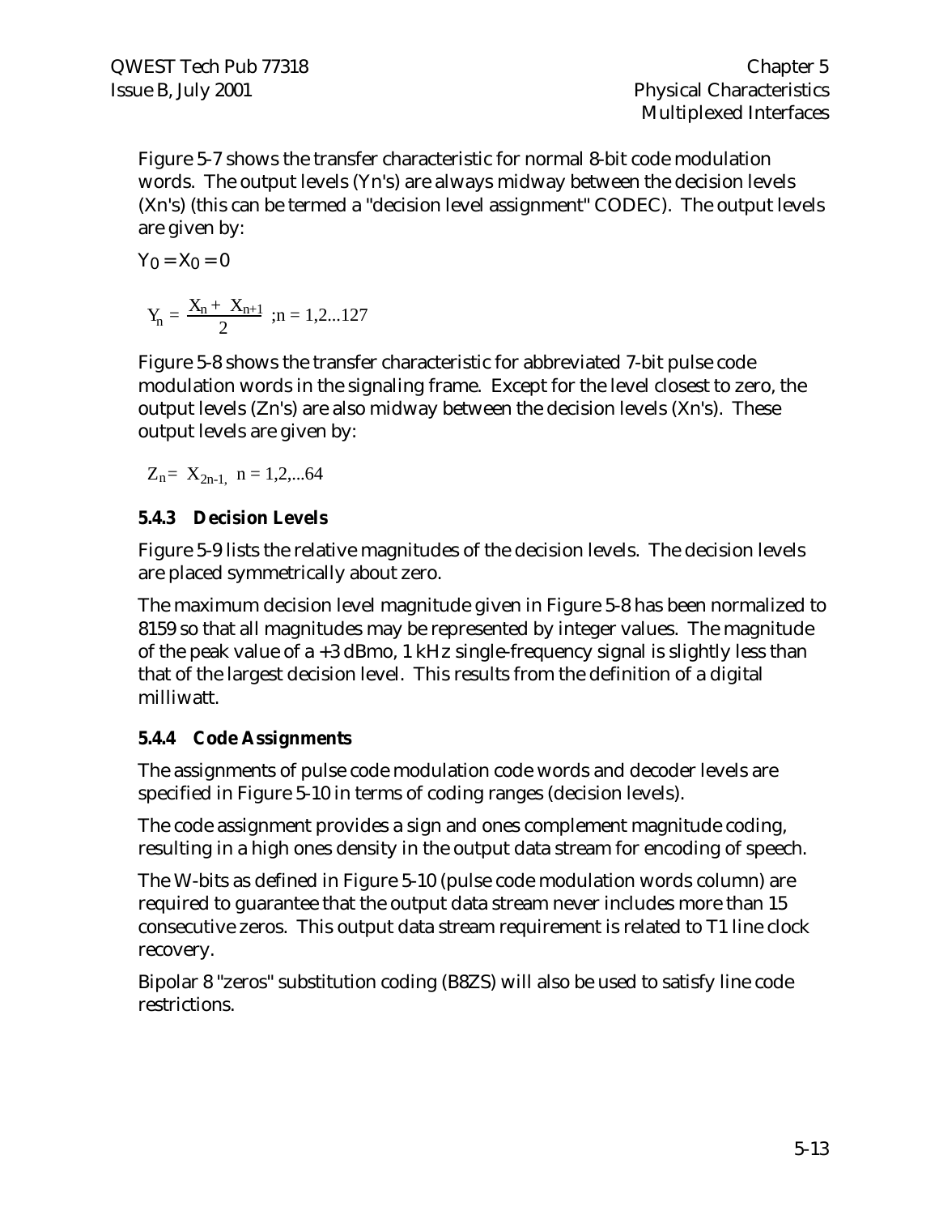Figure 5-7 shows the transfer characteristic for normal 8-bit code modulation words. The output levels (Yn's) are always midway between the decision levels (Xn's) (this can be termed a "decision level assignment" CODEC). The output levels are given by:

$$Y_0 = X_0 = 0$$

$$Y_n = \frac{X_n + X_{n+1}}{2} \;;n = 1,2...127$$

Figure 5-8 shows the transfer characteristic for abbreviated 7-bit pulse code modulation words in the signaling frame. Except for the level closest to zero, the output levels (Zn's) are also midway between the decision levels (Xn's). These output levels are given by:

$$Z_n = X_{2n-1}, \; n = 1,2,...64$$

### 5.4.3 Decision Levels

Figure 5-9 lists the relative magnitudes of the decision levels. The decision levels are placed symmetrically about zero.

The maximum decision level magnitude given in Figure 5-8 has been normalized to 8159 so that all magnitudes may be represented by integer values. The magnitude of the peak value of a +3 dBmo, 1 kHz single-frequency signal is slightly less than that of the largest decision level. This results from the definition of a digital milliwatt.

### 5.4.4 Code Assignments

The assignments of pulse code modulation code words and decoder levels are specified in Figure 5-10 in terms of coding ranges (decision levels).

The code assignment provides a sign and ones complement magnitude coding, resulting in a high ones density in the output data stream for encoding of speech.

The W-bits as defined in Figure 5-10 (pulse code modulation words column) are required to guarantee that the output data stream never includes more than 15 consecutive zeros. This output data stream requirement is related to T1 line clock recovery.

Bipolar 8 "zeros" substitution coding (B8ZS) will also be used to satisfy line code restrictions.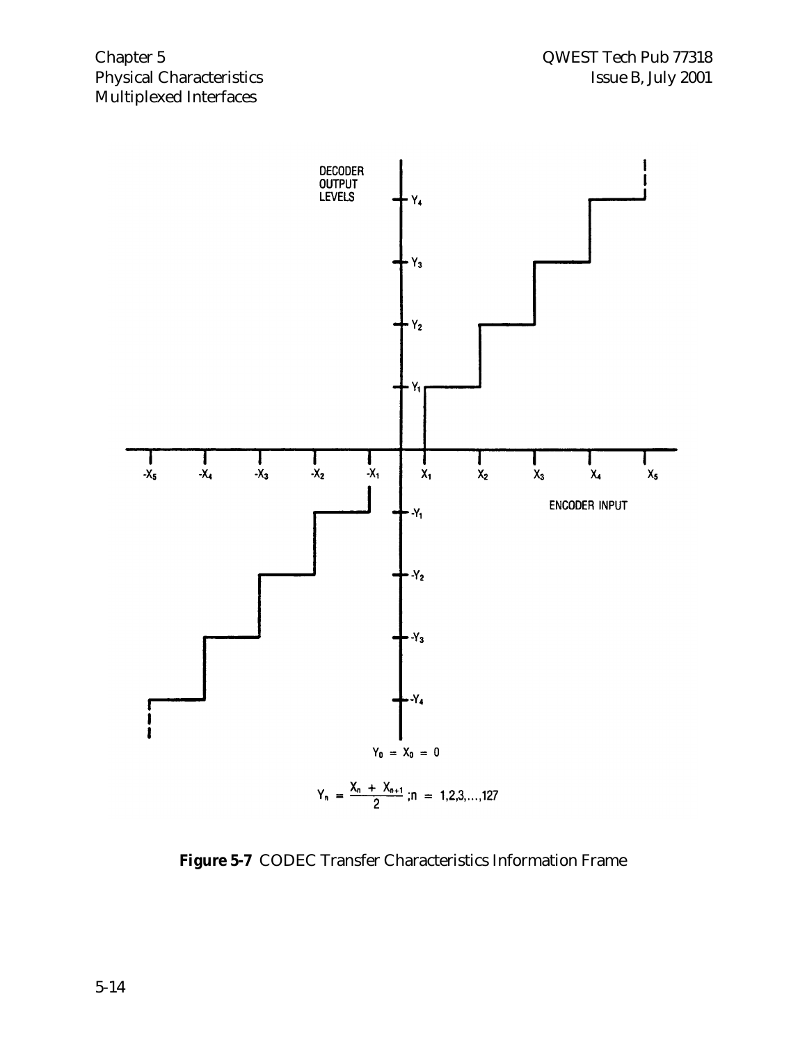DECODER OUTPUT LEVELS

ENCODER INPUT

$Y_0 = X_0 = 0$

$$Y_n = \frac{X_n + X_{n+1}}{2} ; n = 1,2,3,\ldots,127$$

**Figure 5-7** CODEC Transfer Characteristics Information Frame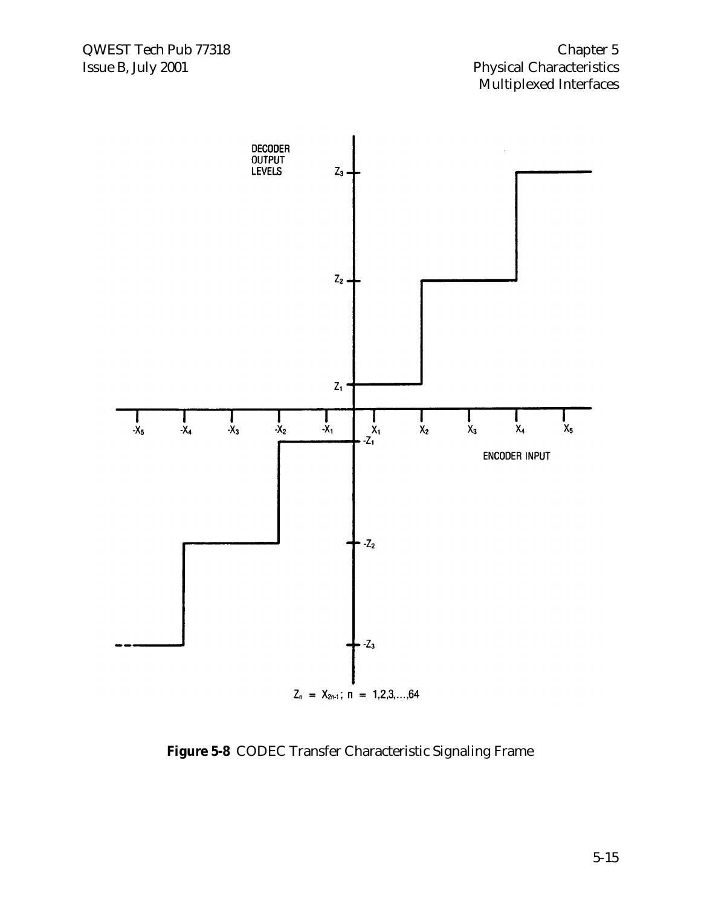DECODER OUTPUT LEVELS

ENCODER INPUT

$Z_n = X_{2n-1}$; $n = 1,2,3,\ldots,64$

**Figure 5-8** CODEC Transfer Characteristic Signaling Frame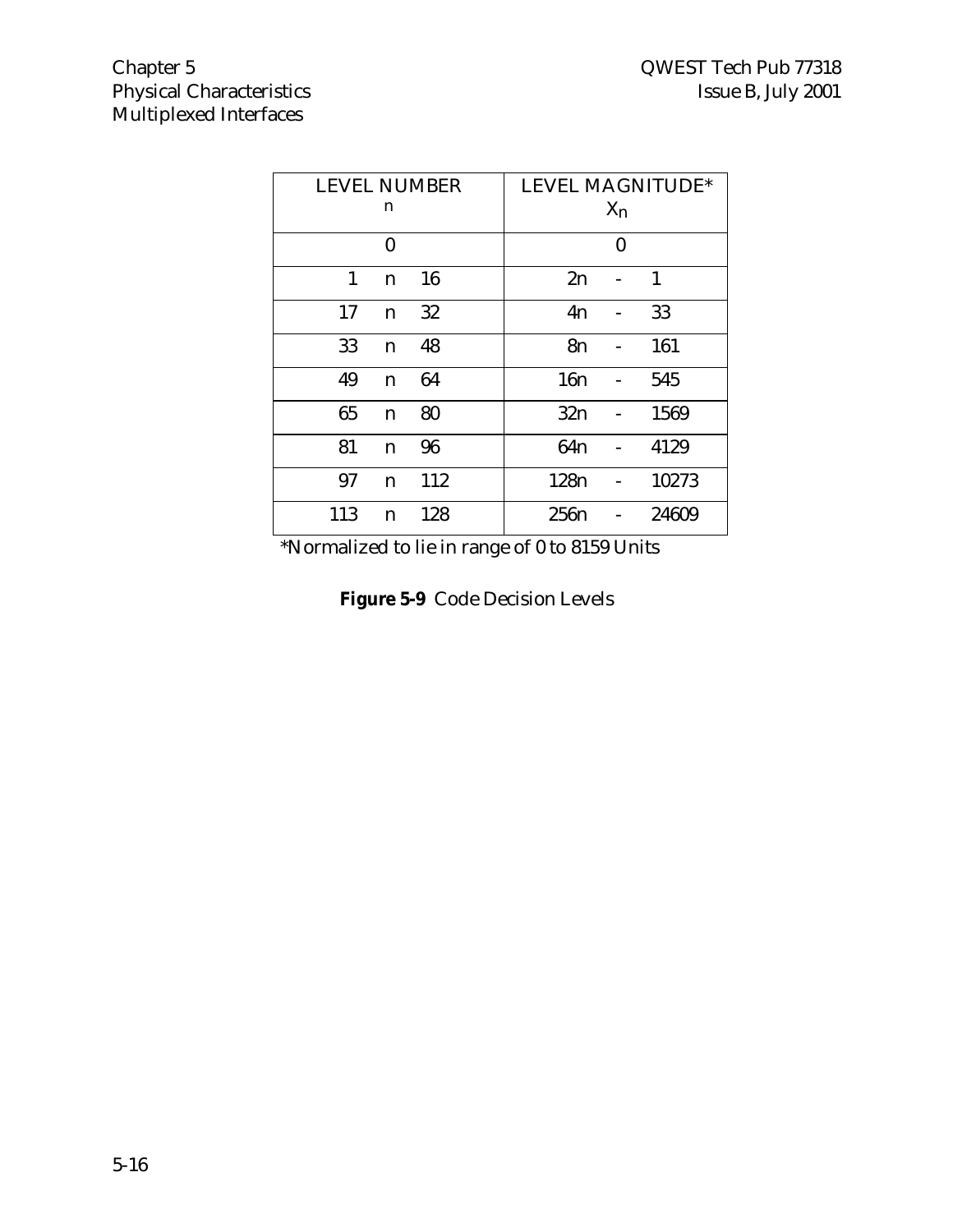| LEVEL NUMBER $n$ | LEVEL MAGNITUDE* $X_n$ |
|---|---|
| 0 | 0 |
| 1 n 16 | 2n - 1 |
| 17 n 32 | 4n - 33 |
| 33 n 48 | 8n - 161 |
| 49 n 64 | 16n - 545 |
| 65 n 80 | 32n - 1569 |
| 81 n 96 | 64n - 4129 |
| 97 n 112 | 128n - 10273 |
| 113 n 128 | 256n - 24609 |

*Normalized to lie in range of 0 to 8159 Units

**Figure 5-9** Code Decision Levels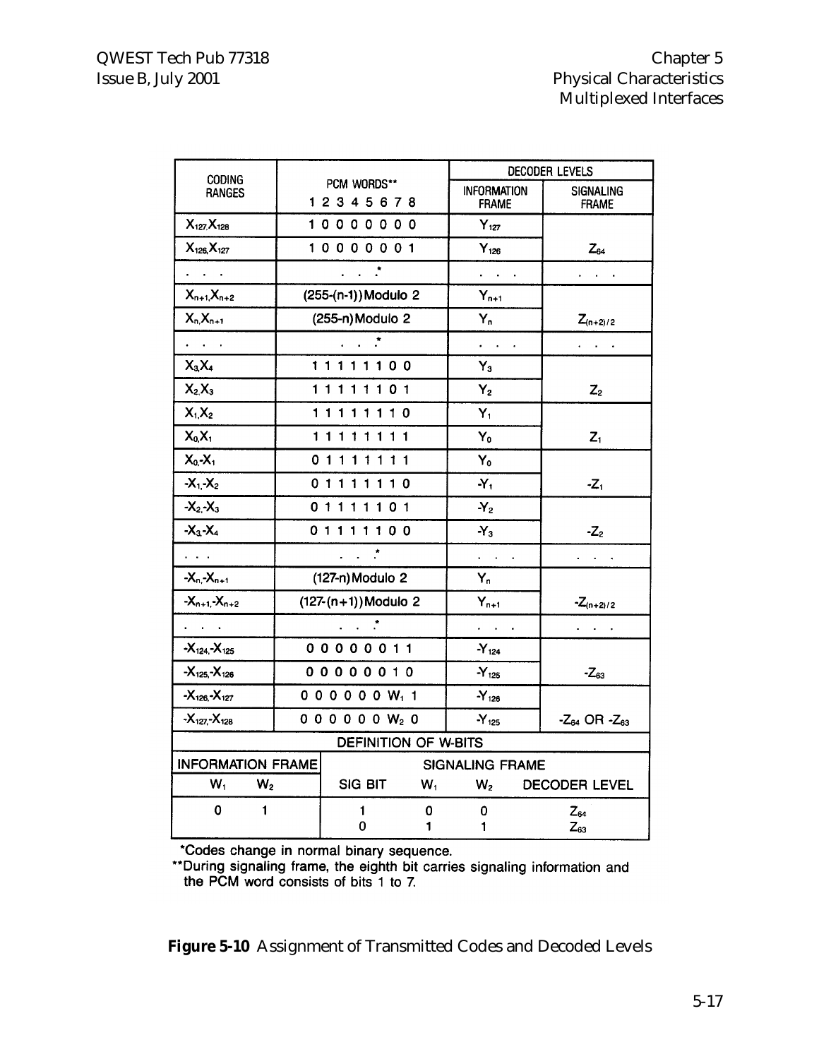| CODING RANGES | PCM WORDS** 1 2 3 4 5 6 7 8 | DECODER LEVELS | |
|---|---|---|---|
| | | INFORMATION FRAME | SIGNALING FRAME |
| $X_{127}, X_{128}$ | 1 0 0 0 0 0 0 0 | $Y_{127}$ | $Z_{64}$ |
| $X_{126}, X_{127}$ | 1 0 0 0 0 0 0 1 | $Y_{126}$ | |
| . . . | . . .* | . . . | . . . |
| $X_{n+1}, X_{n+2}$ | (255-(n-1)) Modulo 2 | $Y_{n+1}$ | $Z_{(n+2)/2}$ |
| $X_n, X_{n+1}$ | (255-n) Modulo 2 | $Y_n$ | |
| . . . | . . .* | . . . | . . . |
| $X_3, X_4$ | 1 1 1 1 1 1 0 0 | $Y_3$ | $Z_2$ |
| $X_2, X_3$ | 1 1 1 1 1 1 0 1 | $Y_2$ | |
| $X_1, X_2$ | 1 1 1 1 1 1 1 0 | $Y_1$ | $Z_1$ |
| $X_0, X_1$ | 1 1 1 1 1 1 1 1 | $Y_0$ | |
| $X_0, -X_1$ | 0 1 1 1 1 1 1 1 | $Y_0$ | $-Z_1$ |
| $-X_1, -X_2$ | 0 1 1 1 1 1 1 0 | $-Y_1$ | |
| $-X_2, -X_3$ | 0 1 1 1 1 1 0 1 | $-Y_2$ | $-Z_2$ |
| $-X_3, -X_4$ | 0 1 1 1 1 1 0 0 | $-Y_3$ | |
| . . . | . . .* | . . . | . . . |
| $-X_n, -X_{n+1}$ | (127-n) Modulo 2 | $Y_n$ | $-Z_{(n+2)/2}$ |
| $-X_{n+1}, -X_{n+2}$ | (127-(n+1)) Modulo 2 | $Y_{n+1}$ | |
| . . . | . . .* | . . . | . . . |
| $-X_{124}, -X_{125}$ | 0 0 0 0 0 0 1 1 | $-Y_{124}$ | $-Z_{63}$ |
| $-X_{125}, -X_{126}$ | 0 0 0 0 0 0 1 0 | $-Y_{125}$ | |
| $-X_{126}, -X_{127}$ | 0 0 0 0 0 0 $W_1$ 1 | $-Y_{126}$ | $-Z_{64}$ OR $-Z_{63}$ |
| $-X_{127}, -X_{128}$ | 0 0 0 0 0 0 $W_2$ 0 | $-Y_{125}$ | |

**DEFINITION OF W-BITS**

| INFORMATION FRAME | | SIGNALING FRAME | | | |
|---|---|---|---|---|---|
| $W_1$ | $W_2$ | SIG BIT | $W_1$ | $W_2$ | DECODER LEVEL |
| 0 | 1 | 1 | 0 | 0 | $Z_{64}$ |
| | | 0 | 1 | 1 | $Z_{63}$ |

*Codes change in normal binary sequence.

**During signaling frame, the eighth bit carries signaling information and the PCM word consists of bits 1 to 7.

**Figure 5-10** Assignment of Transmitted Codes and Decoded Levels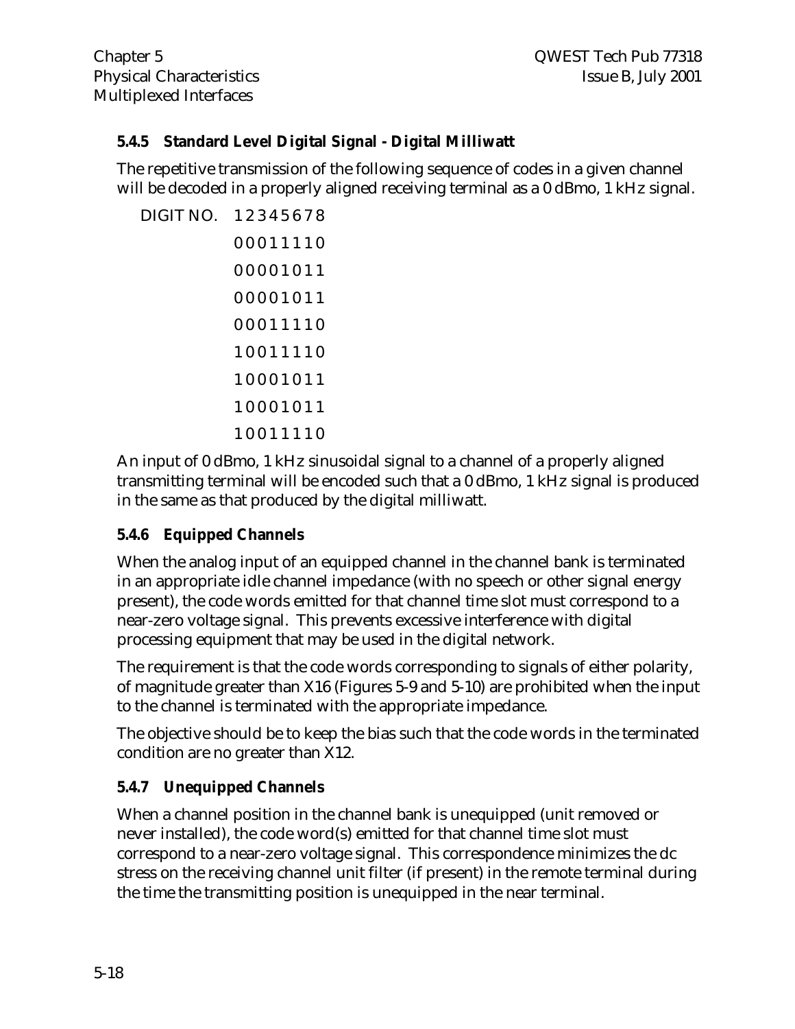### 5.4.5 Standard Level Digital Signal - Digital Milliwatt

The repetitive transmission of the following sequence of codes in a given channel will be decoded in a properly aligned receiving terminal as a 0 dBmo, 1 kHz signal.

```
DIGIT NO.  1 2 3 4 5 6 7 8
           0 0 0 1 1 1 1 0
           0 0 0 0 1 0 1 1
           0 0 0 0 1 0 1 1
           0 0 0 1 1 1 1 0
           1 0 0 1 1 1 1 0
           1 0 0 0 1 0 1 1
           1 0 0 0 1 0 1 1
           1 0 0 1 1 1 1 0
```

An input of 0 dBmo, 1 kHz sinusoidal signal to a channel of a properly aligned transmitting terminal will be encoded such that a 0 dBmo, 1 kHz signal is produced in the same as that produced by the digital milliwatt.

### 5.4.6 Equipped Channels

When the analog input of an equipped channel in the channel bank is terminated in an appropriate idle channel impedance (with no speech or other signal energy present), the code words emitted for that channel time slot must correspond to a near-zero voltage signal. This prevents excessive interference with digital processing equipment that may be used in the digital network.

The requirement is that the code words corresponding to signals of either polarity, of magnitude greater than X16 (Figures 5-9 and 5-10) are prohibited when the input to the channel is terminated with the appropriate impedance.

The objective should be to keep the bias such that the code words in the terminated condition are no greater than X12.

### 5.4.7 Unequipped Channels

When a channel position in the channel bank is unequipped (unit removed or never installed), the code word(s) emitted for that channel time slot must correspond to a near-zero voltage signal. This correspondence minimizes the dc stress on the receiving channel unit filter (if present) in the remote terminal during the time the transmitting position is unequipped in the near terminal.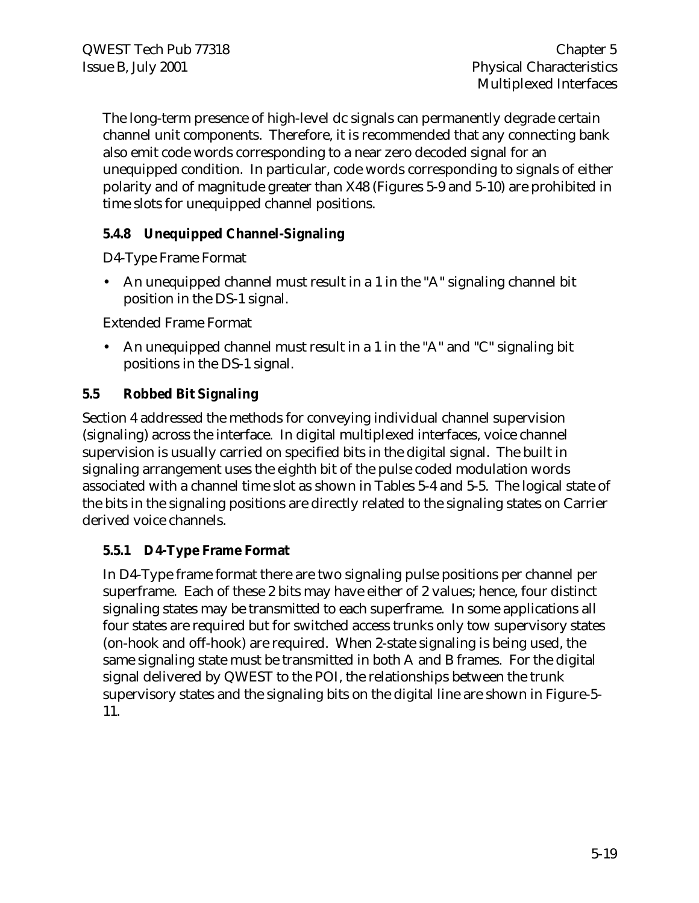The long-term presence of high-level dc signals can permanently degrade certain channel unit components. Therefore, it is recommended that any connecting bank also emit code words corresponding to a near zero decoded signal for an unequipped condition. In particular, code words corresponding to signals of either polarity and of magnitude greater than X48 (Figures 5-9 and 5-10) are prohibited in time slots for unequipped channel positions.

### 5.4.8 Unequipped Channel-Signaling

D4-Type Frame Format

- An unequipped channel must result in a 1 in the "A" signaling channel bit position in the DS-1 signal.

Extended Frame Format

- An unequipped channel must result in a 1 in the "A" and "C" signaling bit positions in the DS-1 signal.

## 5.5 Robbed Bit Signaling

Section 4 addressed the methods for conveying individual channel supervision (signaling) across the interface. In digital multiplexed interfaces, voice channel supervision is usually carried on specified bits in the digital signal. The built in signaling arrangement uses the eighth bit of the pulse coded modulation words associated with a channel time slot as shown in Tables 5-4 and 5-5. The logical state of the bits in the signaling positions are directly related to the signaling states on Carrier derived voice channels.

### 5.5.1 D4-Type Frame Format

In D4-Type frame format there are two signaling pulse positions per channel per superframe. Each of these 2 bits may have either of 2 values; hence, four distinct signaling states may be transmitted to each superframe. In some applications all four states are required but for switched access trunks only tow supervisory states (on-hook and off-hook) are required. When 2-state signaling is being used, the same signaling state must be transmitted in both A and B frames. For the digital signal delivered by QWEST to the POI, the relationships between the trunk supervisory states and the signaling bits on the digital line are shown in Figure-5-11.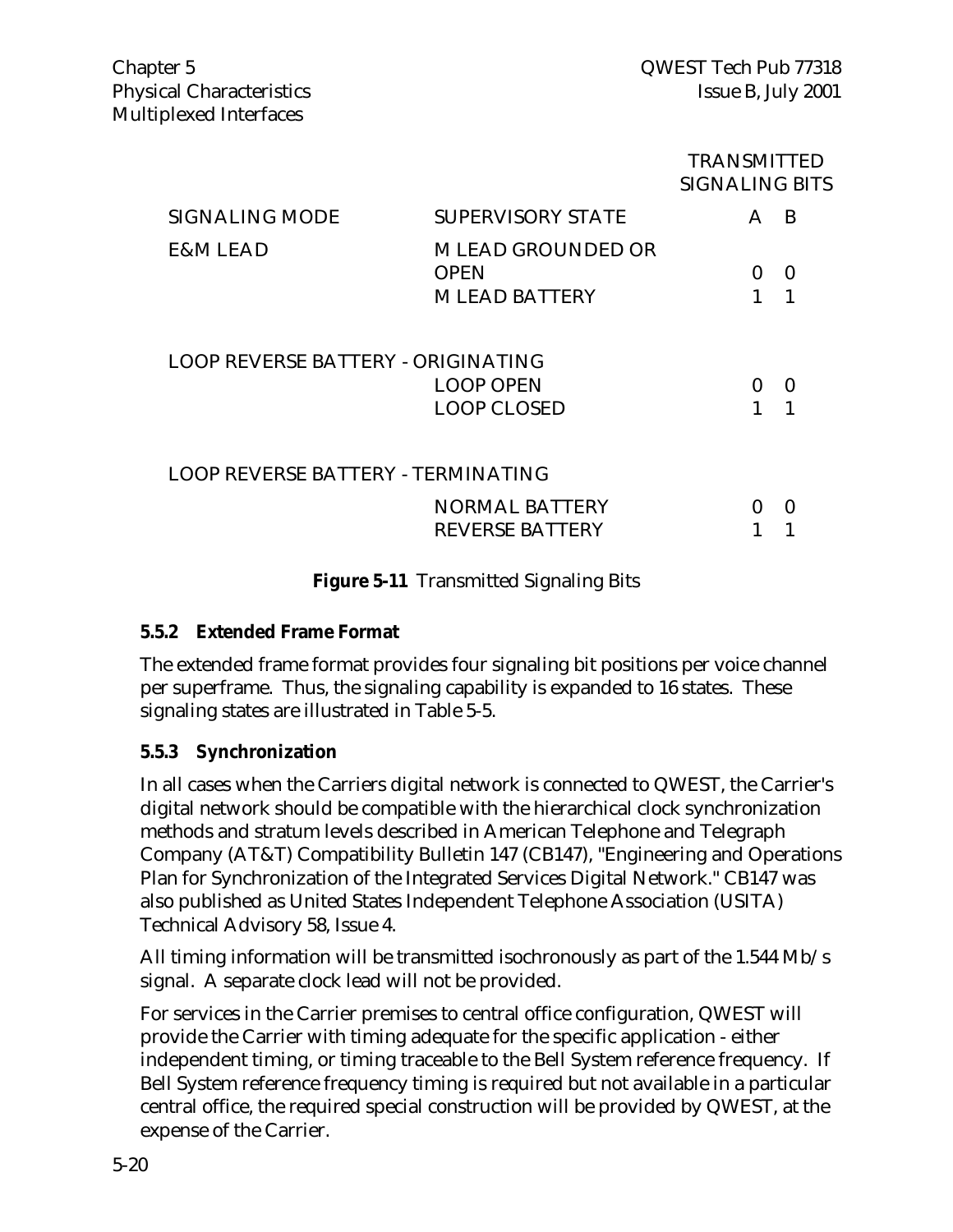| SIGNALING MODE | SUPERVISORY STATE | TRANSMITTED SIGNALING BITS A | B |
|---|---|---|---|
| E&M LEAD | M LEAD GROUNDED OR OPEN | 0 | 0 |
| | M LEAD BATTERY | 1 | 1 |
| LOOP REVERSE BATTERY - ORIGINATING | | | |
| | LOOP OPEN | 0 | 0 |
| | LOOP CLOSED | 1 | 1 |
| LOOP REVERSE BATTERY - TERMINATING | | | |
| | NORMAL BATTERY | 0 | 0 |
| | REVERSE BATTERY | 1 | 1 |

**Figure 5-11** Transmitted Signaling Bits

### 5.5.2 Extended Frame Format

The extended frame format provides four signaling bit positions per voice channel per superframe. Thus, the signaling capability is expanded to 16 states. These signaling states are illustrated in Table 5-5.

### 5.5.3 Synchronization

In all cases when the Carriers digital network is connected to QWEST, the Carrier's digital network should be compatible with the hierarchical clock synchronization methods and stratum levels described in American Telephone and Telegraph Company (AT&T) Compatibility Bulletin 147 (CB147), "Engineering and Operations Plan for Synchronization of the Integrated Services Digital Network." CB147 was also published as United States Independent Telephone Association (USITA) Technical Advisory 58, Issue 4.

All timing information will be transmitted isochronously as part of the 1.544 Mb/s signal. A separate clock lead will not be provided.

For services in the Carrier premises to central office configuration, QWEST will provide the Carrier with timing adequate for the specific application - either independent timing, or timing traceable to the Bell System reference frequency. If Bell System reference frequency timing is required but not available in a particular central office, the required special construction will be provided by QWEST, at the expense of the Carrier.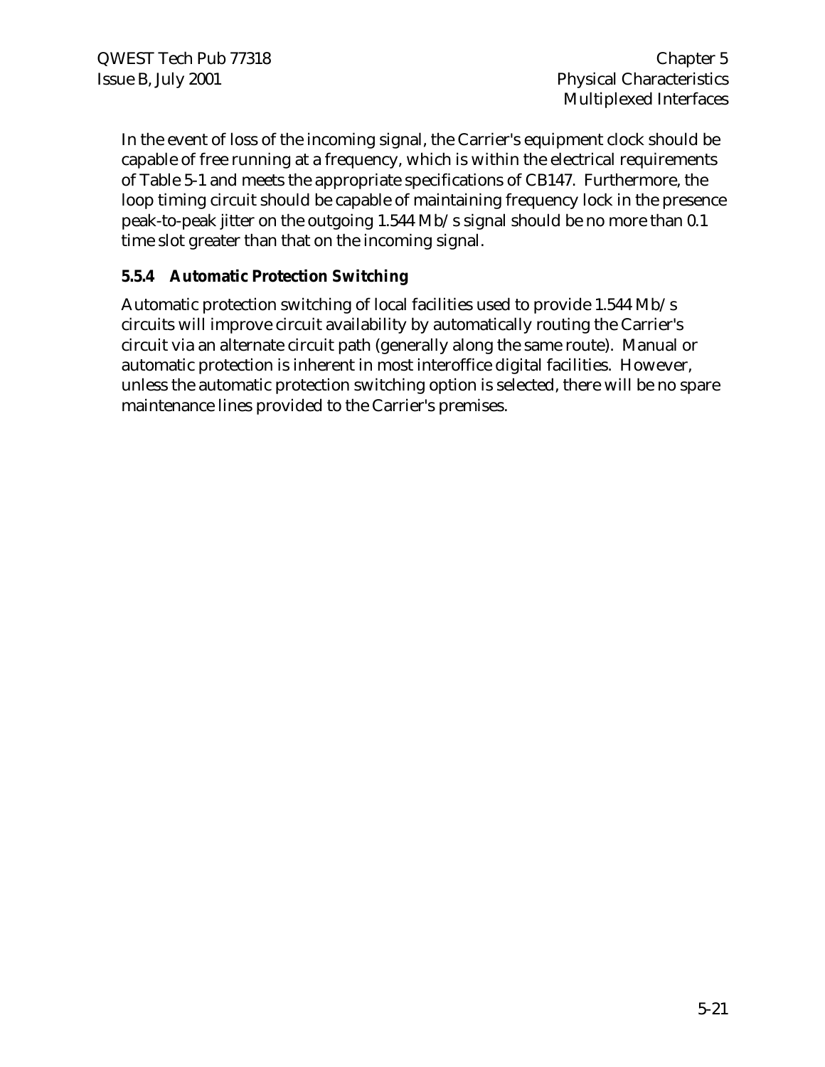In the event of loss of the incoming signal, the Carrier's equipment clock should be capable of free running at a frequency, which is within the electrical requirements of Table 5-1 and meets the appropriate specifications of CB147. Furthermore, the loop timing circuit should be capable of maintaining frequency lock in the presence peak-to-peak jitter on the outgoing 1.544 Mb/s signal should be no more than 0.1 time slot greater than that on the incoming signal.

### 5.5.4 Automatic Protection Switching

Automatic protection switching of local facilities used to provide 1.544 Mb/s circuits will improve circuit availability by automatically routing the Carrier's circuit via an alternate circuit path (generally along the same route). Manual or automatic protection is inherent in most interoffice digital facilities. However, unless the automatic protection switching option is selected, there will be no spare maintenance lines provided to the Carrier's premises.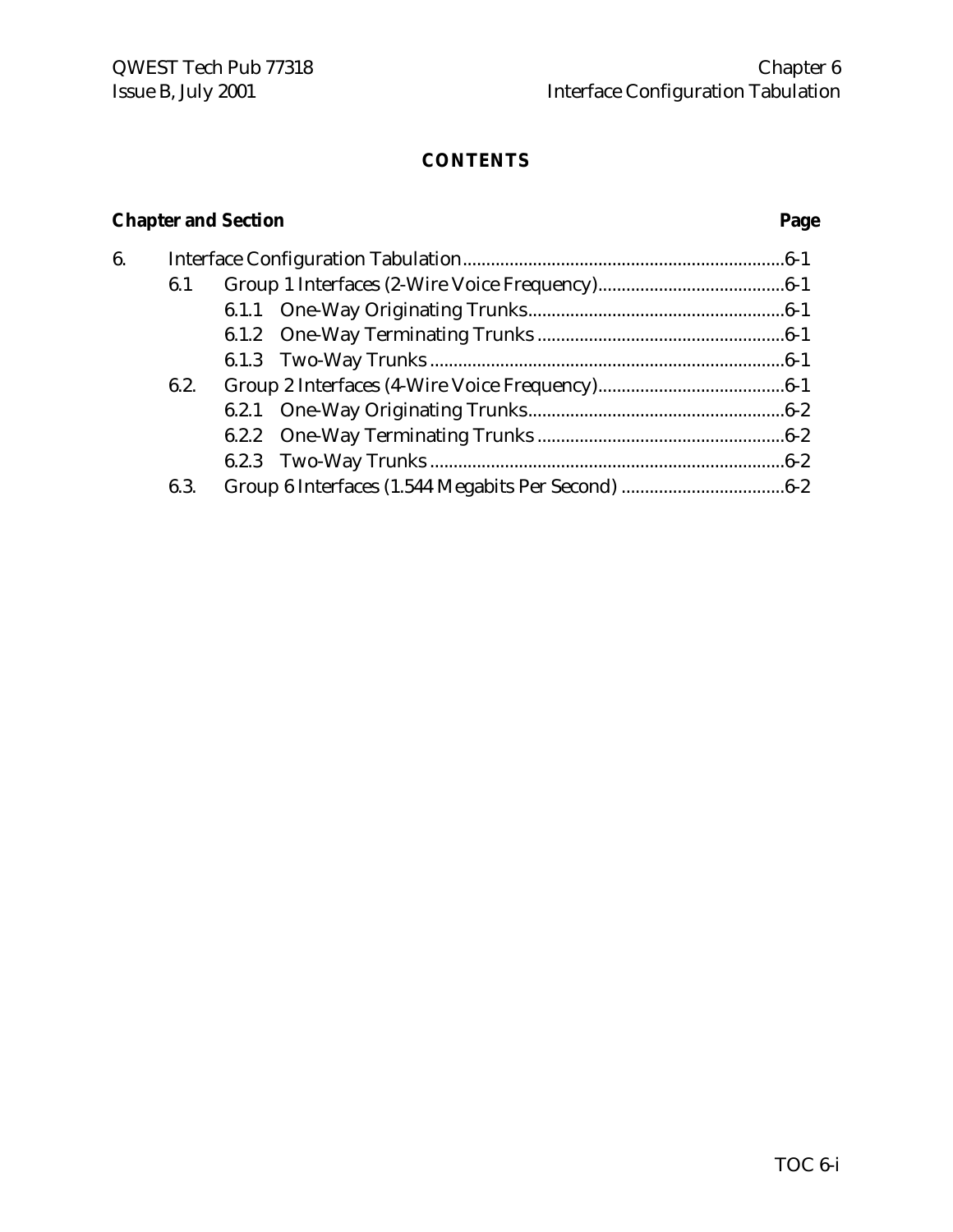**CONTENTS**

| Chapter and Section | | | Page |
|---|---|---|---|
| 6. | Interface Configuration Tabulation | | 6-1 |
| | 6.1 | Group 1 Interfaces (2-Wire Voice Frequency) | 6-1 |
| | | 6.1.1 One-Way Originating Trunks | 6-1 |
| | | 6.1.2 One-Way Terminating Trunks | 6-1 |
| | | 6.1.3 Two-Way Trunks | 6-1 |
| | 6.2. | Group 2 Interfaces (4-Wire Voice Frequency) | 6-1 |
| | | 6.2.1 One-Way Originating Trunks | 6-2 |
| | | 6.2.2 One-Way Terminating Trunks | 6-2 |
| | | 6.2.3 Two-Way Trunks | 6-2 |
| | 6.3. | Group 6 Interfaces (1.544 Megabits Per Second) | 6-2 |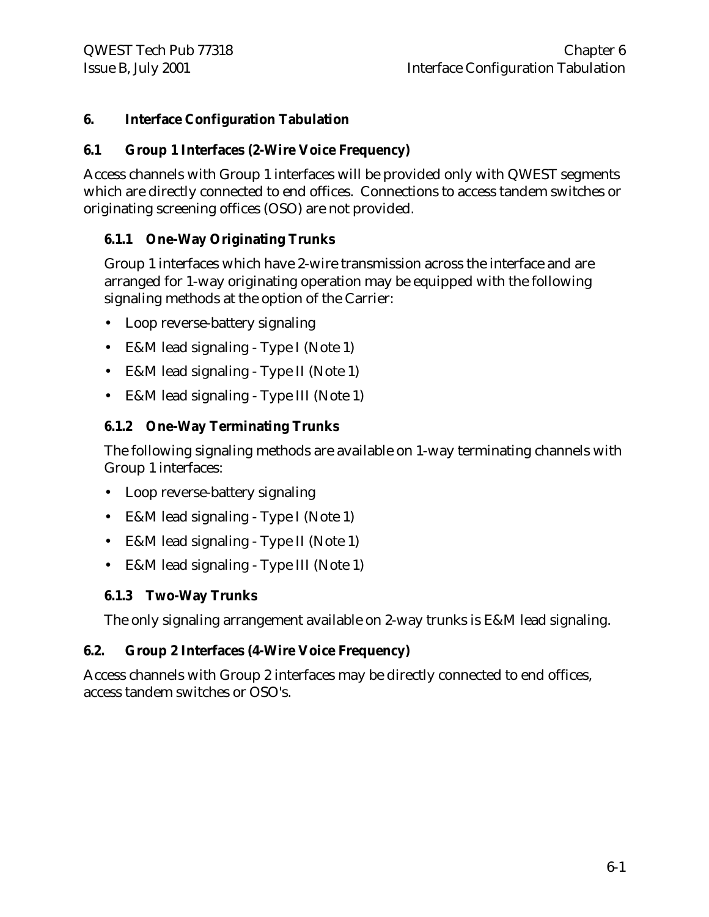# 6. Interface Configuration Tabulation

## 6.1 Group 1 Interfaces (2-Wire Voice Frequency)

Access channels with Group 1 interfaces will be provided only with QWEST segments which are directly connected to end offices. Connections to access tandem switches or originating screening offices (OSO) are not provided.

### 6.1.1 One-Way Originating Trunks

Group 1 interfaces which have 2-wire transmission across the interface and are arranged for 1-way originating operation may be equipped with the following signaling methods at the option of the Carrier:

- Loop reverse-battery signaling
- E&M lead signaling - Type I (Note 1)
- E&M lead signaling - Type II (Note 1)
- E&M lead signaling - Type III (Note 1)

### 6.1.2 One-Way Terminating Trunks

The following signaling methods are available on 1-way terminating channels with Group 1 interfaces:

- Loop reverse-battery signaling
- E&M lead signaling - Type I (Note 1)
- E&M lead signaling - Type II (Note 1)
- E&M lead signaling - Type III (Note 1)

### 6.1.3 Two-Way Trunks

The only signaling arrangement available on 2-way trunks is E&M lead signaling.

## 6.2. Group 2 Interfaces (4-Wire Voice Frequency)

Access channels with Group 2 interfaces may be directly connected to end offices, access tandem switches or OSO's.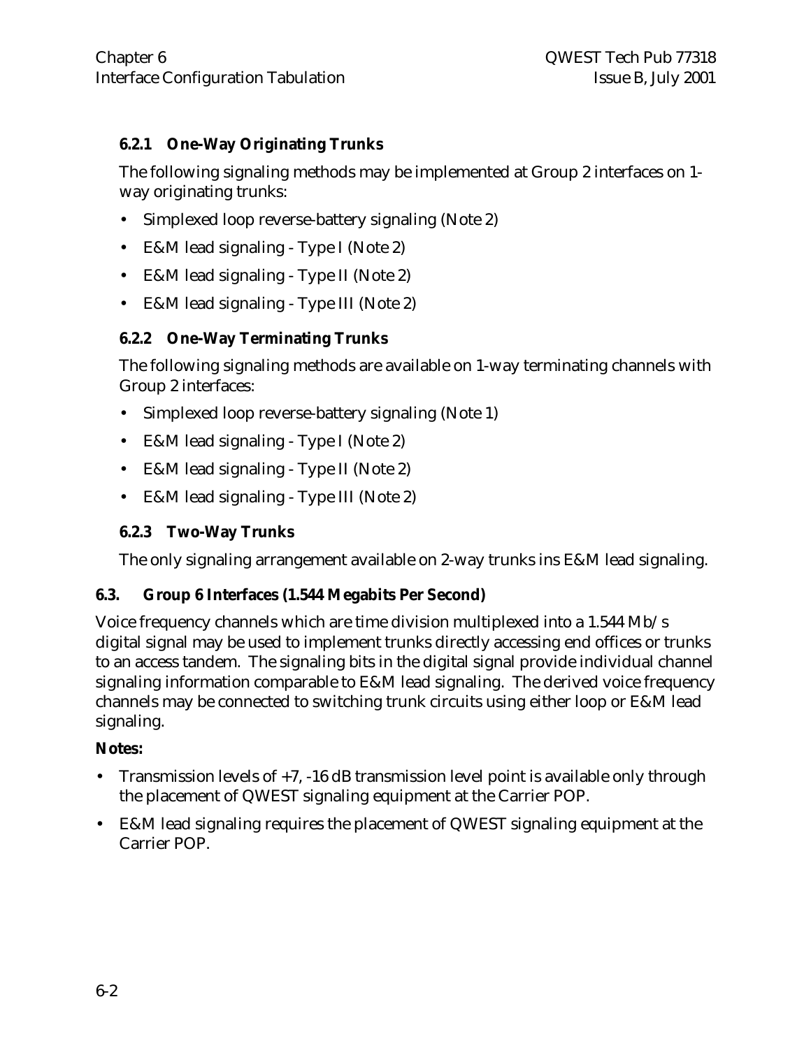### 6.2.1 One-Way Originating Trunks

The following signaling methods may be implemented at Group 2 interfaces on 1-way originating trunks:

- Simplexed loop reverse-battery signaling (Note 2)
- E&M lead signaling - Type I (Note 2)
- E&M lead signaling - Type II (Note 2)
- E&M lead signaling - Type III (Note 2)

### 6.2.2 One-Way Terminating Trunks

The following signaling methods are available on 1-way terminating channels with Group 2 interfaces:

- Simplexed loop reverse-battery signaling (Note 1)
- E&M lead signaling - Type I (Note 2)
- E&M lead signaling - Type II (Note 2)
- E&M lead signaling - Type III (Note 2)

### 6.2.3 Two-Way Trunks

The only signaling arrangement available on 2-way trunks ins E&M lead signaling.

## 6.3. Group 6 Interfaces (1.544 Megabits Per Second)

Voice frequency channels which are time division multiplexed into a 1.544 Mb/s digital signal may be used to implement trunks directly accessing end offices or trunks to an access tandem. The signaling bits in the digital signal provide individual channel signaling information comparable to E&M lead signaling. The derived voice frequency channels may be connected to switching trunk circuits using either loop or E&M lead signaling.

**Notes:**

- Transmission levels of +7, -16 dB transmission level point is available only through the placement of QWEST signaling equipment at the Carrier POP.
- E&M lead signaling requires the placement of QWEST signaling equipment at the Carrier POP.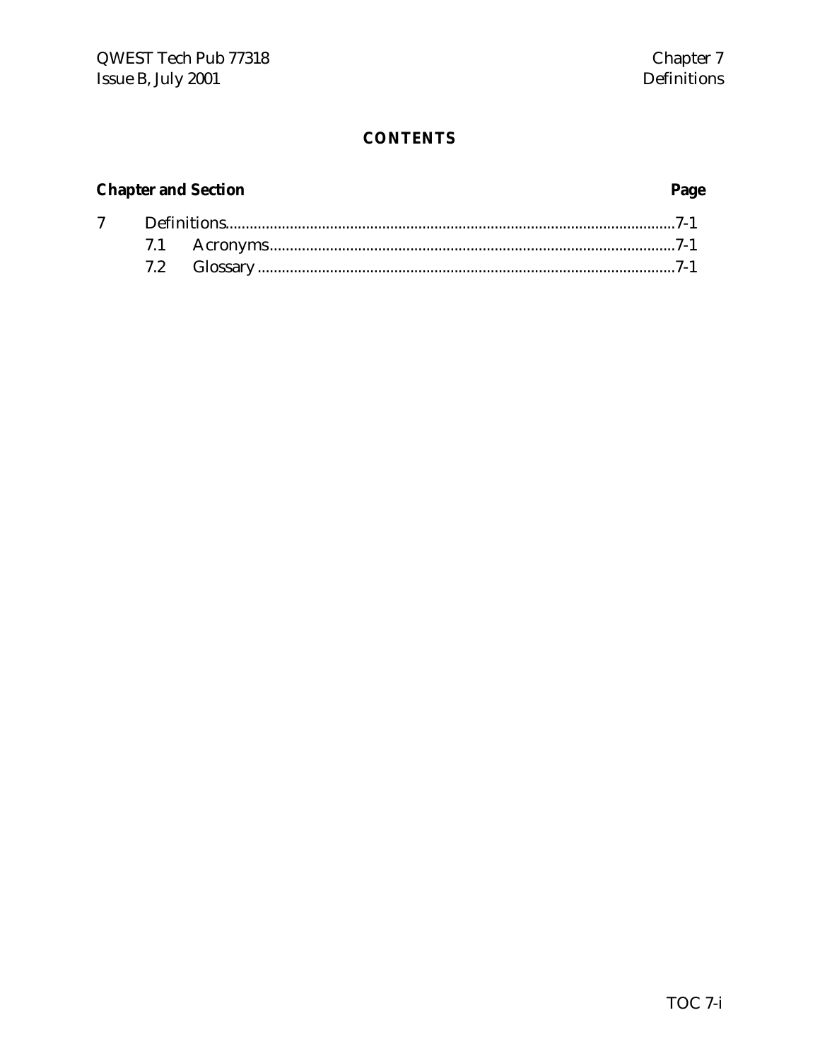# CONTENTS

| Chapter and Section | | | Page |
| --- | --- | --- | --- |
| 7 | Definitions | | 7-1 |
| | 7.1 | Acronyms | 7-1 |
| | 7.2 | Glossary | 7-1 |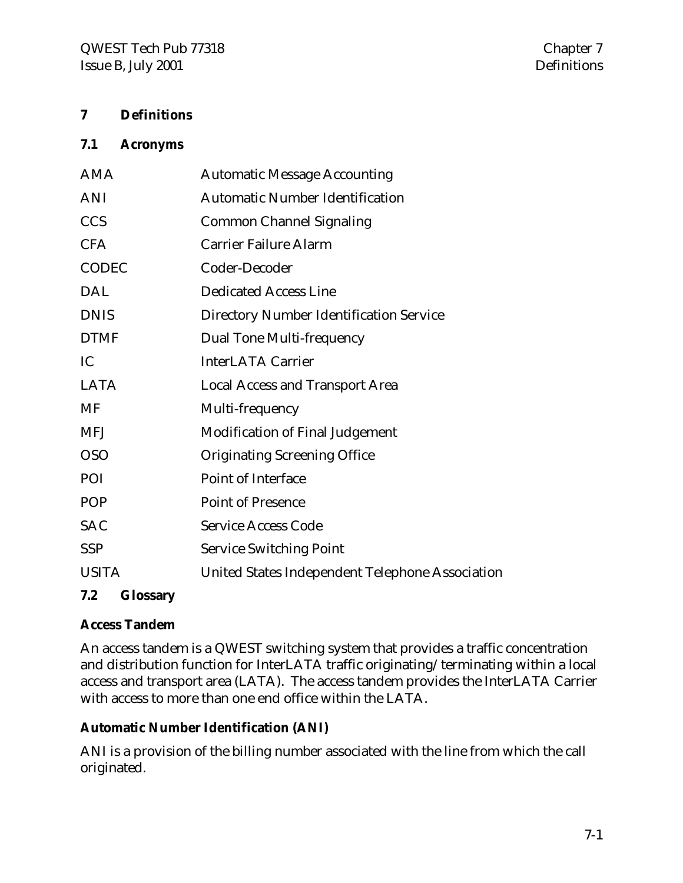# 7 Definitions

## 7.1 Acronyms

| | |
|---|---|
| AMA | Automatic Message Accounting |
| ANI | Automatic Number Identification |
| CCS | Common Channel Signaling |
| CFA | Carrier Failure Alarm |
| CODEC | Coder-Decoder |
| DAL | Dedicated Access Line |
| DNIS | Directory Number Identification Service |
| DTMF | Dual Tone Multi-frequency |
| IC | InterLATA Carrier |
| LATA | Local Access and Transport Area |
| MF | Multi-frequency |
| MFJ | Modification of Final Judgement |
| OSO | Originating Screening Office |
| POI | Point of Interface |
| POP | Point of Presence |
| SAC | Service Access Code |
| SSP | Service Switching Point |
| USITA | United States Independent Telephone Association |

## 7.2 Glossary

**Access Tandem**

An access tandem is a QWEST switching system that provides a traffic concentration and distribution function for InterLATA traffic originating/terminating within a local access and transport area (LATA). The access tandem provides the InterLATA Carrier with access to more than one end office within the LATA.

**Automatic Number Identification (ANI)**

ANI is a provision of the billing number associated with the line from which the call originated.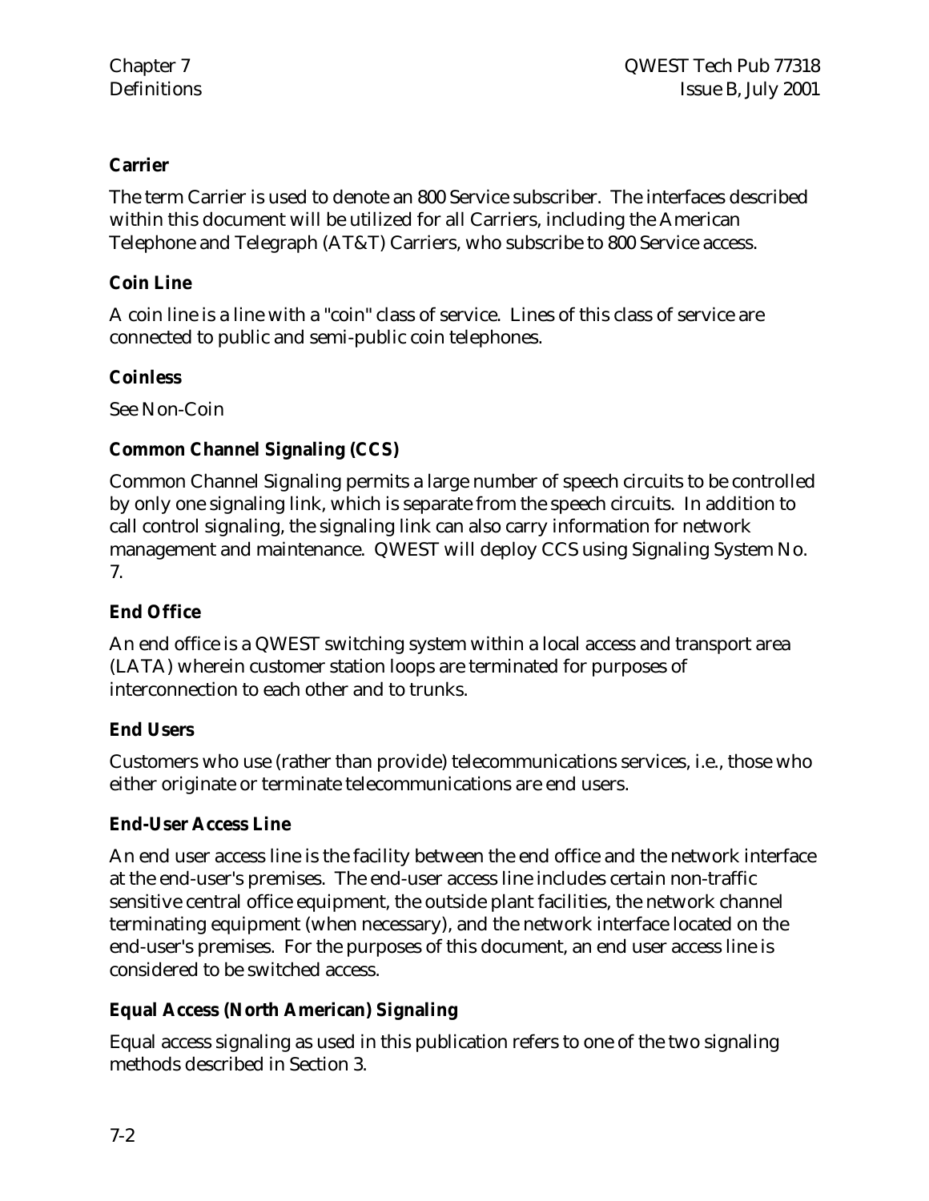**Carrier**

The term Carrier is used to denote an 800 Service subscriber. The interfaces described within this document will be utilized for all Carriers, including the American Telephone and Telegraph (AT&T) Carriers, who subscribe to 800 Service access.

**Coin Line**

A coin line is a line with a "coin" class of service. Lines of this class of service are connected to public and semi-public coin telephones.

**Coinless**

See Non-Coin

**Common Channel Signaling (CCS)**

Common Channel Signaling permits a large number of speech circuits to be controlled by only one signaling link, which is separate from the speech circuits. In addition to call control signaling, the signaling link can also carry information for network management and maintenance. QWEST will deploy CCS using Signaling System No. 7.

**End Office**

An end office is a QWEST switching system within a local access and transport area (LATA) wherein customer station loops are terminated for purposes of interconnection to each other and to trunks.

**End Users**

Customers who use (rather than provide) telecommunications services, i.e., those who either originate or terminate telecommunications are end users.

**End-User Access Line**

An end user access line is the facility between the end office and the network interface at the end-user's premises. The end-user access line includes certain non-traffic sensitive central office equipment, the outside plant facilities, the network channel terminating equipment (when necessary), and the network interface located on the end-user's premises. For the purposes of this document, an end user access line is considered to be switched access.

**Equal Access (North American) Signaling**

Equal access signaling as used in this publication refers to one of the two signaling methods described in Section 3.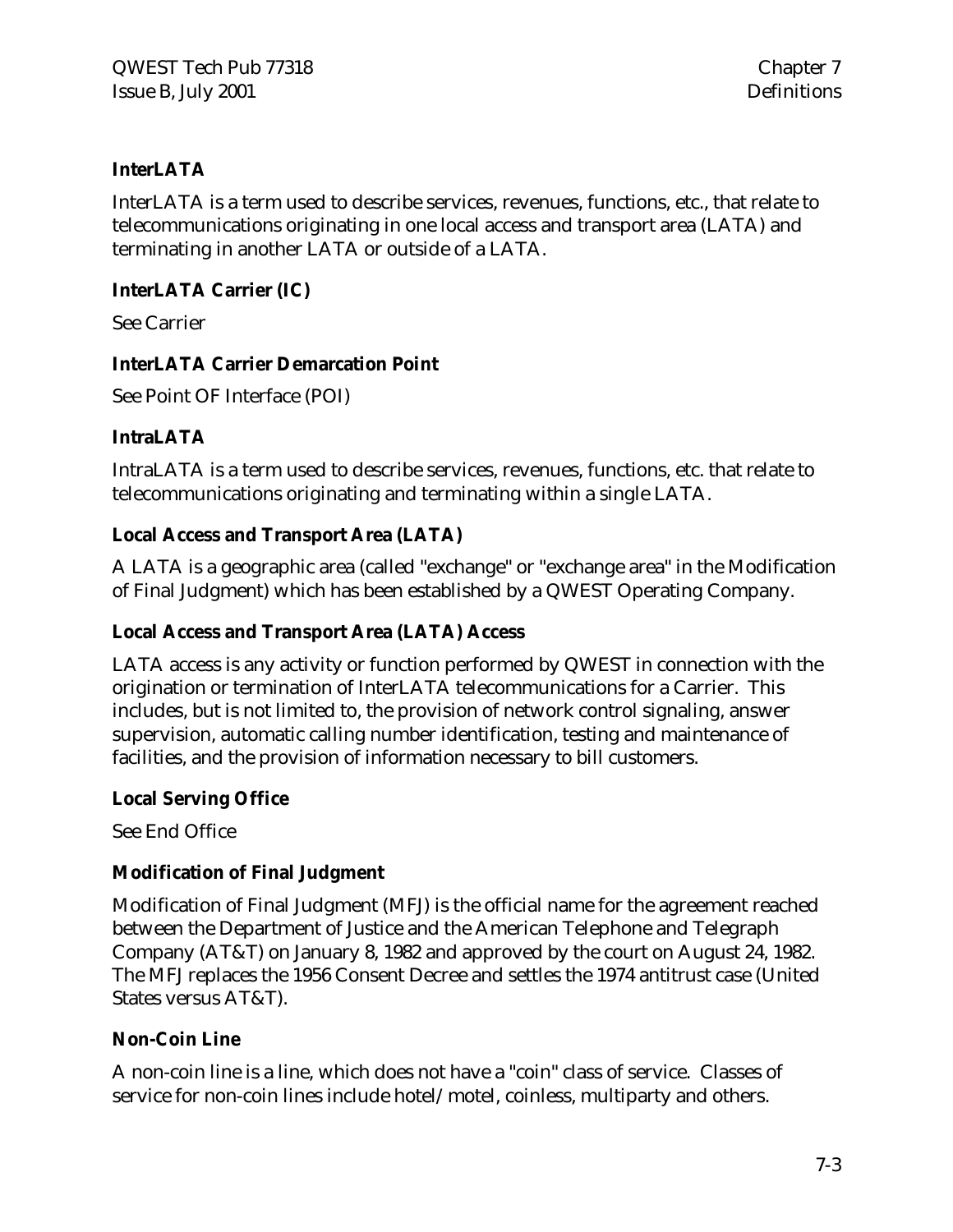**InterLATA**

InterLATA is a term used to describe services, revenues, functions, etc., that relate to telecommunications originating in one local access and transport area (LATA) and terminating in another LATA or outside of a LATA.

**InterLATA Carrier (IC)**

See Carrier

**InterLATA Carrier Demarcation Point**

See Point OF Interface (POI)

**IntraLATA**

IntraLATA is a term used to describe services, revenues, functions, etc. that relate to telecommunications originating and terminating within a single LATA.

**Local Access and Transport Area (LATA)**

A LATA is a geographic area (called "exchange" or "exchange area" in the Modification of Final Judgment) which has been established by a QWEST Operating Company.

**Local Access and Transport Area (LATA) Access**

LATA access is any activity or function performed by QWEST in connection with the origination or termination of InterLATA telecommunications for a Carrier. This includes, but is not limited to, the provision of network control signaling, answer supervision, automatic calling number identification, testing and maintenance of facilities, and the provision of information necessary to bill customers.

**Local Serving Office**

See End Office

**Modification of Final Judgment**

Modification of Final Judgment (MFJ) is the official name for the agreement reached between the Department of Justice and the American Telephone and Telegraph Company (AT&T) on January 8, 1982 and approved by the court on August 24, 1982. The MFJ replaces the 1956 Consent Decree and settles the 1974 antitrust case (United States versus AT&T).

**Non-Coin Line**

A non-coin line is a line, which does not have a "coin" class of service. Classes of service for non-coin lines include hotel/motel, coinless, multiparty and others.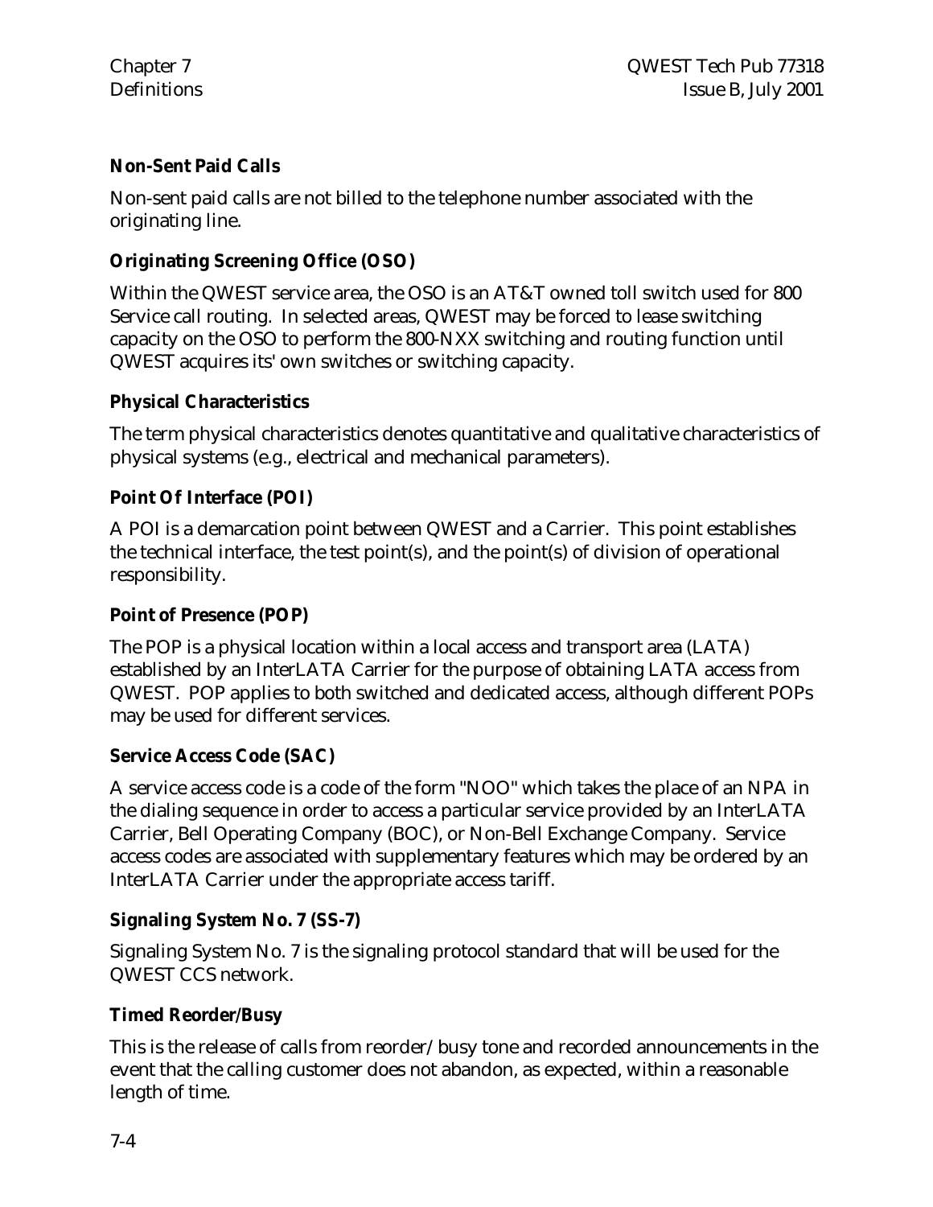**Non-Sent Paid Calls**

Non-sent paid calls are not billed to the telephone number associated with the originating line.

**Originating Screening Office (OSO)**

Within the QWEST service area, the OSO is an AT&T owned toll switch used for 800 Service call routing. In selected areas, QWEST may be forced to lease switching capacity on the OSO to perform the 800-NXX switching and routing function until QWEST acquires its' own switches or switching capacity.

**Physical Characteristics**

The term physical characteristics denotes quantitative and qualitative characteristics of physical systems (e.g., electrical and mechanical parameters).

**Point Of Interface (POI)**

A POI is a demarcation point between QWEST and a Carrier. This point establishes the technical interface, the test point(s), and the point(s) of division of operational responsibility.

**Point of Presence (POP)**

The POP is a physical location within a local access and transport area (LATA) established by an InterLATA Carrier for the purpose of obtaining LATA access from QWEST. POP applies to both switched and dedicated access, although different POPs may be used for different services.

**Service Access Code (SAC)**

A service access code is a code of the form "NOO" which takes the place of an NPA in the dialing sequence in order to access a particular service provided by an InterLATA Carrier, Bell Operating Company (BOC), or Non-Bell Exchange Company. Service access codes are associated with supplementary features which may be ordered by an InterLATA Carrier under the appropriate access tariff.

**Signaling System No. 7 (SS-7)**

Signaling System No. 7 is the signaling protocol standard that will be used for the QWEST CCS network.

**Timed Reorder/Busy**

This is the release of calls from reorder/ busy tone and recorded announcements in the event that the calling customer does not abandon, as expected, within a reasonable length of time.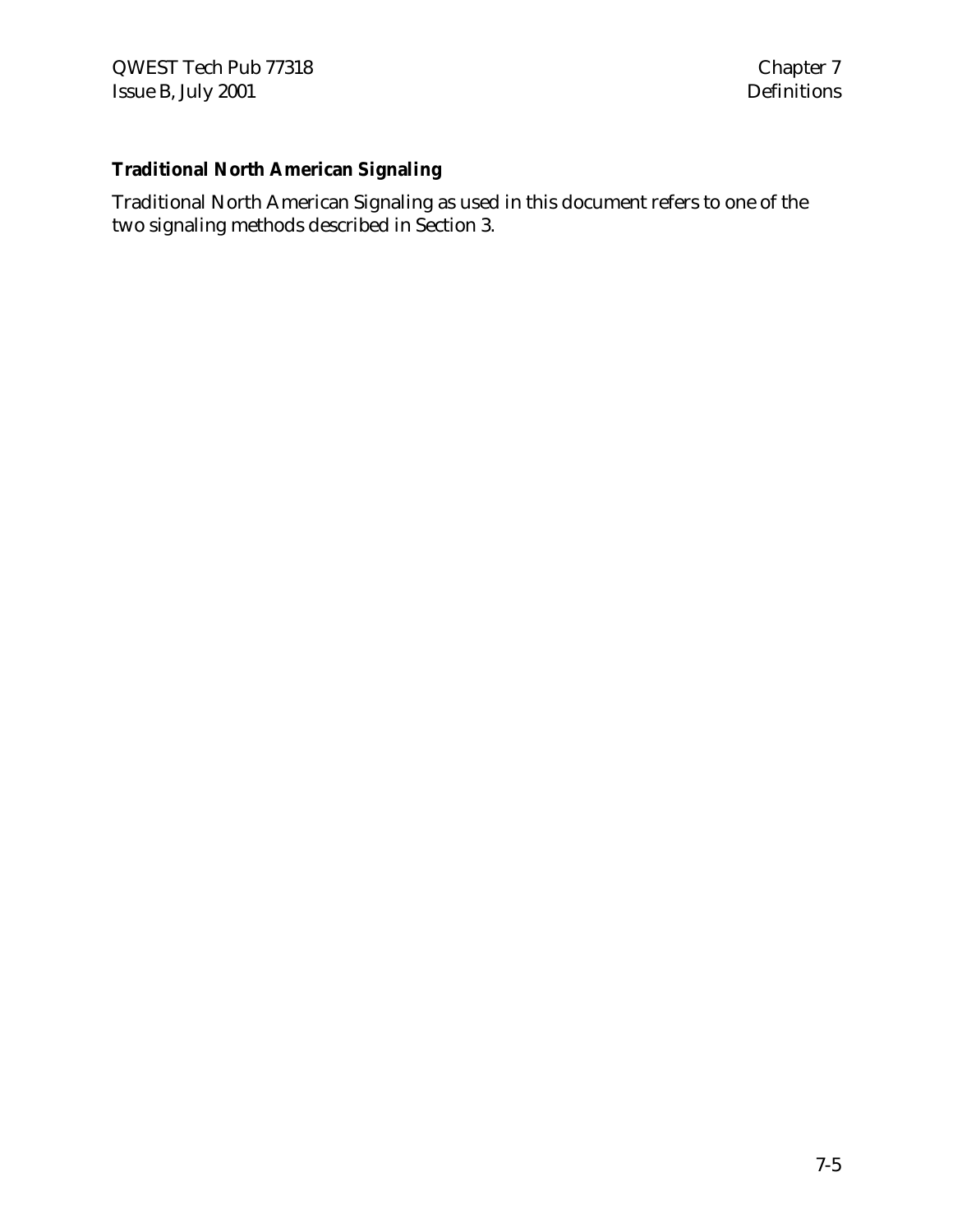**Traditional North American Signaling**

Traditional North American Signaling as used in this document refers to one of the two signaling methods described in Section 3.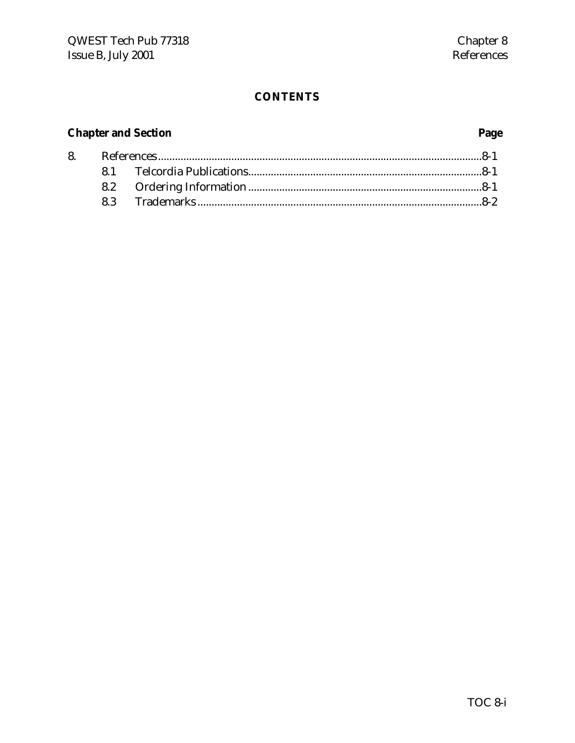## CONTENTS

| Chapter and Section | | Page |
|---|---|---|
| 8. | References | 8-1 |
| 8.1 | Telcordia Publications | 8-1 |
| 8.2 | Ordering Information | 8-1 |
| 8.3 | Trademarks | 8-2 |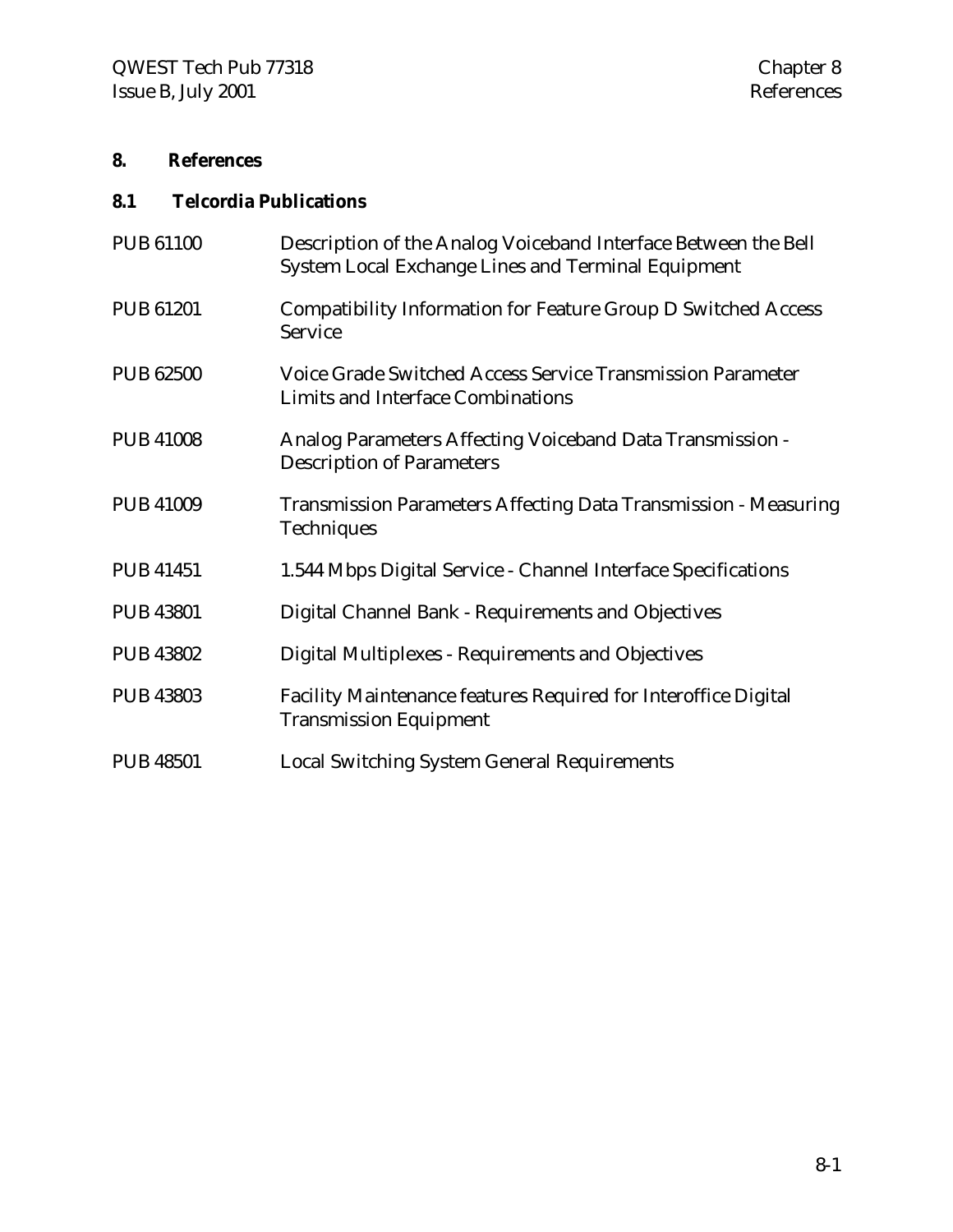# 8. References

## 8.1 Telcordia Publications

| | |
|---|---|
| PUB 61100 | Description of the Analog Voiceband Interface Between the Bell System Local Exchange Lines and Terminal Equipment |
| PUB 61201 | Compatibility Information for Feature Group D Switched Access Service |
| PUB 62500 | Voice Grade Switched Access Service Transmission Parameter Limits and Interface Combinations |
| PUB 41008 | Analog Parameters Affecting Voiceband Data Transmission - Description of Parameters |
| PUB 41009 | Transmission Parameters Affecting Data Transmission - Measuring Techniques |
| PUB 41451 | 1.544 Mbps Digital Service - Channel Interface Specifications |
| PUB 43801 | Digital Channel Bank - Requirements and Objectives |
| PUB 43802 | Digital Multiplexes - Requirements and Objectives |
| PUB 43803 | Facility Maintenance features Required for Interoffice Digital Transmission Equipment |
| PUB 48501 | Local Switching System General Requirements |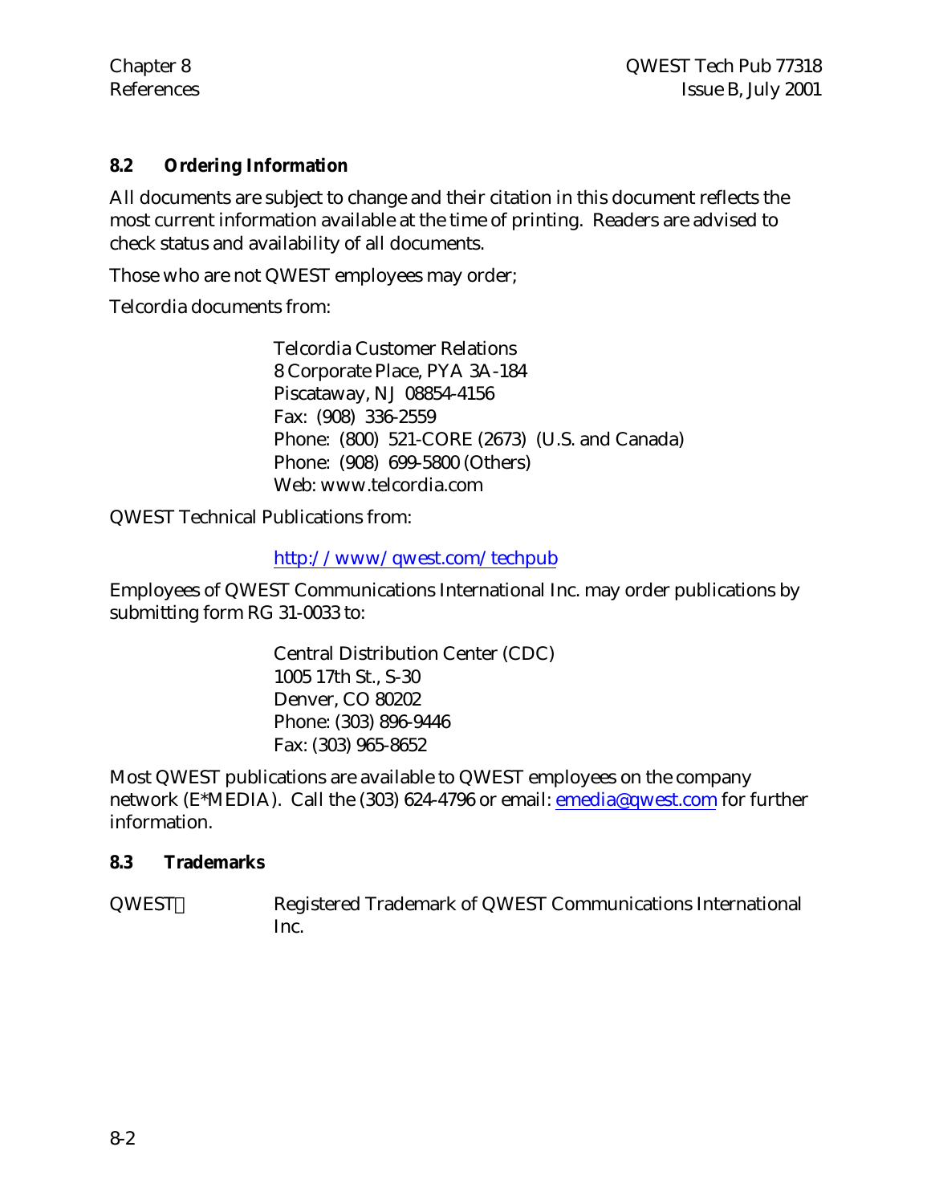## 8.2 Ordering Information

All documents are subject to change and their citation in this document reflects the most current information available at the time of printing. Readers are advised to check status and availability of all documents.

Those who are not QWEST employees may order;

Telcordia documents from:

> Telcordia Customer Relations
> 8 Corporate Place, PYA 3A-184
> Piscataway, NJ 08854-4156
> Fax: (908) 336-2559
> Phone: (800) 521-CORE (2673) (U.S. and Canada)
> Phone: (908) 699-5800 (Others)
> Web: www.telcordia.com

QWEST Technical Publications from:

> http://www/qwest.com/techpub

Employees of QWEST Communications International Inc. may order publications by submitting form RG 31-0033 to:

> Central Distribution Center (CDC)
> 1005 17th St., S-30
> Denver, CO 80202
> Phone: (303) 896-9446
> Fax: (303) 965-8652

Most QWEST publications are available to QWEST employees on the company network (E*MEDIA). Call the (303) 624-4796 or email: emedia@qwest.com for further information.

## 8.3 Trademarks

| | |
|---|---|
| QWEST® | Registered Trademark of QWEST Communications International Inc. |